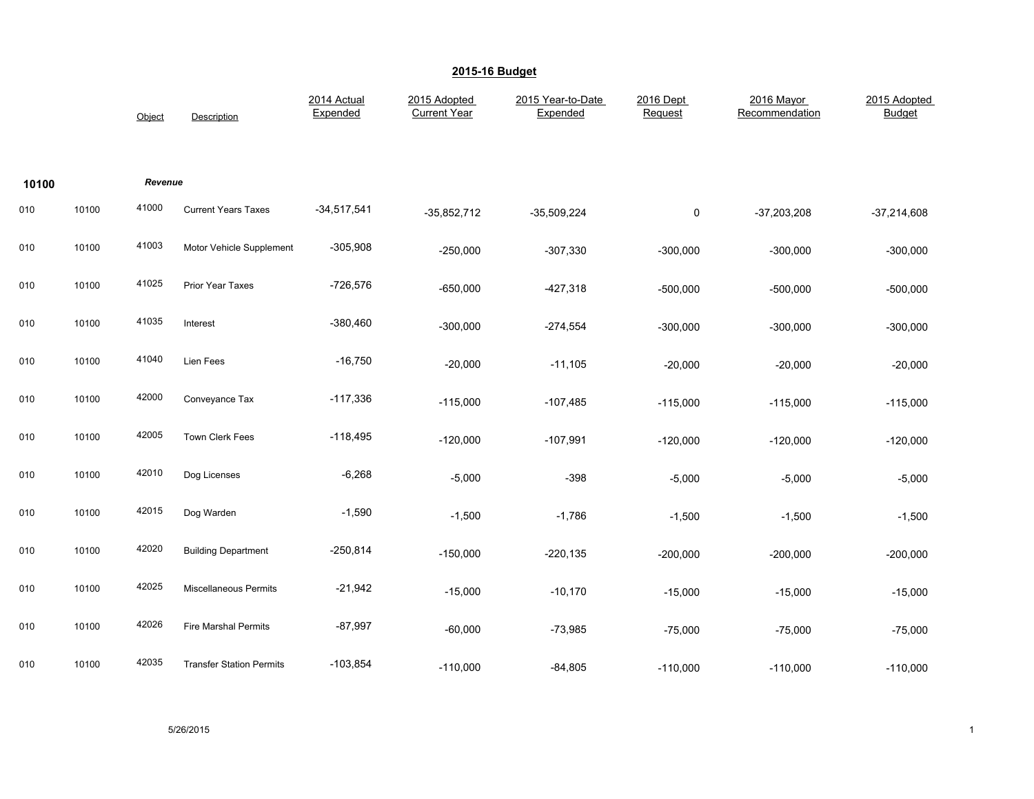# 2015-16 Budget

| | | Object | Description | 2014 Actual Expended | 2015 Adopted Current Year | 2015 Year-to-Date Expended | 2016 Dept Request | 2016 Mayor Recommendation | 2015 Adopted Budget |
|---|---|---|---|---|---|---|---|---|---|
| **10100** | | ***Revenue*** | | | | | | | |
| 010 | 10100 | 41000 | Current Years Taxes | -34,517,541 | -35,852,712 | -35,509,224 | 0 | -37,203,208 | -37,214,608 |
| 010 | 10100 | 41003 | Motor Vehicle Supplement | -305,908 | -250,000 | -307,330 | -300,000 | -300,000 | -300,000 |
| 010 | 10100 | 41025 | Prior Year Taxes | -726,576 | -650,000 | -427,318 | -500,000 | -500,000 | -500,000 |
| 010 | 10100 | 41035 | Interest | -380,460 | -300,000 | -274,554 | -300,000 | -300,000 | -300,000 |
| 010 | 10100 | 41040 | Lien Fees | -16,750 | -20,000 | -11,105 | -20,000 | -20,000 | -20,000 |
| 010 | 10100 | 42000 | Conveyance Tax | -117,336 | -115,000 | -107,485 | -115,000 | -115,000 | -115,000 |
| 010 | 10100 | 42005 | Town Clerk Fees | -118,495 | -120,000 | -107,991 | -120,000 | -120,000 | -120,000 |
| 010 | 10100 | 42010 | Dog Licenses | -6,268 | -5,000 | -398 | -5,000 | -5,000 | -5,000 |
| 010 | 10100 | 42015 | Dog Warden | -1,590 | -1,500 | -1,786 | -1,500 | -1,500 | -1,500 |
| 010 | 10100 | 42020 | Building Department | -250,814 | -150,000 | -220,135 | -200,000 | -200,000 | -200,000 |
| 010 | 10100 | 42025 | Miscellaneous Permits | -21,942 | -15,000 | -10,170 | -15,000 | -15,000 | -15,000 |
| 010 | 10100 | 42026 | Fire Marshal Permits | -87,997 | -60,000 | -73,985 | -75,000 | -75,000 | -75,000 |
| 010 | 10100 | 42035 | Transfer Station Permits | -103,854 | -110,000 | -84,805 | -110,000 | -110,000 | -110,000 |

5/26/2015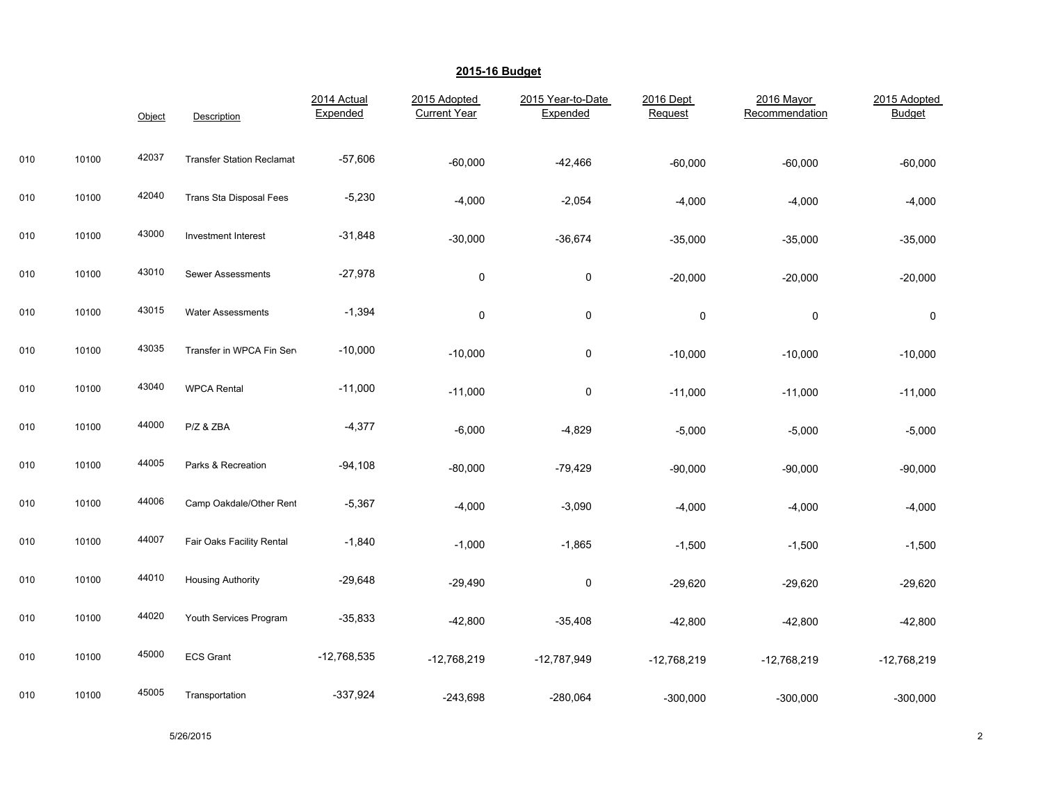## 2015-16 Budget

| | | Object | Description | 2014 Actual Expended | 2015 Adopted Current Year | 2015 Year-to-Date Expended | 2016 Dept Request | 2016 Mayor Recommendation | 2015 Adopted Budget |
|---|---|---|---|---|---|---|---|---|---|
| 010 | 10100 | 42037 | Transfer Station Reclamat | -57,606 | -60,000 | -42,466 | -60,000 | -60,000 | -60,000 |
| 010 | 10100 | 42040 | Trans Sta Disposal Fees | -5,230 | -4,000 | -2,054 | -4,000 | -4,000 | -4,000 |
| 010 | 10100 | 43000 | Investment Interest | -31,848 | -30,000 | -36,674 | -35,000 | -35,000 | -35,000 |
| 010 | 10100 | 43010 | Sewer Assessments | -27,978 | 0 | 0 | -20,000 | -20,000 | -20,000 |
| 010 | 10100 | 43015 | Water Assessments | -1,394 | 0 | 0 | 0 | 0 | 0 |
| 010 | 10100 | 43035 | Transfer in WPCA Fin Serv | -10,000 | -10,000 | 0 | -10,000 | -10,000 | -10,000 |
| 010 | 10100 | 43040 | WPCA Rental | -11,000 | -11,000 | 0 | -11,000 | -11,000 | -11,000 |
| 010 | 10100 | 44000 | P/Z & ZBA | -4,377 | -6,000 | -4,829 | -5,000 | -5,000 | -5,000 |
| 010 | 10100 | 44005 | Parks & Recreation | -94,108 | -80,000 | -79,429 | -90,000 | -90,000 | -90,000 |
| 010 | 10100 | 44006 | Camp Oakdale/Other Rent | -5,367 | -4,000 | -3,090 | -4,000 | -4,000 | -4,000 |
| 010 | 10100 | 44007 | Fair Oaks Facility Rental | -1,840 | -1,000 | -1,865 | -1,500 | -1,500 | -1,500 |
| 010 | 10100 | 44010 | Housing Authority | -29,648 | -29,490 | 0 | -29,620 | -29,620 | -29,620 |
| 010 | 10100 | 44020 | Youth Services Program | -35,833 | -42,800 | -35,408 | -42,800 | -42,800 | -42,800 |
| 010 | 10100 | 45000 | ECS Grant | -12,768,535 | -12,768,219 | -12,787,949 | -12,768,219 | -12,768,219 | -12,768,219 |
| 010 | 10100 | 45005 | Transportation | -337,924 | -243,698 | -280,064 | -300,000 | -300,000 | -300,000 |

5/26/2015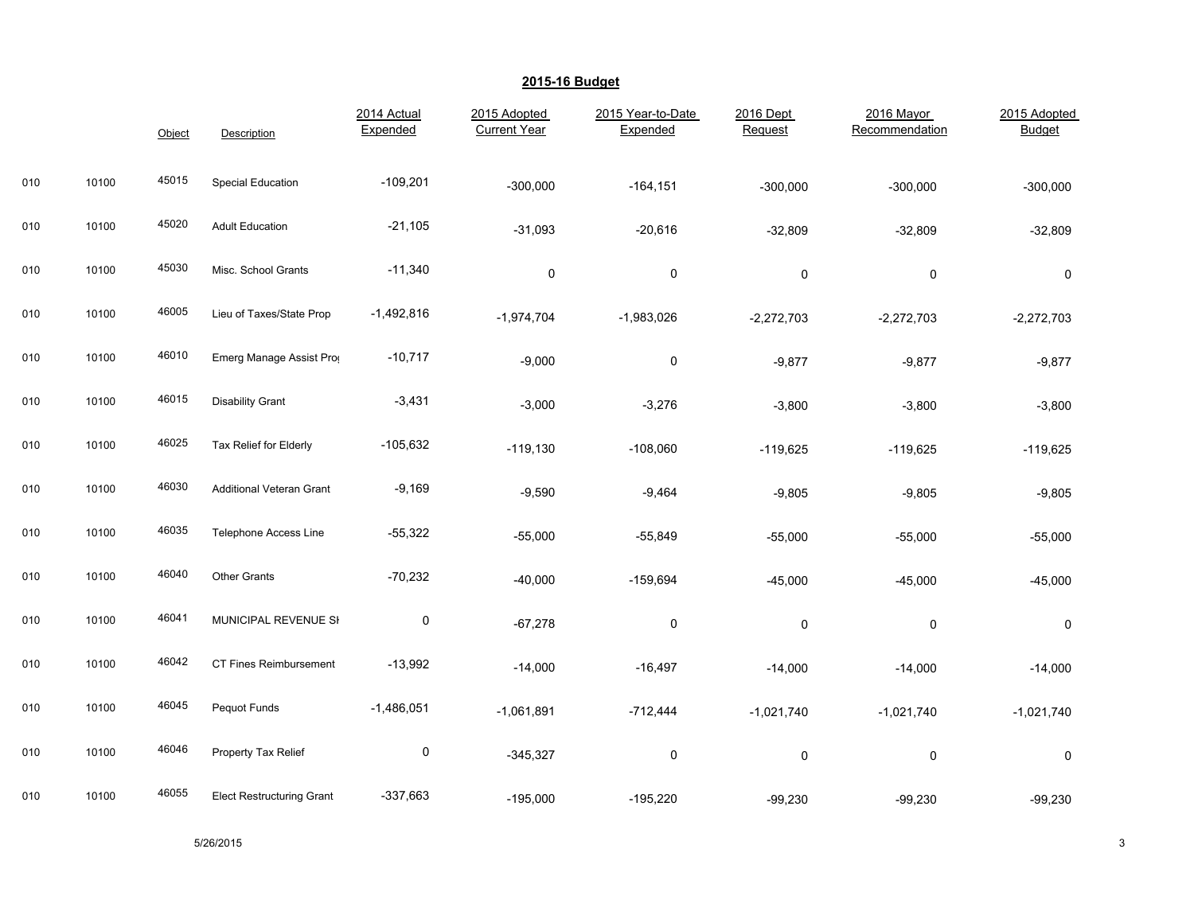## 2015-16 Budget

| | | Object | Description | 2014 Actual Expended | 2015 Adopted Current Year | 2015 Year-to-Date Expended | 2016 Dept Request | 2016 Mayor Recommendation | 2015 Adopted Budget |
|---|---|---|---|---|---|---|---|---|---|
| 010 | 10100 | 45015 | Special Education | -109,201 | -300,000 | -164,151 | -300,000 | -300,000 | -300,000 |
| 010 | 10100 | 45020 | Adult Education | -21,105 | -31,093 | -20,616 | -32,809 | -32,809 | -32,809 |
| 010 | 10100 | 45030 | Misc. School Grants | -11,340 | 0 | 0 | 0 | 0 | 0 |
| 010 | 10100 | 46005 | Lieu of Taxes/State Prop | -1,492,816 | -1,974,704 | -1,983,026 | -2,272,703 | -2,272,703 | -2,272,703 |
| 010 | 10100 | 46010 | Emerg Manage Assist Pro | -10,717 | -9,000 | 0 | -9,877 | -9,877 | -9,877 |
| 010 | 10100 | 46015 | Disability Grant | -3,431 | -3,000 | -3,276 | -3,800 | -3,800 | -3,800 |
| 010 | 10100 | 46025 | Tax Relief for Elderly | -105,632 | -119,130 | -108,060 | -119,625 | -119,625 | -119,625 |
| 010 | 10100 | 46030 | Additional Veteran Grant | -9,169 | -9,590 | -9,464 | -9,805 | -9,805 | -9,805 |
| 010 | 10100 | 46035 | Telephone Access Line | -55,322 | -55,000 | -55,849 | -55,000 | -55,000 | -55,000 |
| 010 | 10100 | 46040 | Other Grants | -70,232 | -40,000 | -159,694 | -45,000 | -45,000 | -45,000 |
| 010 | 10100 | 46041 | MUNICIPAL REVENUE SI | 0 | -67,278 | 0 | 0 | 0 | 0 |
| 010 | 10100 | 46042 | CT Fines Reimbursement | -13,992 | -14,000 | -16,497 | -14,000 | -14,000 | -14,000 |
| 010 | 10100 | 46045 | Pequot Funds | -1,486,051 | -1,061,891 | -712,444 | -1,021,740 | -1,021,740 | -1,021,740 |
| 010 | 10100 | 46046 | Property Tax Relief | 0 | -345,327 | 0 | 0 | 0 | 0 |
| 010 | 10100 | 46055 | Elect Restructuring Grant | -337,663 | -195,000 | -195,220 | -99,230 | -99,230 | -99,230 |

5/26/2015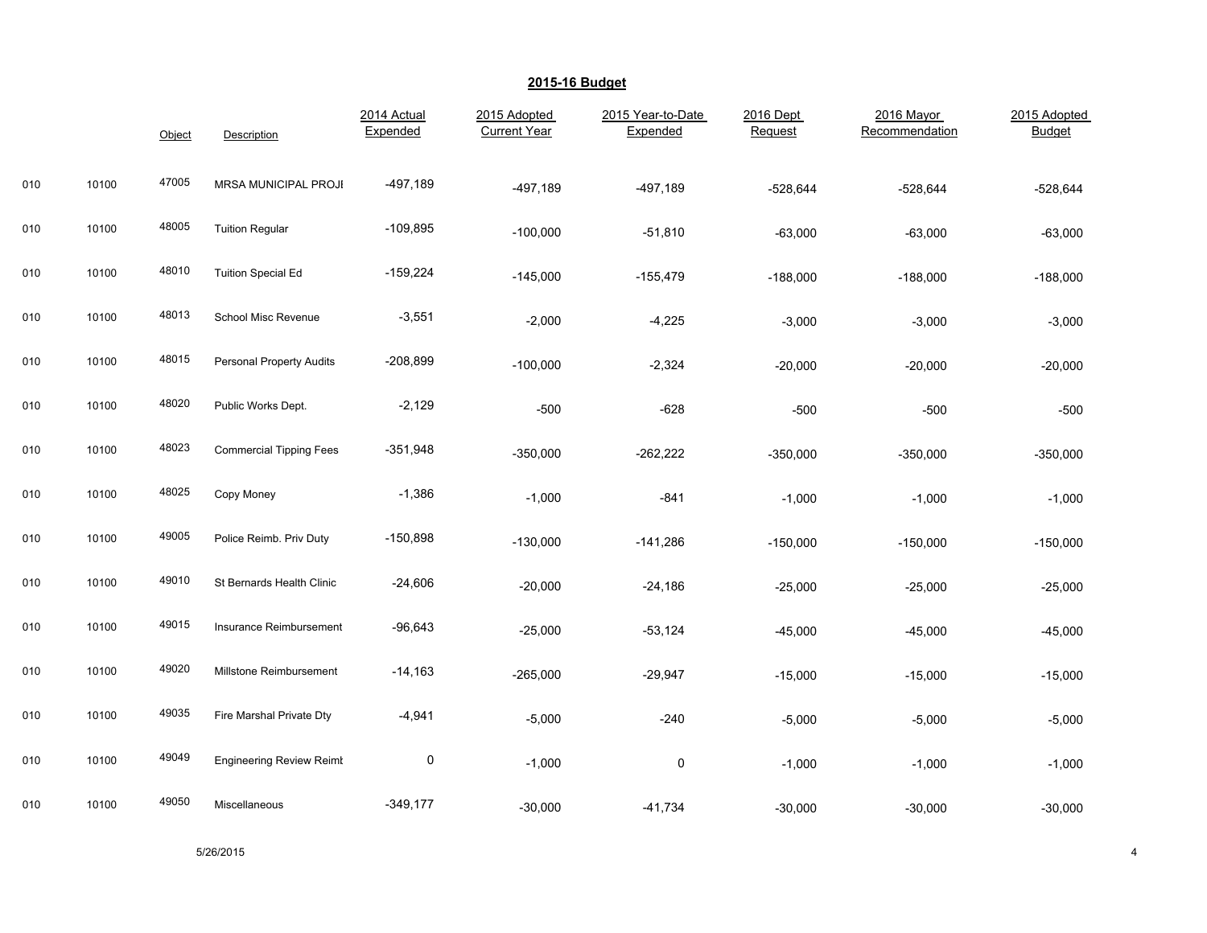## 2015-16 Budget

| | | Object | Description | 2014 Actual Expended | 2015 Adopted Current Year | 2015 Year-to-Date Expended | 2016 Dept Request | 2016 Mayor Recommendation | 2015 Adopted Budget |
|---|---|---|---|---|---|---|---|---|---|
| 010 | 10100 | 47005 | MRSA MUNICIPAL PROJI | -497,189 | -497,189 | -497,189 | -528,644 | -528,644 | -528,644 |
| 010 | 10100 | 48005 | Tuition Regular | -109,895 | -100,000 | -51,810 | -63,000 | -63,000 | -63,000 |
| 010 | 10100 | 48010 | Tuition Special Ed | -159,224 | -145,000 | -155,479 | -188,000 | -188,000 | -188,000 |
| 010 | 10100 | 48013 | School Misc Revenue | -3,551 | -2,000 | -4,225 | -3,000 | -3,000 | -3,000 |
| 010 | 10100 | 48015 | Personal Property Audits | -208,899 | -100,000 | -2,324 | -20,000 | -20,000 | -20,000 |
| 010 | 10100 | 48020 | Public Works Dept. | -2,129 | -500 | -628 | -500 | -500 | -500 |
| 010 | 10100 | 48023 | Commercial Tipping Fees | -351,948 | -350,000 | -262,222 | -350,000 | -350,000 | -350,000 |
| 010 | 10100 | 48025 | Copy Money | -1,386 | -1,000 | -841 | -1,000 | -1,000 | -1,000 |
| 010 | 10100 | 49005 | Police Reimb. Priv Duty | -150,898 | -130,000 | -141,286 | -150,000 | -150,000 | -150,000 |
| 010 | 10100 | 49010 | St Bernards Health Clinic | -24,606 | -20,000 | -24,186 | -25,000 | -25,000 | -25,000 |
| 010 | 10100 | 49015 | Insurance Reimbursement | -96,643 | -25,000 | -53,124 | -45,000 | -45,000 | -45,000 |
| 010 | 10100 | 49020 | Millstone Reimbursement | -14,163 | -265,000 | -29,947 | -15,000 | -15,000 | -15,000 |
| 010 | 10100 | 49035 | Fire Marshal Private Dty | -4,941 | -5,000 | -240 | -5,000 | -5,000 | -5,000 |
| 010 | 10100 | 49049 | Engineering Review Reimt | 0 | -1,000 | 0 | -1,000 | -1,000 | -1,000 |
| 010 | 10100 | 49050 | Miscellaneous | -349,177 | -30,000 | -41,734 | -30,000 | -30,000 | -30,000 |

5/26/2015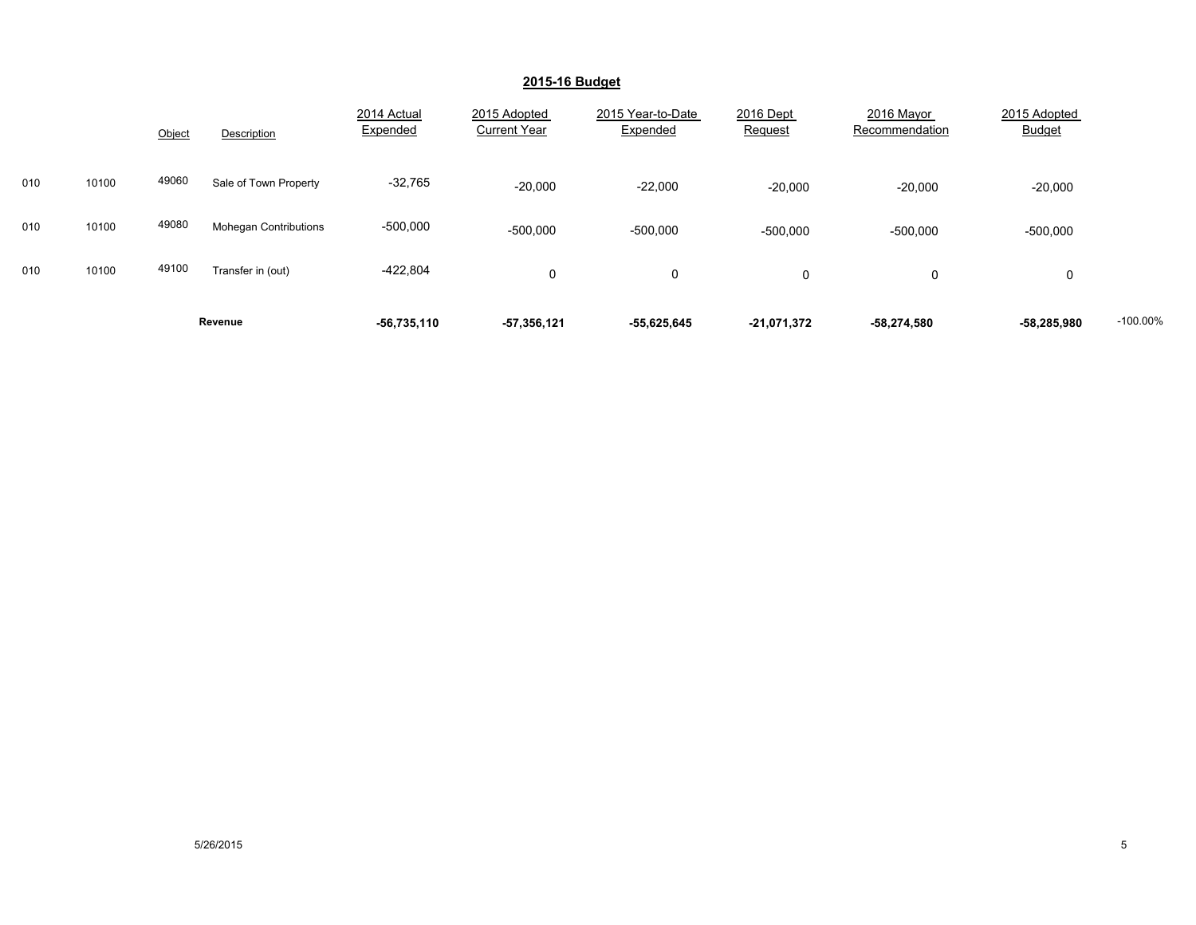## 2015-16 Budget

| | | Object | Description | 2014 Actual Expended | 2015 Adopted Current Year | 2015 Year-to-Date Expended | 2016 Dept Request | 2016 Mayor Recommendation | 2015 Adopted Budget | |
|---|---|---|---|---|---|---|---|---|---|---|
| 010 | 10100 | 49060 | Sale of Town Property | -32,765 | -20,000 | -22,000 | -20,000 | -20,000 | -20,000 | |
| 010 | 10100 | 49080 | Mohegan Contributions | -500,000 | -500,000 | -500,000 | -500,000 | -500,000 | -500,000 | |
| 010 | 10100 | 49100 | Transfer in (out) | -422,804 | 0 | 0 | 0 | 0 | 0 | |
| | | | **Revenue** | **-56,735,110** | **-57,356,121** | **-55,625,645** | **-21,071,372** | **-58,274,580** | **-58,285,980** | -100.00% |

5/26/2015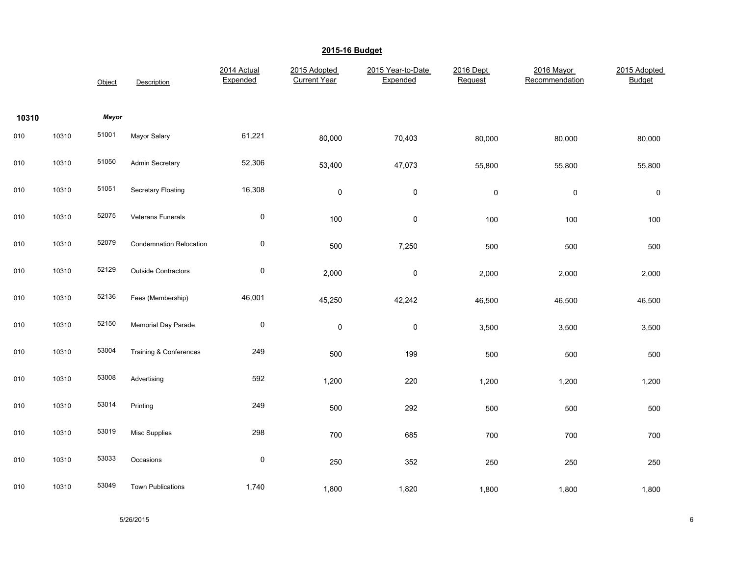## 2015-16 Budget

| | | Object | Description | 2014 Actual Expended | 2015 Adopted Current Year | 2015 Year-to-Date Expended | 2016 Dept Request | 2016 Mayor Recommendation | 2015 Adopted Budget |
|---|---|---|---|---|---|---|---|---|---|
| **10310** | | ***Mayor*** | | | | | | | |
| 010 | 10310 | 51001 | Mayor Salary | 61,221 | 80,000 | 70,403 | 80,000 | 80,000 | 80,000 |
| 010 | 10310 | 51050 | Admin Secretary | 52,306 | 53,400 | 47,073 | 55,800 | 55,800 | 55,800 |
| 010 | 10310 | 51051 | Secretary Floating | 16,308 | 0 | 0 | 0 | 0 | 0 |
| 010 | 10310 | 52075 | Veterans Funerals | 0 | 100 | 0 | 100 | 100 | 100 |
| 010 | 10310 | 52079 | Condemnation Relocation | 0 | 500 | 7,250 | 500 | 500 | 500 |
| 010 | 10310 | 52129 | Outside Contractors | 0 | 2,000 | 0 | 2,000 | 2,000 | 2,000 |
| 010 | 10310 | 52136 | Fees (Membership) | 46,001 | 45,250 | 42,242 | 46,500 | 46,500 | 46,500 |
| 010 | 10310 | 52150 | Memorial Day Parade | 0 | 0 | 0 | 3,500 | 3,500 | 3,500 |
| 010 | 10310 | 53004 | Training & Conferences | 249 | 500 | 199 | 500 | 500 | 500 |
| 010 | 10310 | 53008 | Advertising | 592 | 1,200 | 220 | 1,200 | 1,200 | 1,200 |
| 010 | 10310 | 53014 | Printing | 249 | 500 | 292 | 500 | 500 | 500 |
| 010 | 10310 | 53019 | Misc Supplies | 298 | 700 | 685 | 700 | 700 | 700 |
| 010 | 10310 | 53033 | Occasions | 0 | 250 | 352 | 250 | 250 | 250 |
| 010 | 10310 | 53049 | Town Publications | 1,740 | 1,800 | 1,820 | 1,800 | 1,800 | 1,800 |

5/26/2015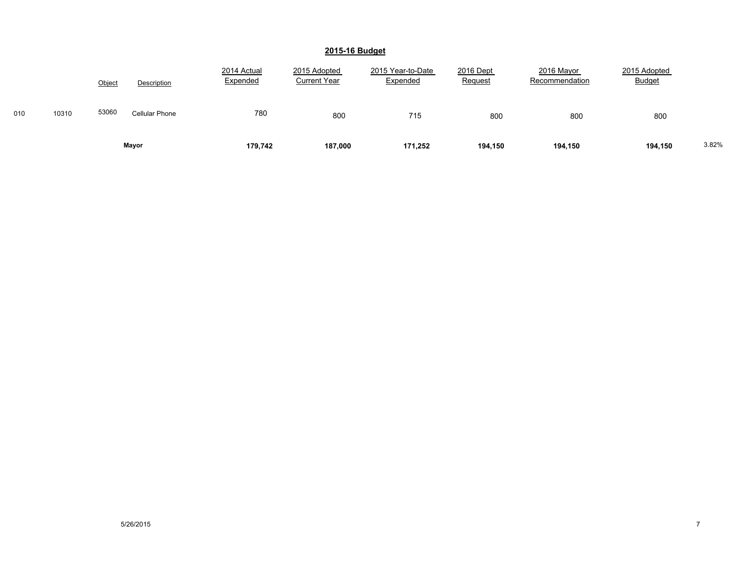## 2015-16 Budget

| | | Object | Description | 2014 Actual Expended | 2015 Adopted Current Year | 2015 Year-to-Date Expended | 2016 Dept Request | 2016 Mayor Recommendation | 2015 Adopted Budget | |
|---|---|---|---|---|---|---|---|---|---|---|
| 010 | 10310 | 53060 | Cellular Phone | 780 | 800 | 715 | 800 | 800 | 800 | |
| | | | **Mayor** | **179,742** | **187,000** | **171,252** | **194,150** | **194,150** | **194,150** | 3.82% |

5/26/2015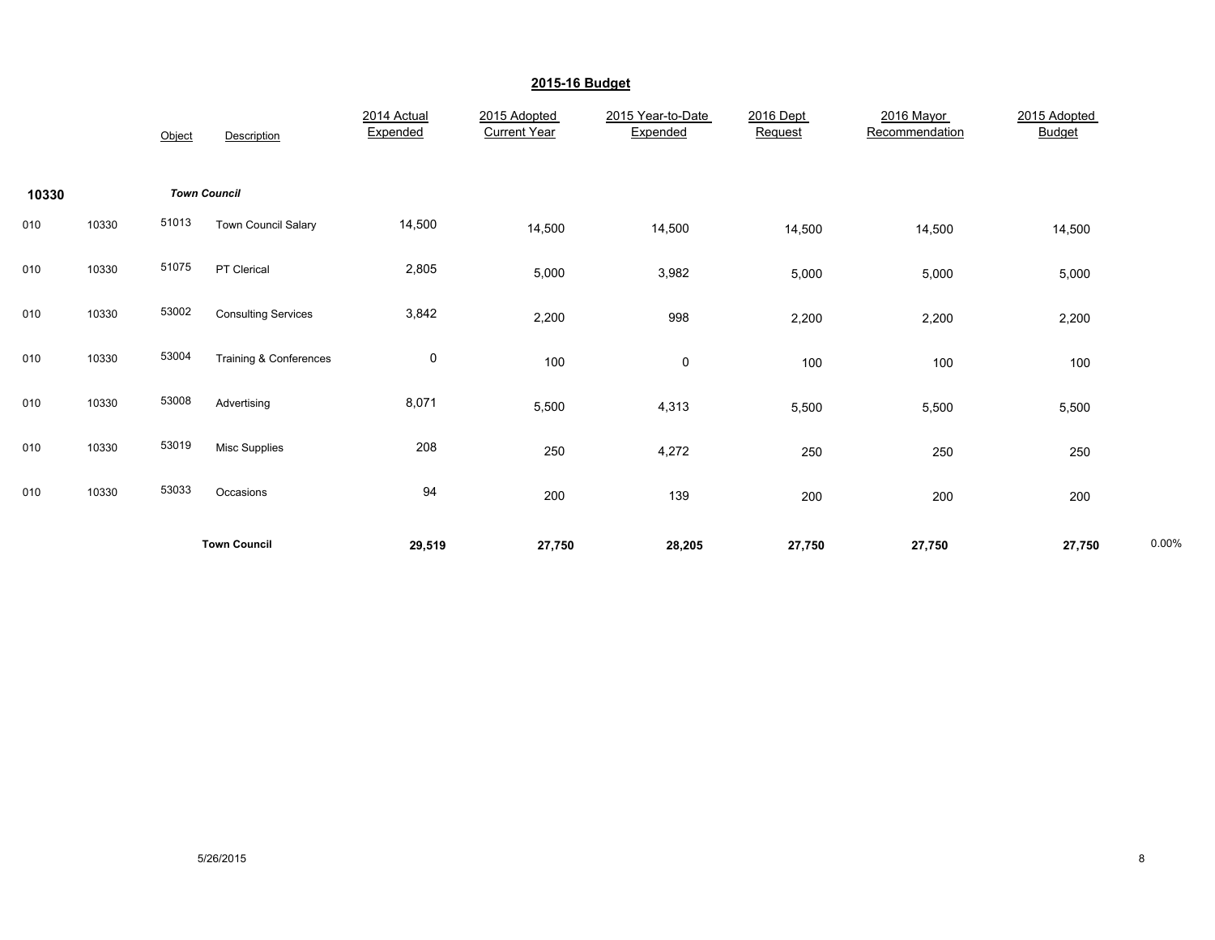## 2015-16 Budget

| | | Object | Description | 2014 Actual Expended | 2015 Adopted Current Year | 2015 Year-to-Date Expended | 2016 Dept Request | 2016 Mayor Recommendation | 2015 Adopted Budget | |
|---|---|---|---|---|---|---|---|---|---|---|
| **10330** | | ***Town Council*** | | | | | | | | |
| 010 | 10330 | 51013 | Town Council Salary | 14,500 | 14,500 | 14,500 | 14,500 | 14,500 | 14,500 | |
| 010 | 10330 | 51075 | PT Clerical | 2,805 | 5,000 | 3,982 | 5,000 | 5,000 | 5,000 | |
| 010 | 10330 | 53002 | Consulting Services | 3,842 | 2,200 | 998 | 2,200 | 2,200 | 2,200 | |
| 010 | 10330 | 53004 | Training & Conferences | 0 | 100 | 0 | 100 | 100 | 100 | |
| 010 | 10330 | 53008 | Advertising | 8,071 | 5,500 | 4,313 | 5,500 | 5,500 | 5,500 | |
| 010 | 10330 | 53019 | Misc Supplies | 208 | 250 | 4,272 | 250 | 250 | 250 | |
| 010 | 10330 | 53033 | Occasions | 94 | 200 | 139 | 200 | 200 | 200 | |
| | | | **Town Council** | **29,519** | **27,750** | **28,205** | **27,750** | **27,750** | **27,750** | 0.00% |

5/26/2015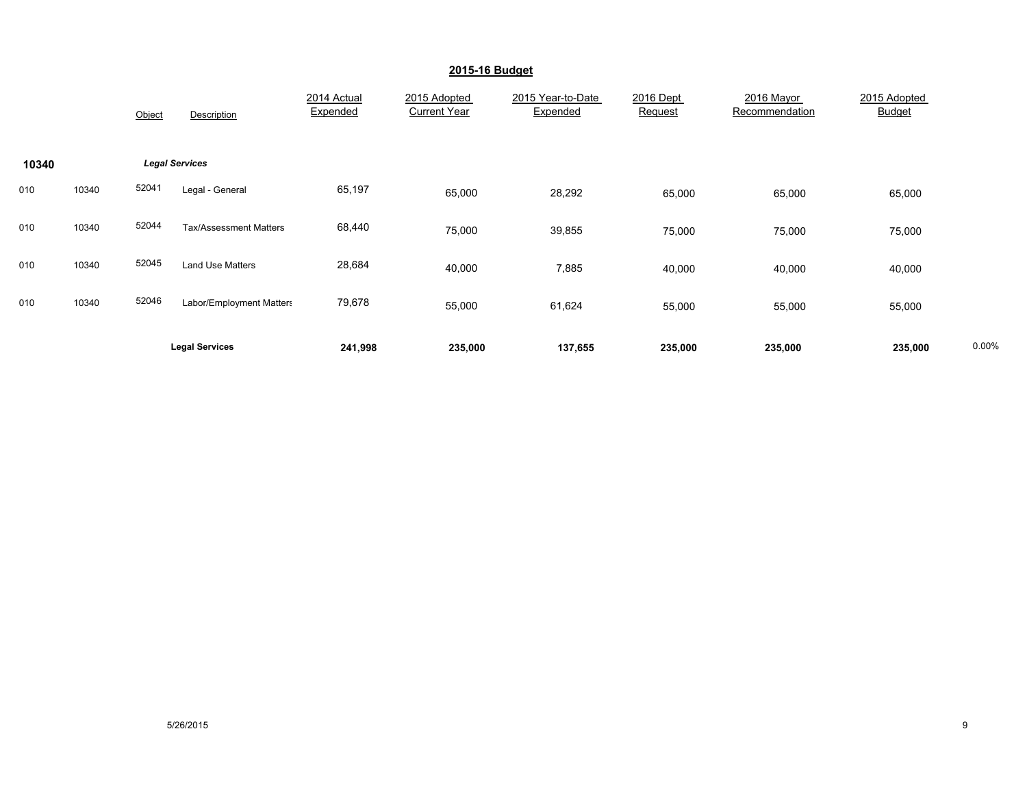## 2015-16 Budget

| | | Object | Description | 2014 Actual Expended | 2015 Adopted Current Year | 2015 Year-to-Date Expended | 2016 Dept Request | 2016 Mayor Recommendation | 2015 Adopted Budget | |
|---|---|---|---|---|---|---|---|---|---|---|
| **10340** | | | ***Legal Services*** | | | | | | | |
| 010 | 10340 | 52041 | Legal - General | 65,197 | 65,000 | 28,292 | 65,000 | 65,000 | 65,000 | |
| 010 | 10340 | 52044 | Tax/Assessment Matters | 68,440 | 75,000 | 39,855 | 75,000 | 75,000 | 75,000 | |
| 010 | 10340 | 52045 | Land Use Matters | 28,684 | 40,000 | 7,885 | 40,000 | 40,000 | 40,000 | |
| 010 | 10340 | 52046 | Labor/Employment Matters | 79,678 | 55,000 | 61,624 | 55,000 | 55,000 | 55,000 | |
| | | | **Legal Services** | **241,998** | **235,000** | **137,655** | **235,000** | **235,000** | **235,000** | 0.00% |

5/26/2015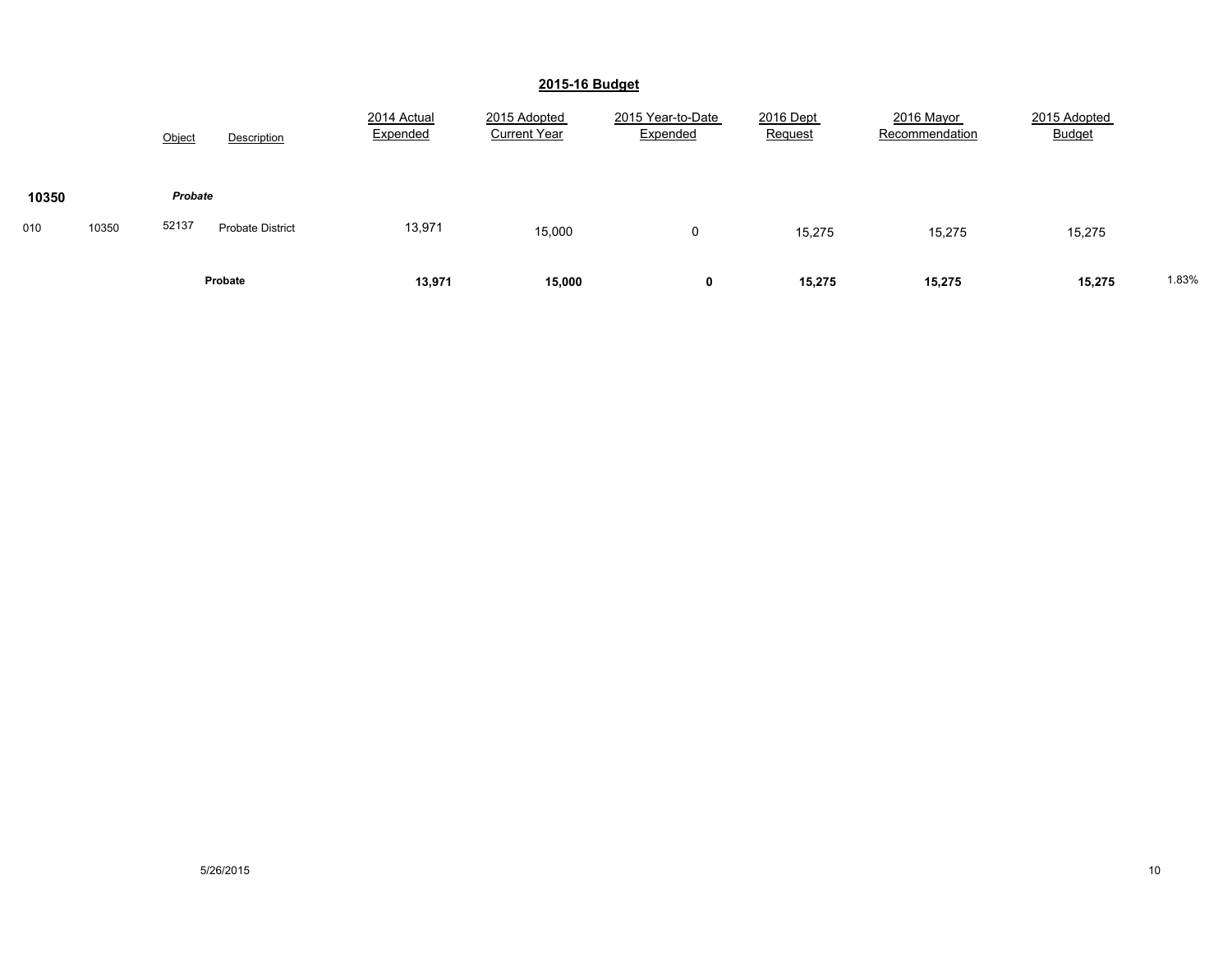## 2015-16 Budget

| | | Object | Description | 2014 Actual Expended | 2015 Adopted Current Year | 2015 Year-to-Date Expended | 2016 Dept Request | 2016 Mayor Recommendation | 2015 Adopted Budget | |
|---|---|---|---|---|---|---|---|---|---|---|
| **10350** | | ***Probate*** | | | | | | | | |
| 010 | 10350 | 52137 | Probate District | 13,971 | 15,000 | 0 | 15,275 | 15,275 | 15,275 | |
| | | | **Probate** | **13,971** | **15,000** | **0** | **15,275** | **15,275** | **15,275** | 1.83% |

5/26/2015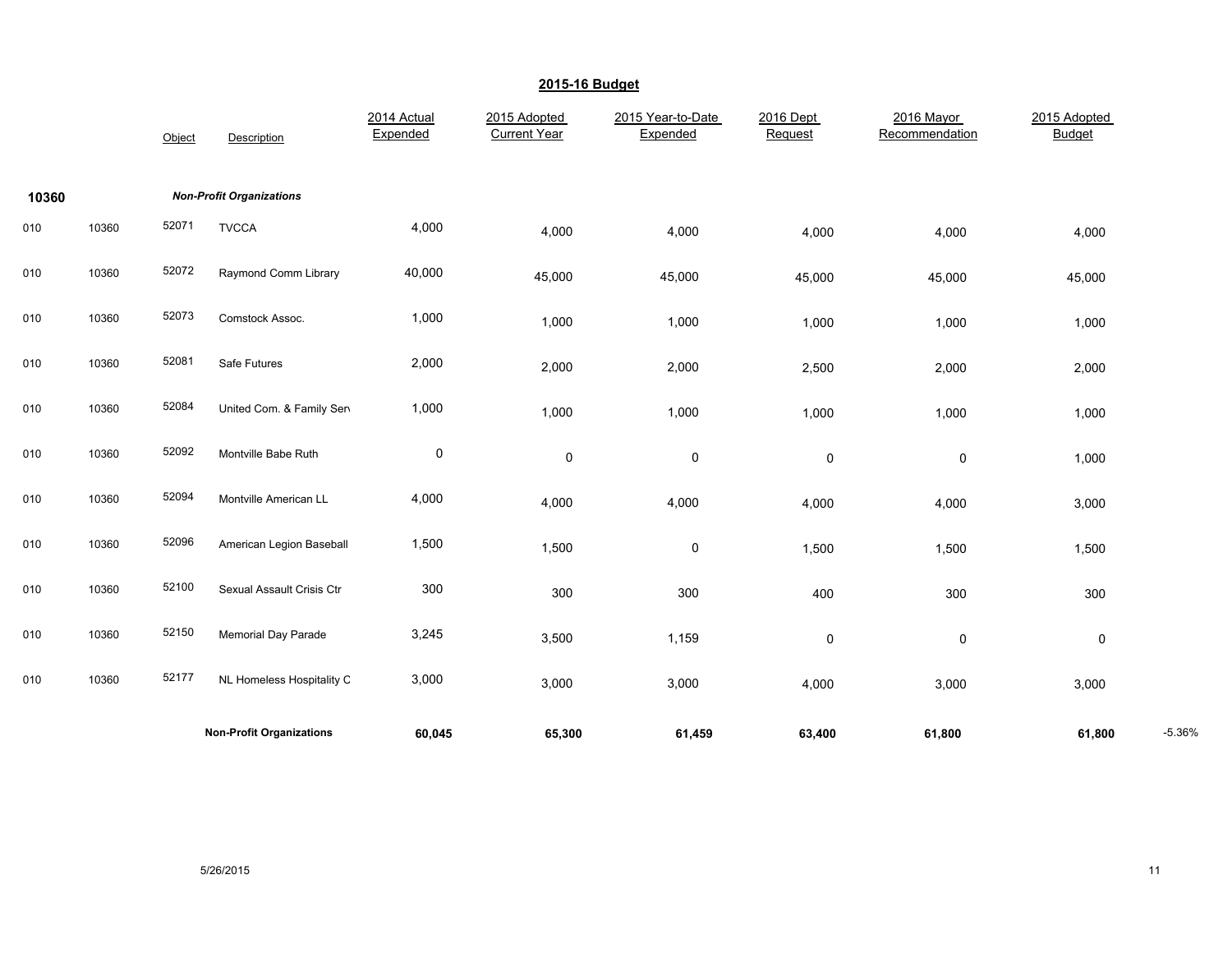## 2015-16 Budget

| | | Object | Description | 2014 Actual Expended | 2015 Adopted Current Year | 2015 Year-to-Date Expended | 2016 Dept Request | 2016 Mayor Recommendation | 2015 Adopted Budget | |
|---|---|---|---|---|---|---|---|---|---|---|
| **10360** | | | ***Non-Profit Organizations*** | | | | | | | |
| 010 | 10360 | 52071 | TVCCA | 4,000 | 4,000 | 4,000 | 4,000 | 4,000 | 4,000 | |
| 010 | 10360 | 52072 | Raymond Comm Library | 40,000 | 45,000 | 45,000 | 45,000 | 45,000 | 45,000 | |
| 010 | 10360 | 52073 | Comstock Assoc. | 1,000 | 1,000 | 1,000 | 1,000 | 1,000 | 1,000 | |
| 010 | 10360 | 52081 | Safe Futures | 2,000 | 2,000 | 2,000 | 2,500 | 2,000 | 2,000 | |
| 010 | 10360 | 52084 | United Com. & Family Serv | 1,000 | 1,000 | 1,000 | 1,000 | 1,000 | 1,000 | |
| 010 | 10360 | 52092 | Montville Babe Ruth | 0 | 0 | 0 | 0 | 0 | 1,000 | |
| 010 | 10360 | 52094 | Montville American LL | 4,000 | 4,000 | 4,000 | 4,000 | 4,000 | 3,000 | |
| 010 | 10360 | 52096 | American Legion Baseball | 1,500 | 1,500 | 0 | 1,500 | 1,500 | 1,500 | |
| 010 | 10360 | 52100 | Sexual Assault Crisis Ctr | 300 | 300 | 300 | 400 | 300 | 300 | |
| 010 | 10360 | 52150 | Memorial Day Parade | 3,245 | 3,500 | 1,159 | 0 | 0 | 0 | |
| 010 | 10360 | 52177 | NL Homeless Hospitality C | 3,000 | 3,000 | 3,000 | 4,000 | 3,000 | 3,000 | |
| | | | **Non-Profit Organizations** | **60,045** | **65,300** | **61,459** | **63,400** | **61,800** | **61,800** | -5.36% |

5/26/2015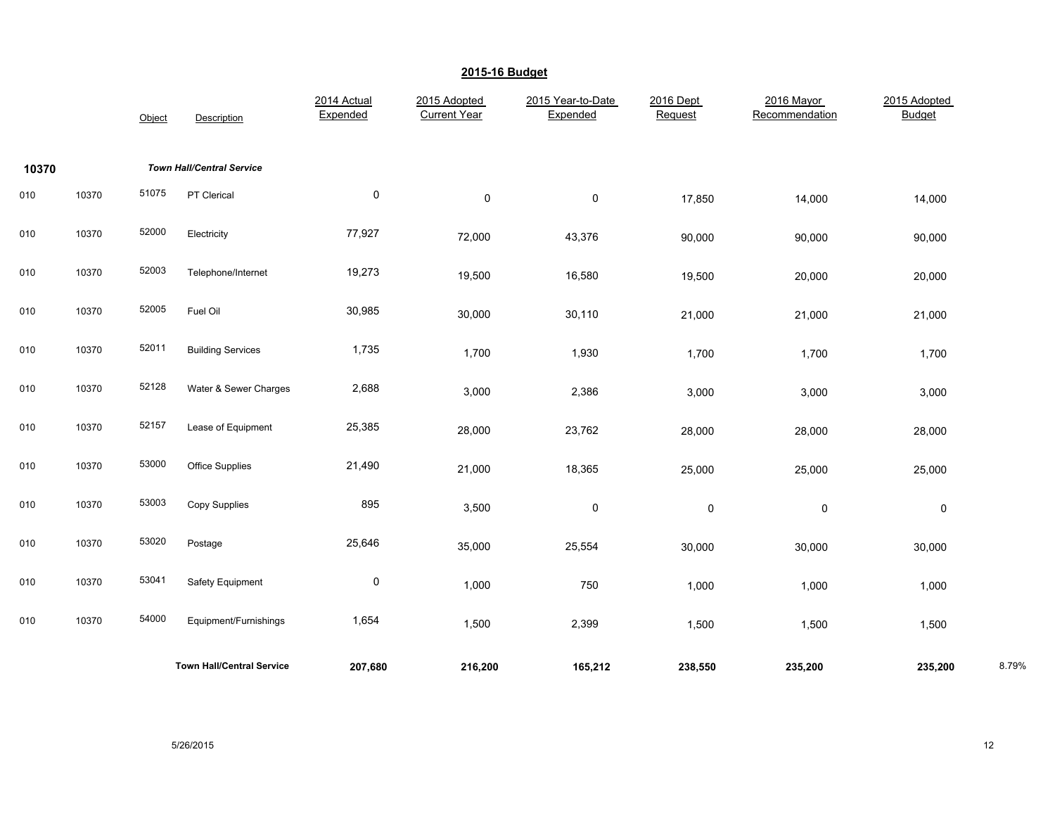# 2015-16 Budget

| | | Object | Description | 2014 Actual Expended | 2015 Adopted Current Year | 2015 Year-to-Date Expended | 2016 Dept Request | 2016 Mayor Recommendation | 2015 Adopted Budget | |
|---|---|---|---|---|---|---|---|---|---|---|
| **10370** | | | ***Town Hall/Central Service*** | | | | | | | |
| 010 | 10370 | 51075 | PT Clerical | 0 | 0 | 0 | 17,850 | 14,000 | 14,000 | |
| 010 | 10370 | 52000 | Electricity | 77,927 | 72,000 | 43,376 | 90,000 | 90,000 | 90,000 | |
| 010 | 10370 | 52003 | Telephone/Internet | 19,273 | 19,500 | 16,580 | 19,500 | 20,000 | 20,000 | |
| 010 | 10370 | 52005 | Fuel Oil | 30,985 | 30,000 | 30,110 | 21,000 | 21,000 | 21,000 | |
| 010 | 10370 | 52011 | Building Services | 1,735 | 1,700 | 1,930 | 1,700 | 1,700 | 1,700 | |
| 010 | 10370 | 52128 | Water & Sewer Charges | 2,688 | 3,000 | 2,386 | 3,000 | 3,000 | 3,000 | |
| 010 | 10370 | 52157 | Lease of Equipment | 25,385 | 28,000 | 23,762 | 28,000 | 28,000 | 28,000 | |
| 010 | 10370 | 53000 | Office Supplies | 21,490 | 21,000 | 18,365 | 25,000 | 25,000 | 25,000 | |
| 010 | 10370 | 53003 | Copy Supplies | 895 | 3,500 | 0 | 0 | 0 | 0 | |
| 010 | 10370 | 53020 | Postage | 25,646 | 35,000 | 25,554 | 30,000 | 30,000 | 30,000 | |
| 010 | 10370 | 53041 | Safety Equipment | 0 | 1,000 | 750 | 1,000 | 1,000 | 1,000 | |
| 010 | 10370 | 54000 | Equipment/Furnishings | 1,654 | 1,500 | 2,399 | 1,500 | 1,500 | 1,500 | |
| | | | **Town Hall/Central Service** | **207,680** | **216,200** | **165,212** | **238,550** | **235,200** | **235,200** | 8.79% |

5/26/2015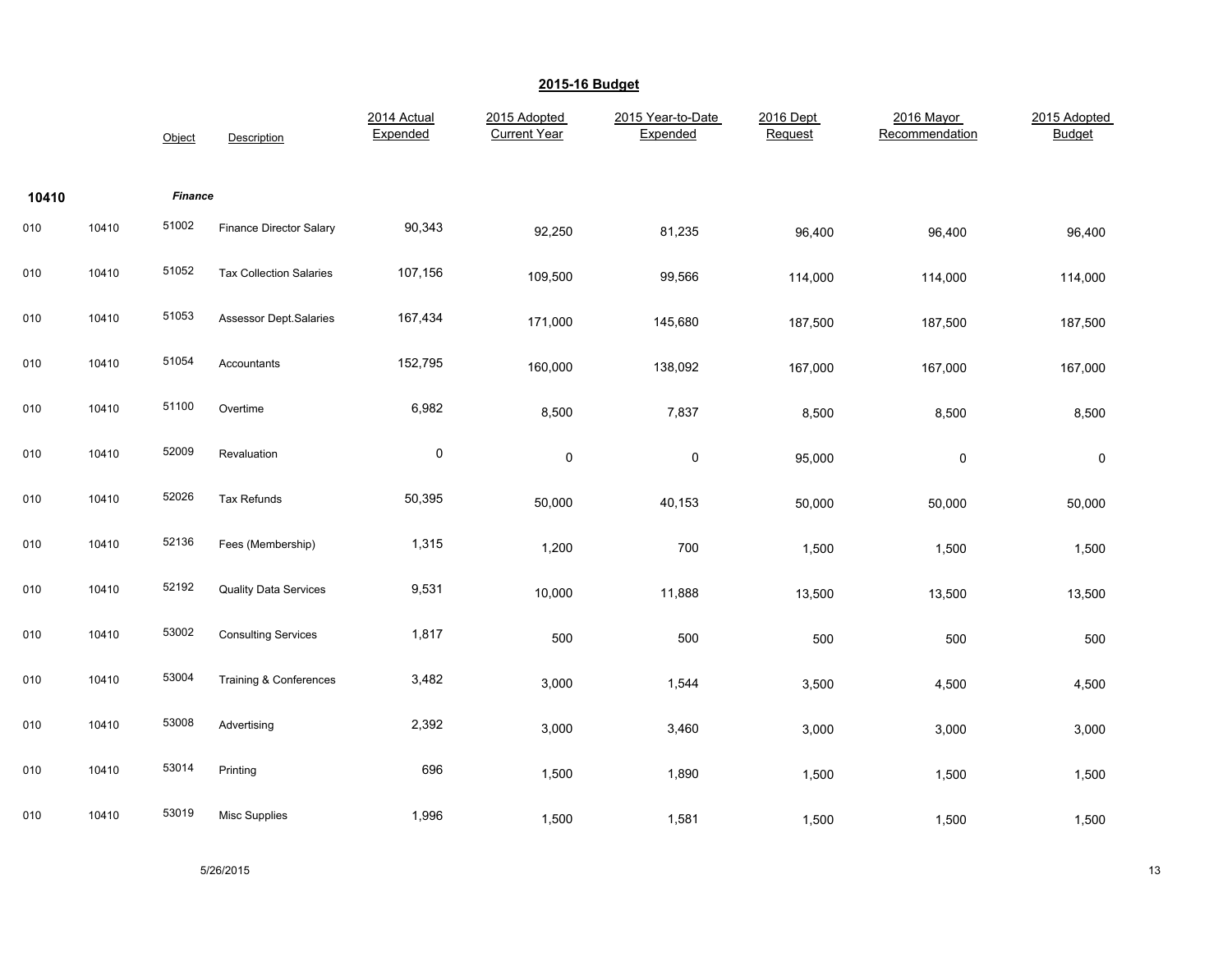## 2015-16 Budget

| | | Object | Description | 2014 Actual Expended | 2015 Adopted Current Year | 2015 Year-to-Date Expended | 2016 Dept Request | 2016 Mayor Recommendation | 2015 Adopted Budget |
|---|---|---|---|---|---|---|---|---|---|
| **10410** | | ***Finance*** | | | | | | | |
| 010 | 10410 | 51002 | Finance Director Salary | 90,343 | 92,250 | 81,235 | 96,400 | 96,400 | 96,400 |
| 010 | 10410 | 51052 | Tax Collection Salaries | 107,156 | 109,500 | 99,566 | 114,000 | 114,000 | 114,000 |
| 010 | 10410 | 51053 | Assessor Dept.Salaries | 167,434 | 171,000 | 145,680 | 187,500 | 187,500 | 187,500 |
| 010 | 10410 | 51054 | Accountants | 152,795 | 160,000 | 138,092 | 167,000 | 167,000 | 167,000 |
| 010 | 10410 | 51100 | Overtime | 6,982 | 8,500 | 7,837 | 8,500 | 8,500 | 8,500 |
| 010 | 10410 | 52009 | Revaluation | 0 | 0 | 0 | 95,000 | 0 | 0 |
| 010 | 10410 | 52026 | Tax Refunds | 50,395 | 50,000 | 40,153 | 50,000 | 50,000 | 50,000 |
| 010 | 10410 | 52136 | Fees (Membership) | 1,315 | 1,200 | 700 | 1,500 | 1,500 | 1,500 |
| 010 | 10410 | 52192 | Quality Data Services | 9,531 | 10,000 | 11,888 | 13,500 | 13,500 | 13,500 |
| 010 | 10410 | 53002 | Consulting Services | 1,817 | 500 | 500 | 500 | 500 | 500 |
| 010 | 10410 | 53004 | Training & Conferences | 3,482 | 3,000 | 1,544 | 3,500 | 4,500 | 4,500 |
| 010 | 10410 | 53008 | Advertising | 2,392 | 3,000 | 3,460 | 3,000 | 3,000 | 3,000 |
| 010 | 10410 | 53014 | Printing | 696 | 1,500 | 1,890 | 1,500 | 1,500 | 1,500 |
| 010 | 10410 | 53019 | Misc Supplies | 1,996 | 1,500 | 1,581 | 1,500 | 1,500 | 1,500 |

5/26/2015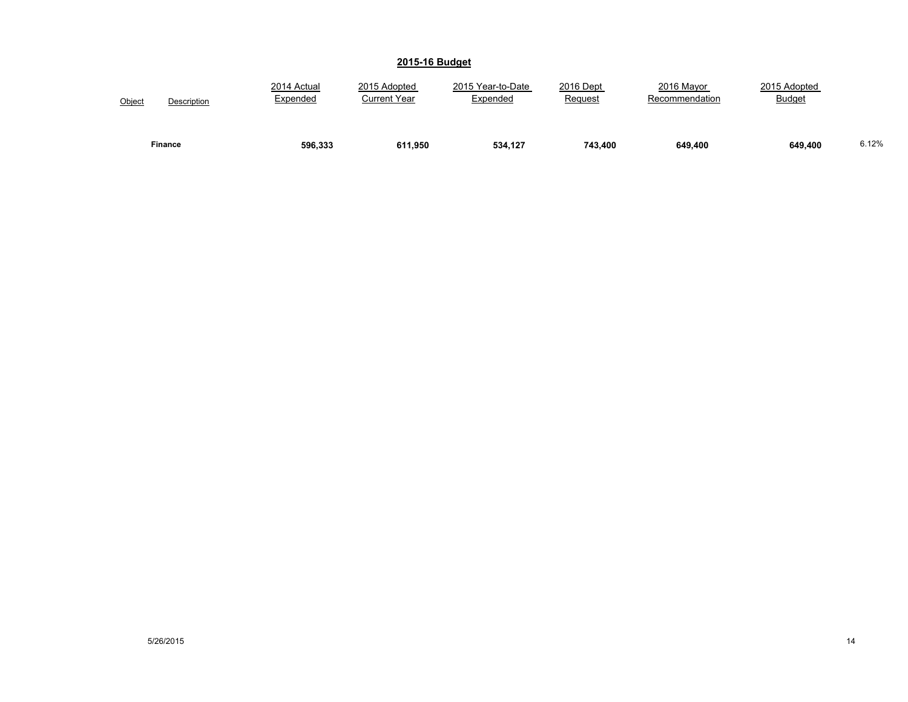## 2015-16 Budget

| Object | Description | 2014 Actual Expended | 2015 Adopted Current Year | 2015 Year-to-Date Expended | 2016 Dept Request | 2016 Mayor Recommendation | 2015 Adopted Budget | |
|---|---|---|---|---|---|---|---|---|
| | **Finance** | **596,333** | **611,950** | **534,127** | **743,400** | **649,400** | **649,400** | 6.12% |

5/26/2015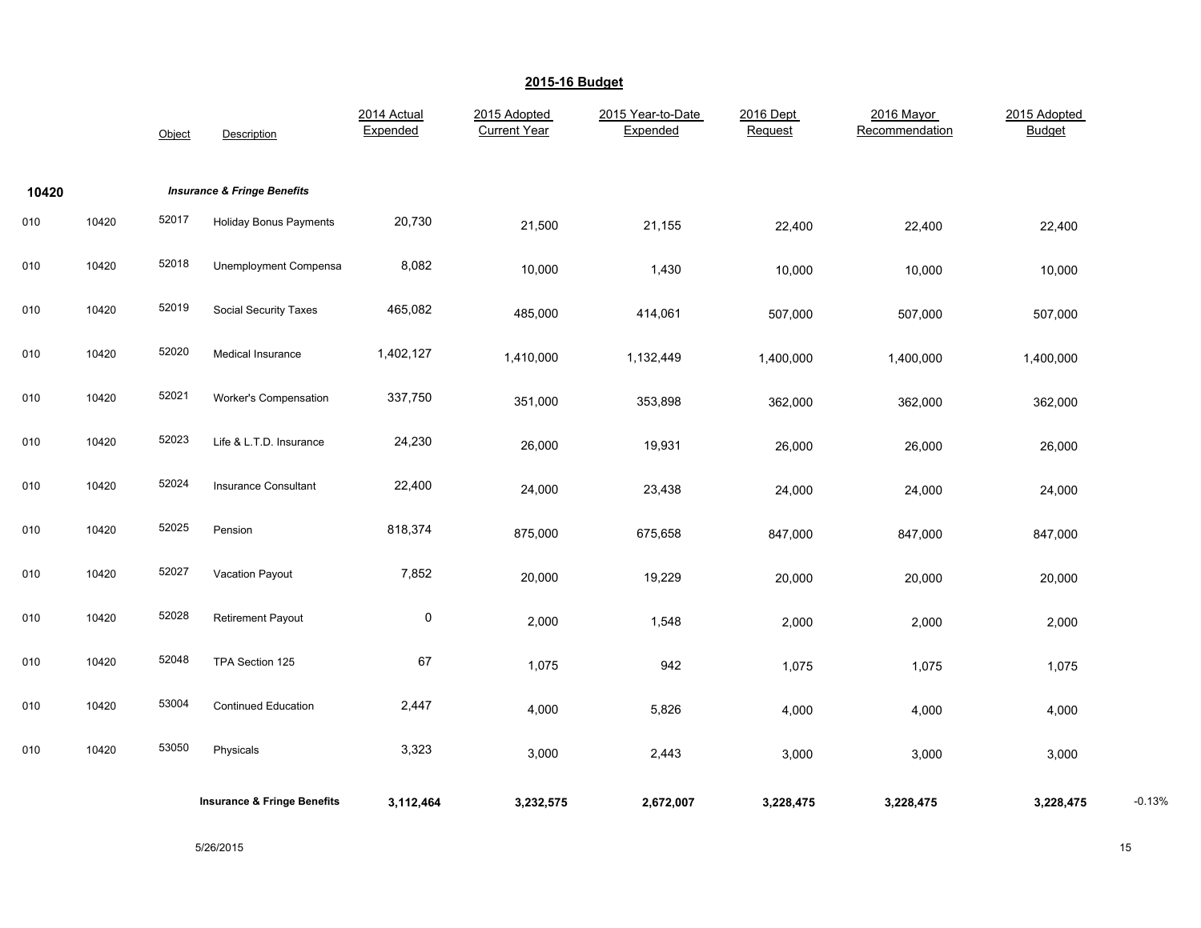## 2015-16 Budget

| | | Object | Description | 2014 Actual Expended | 2015 Adopted Current Year | 2015 Year-to-Date Expended | 2016 Dept Request | 2016 Mayor Recommendation | 2015 Adopted Budget | |
|---|---|---|---|---|---|---|---|---|---|---|
| **10420** | | | ***Insurance & Fringe Benefits*** | | | | | | | |
| 010 | 10420 | 52017 | Holiday Bonus Payments | 20,730 | 21,500 | 21,155 | 22,400 | 22,400 | 22,400 | |
| 010 | 10420 | 52018 | Unemployment Compensa | 8,082 | 10,000 | 1,430 | 10,000 | 10,000 | 10,000 | |
| 010 | 10420 | 52019 | Social Security Taxes | 465,082 | 485,000 | 414,061 | 507,000 | 507,000 | 507,000 | |
| 010 | 10420 | 52020 | Medical Insurance | 1,402,127 | 1,410,000 | 1,132,449 | 1,400,000 | 1,400,000 | 1,400,000 | |
| 010 | 10420 | 52021 | Worker's Compensation | 337,750 | 351,000 | 353,898 | 362,000 | 362,000 | 362,000 | |
| 010 | 10420 | 52023 | Life & L.T.D. Insurance | 24,230 | 26,000 | 19,931 | 26,000 | 26,000 | 26,000 | |
| 010 | 10420 | 52024 | Insurance Consultant | 22,400 | 24,000 | 23,438 | 24,000 | 24,000 | 24,000 | |
| 010 | 10420 | 52025 | Pension | 818,374 | 875,000 | 675,658 | 847,000 | 847,000 | 847,000 | |
| 010 | 10420 | 52027 | Vacation Payout | 7,852 | 20,000 | 19,229 | 20,000 | 20,000 | 20,000 | |
| 010 | 10420 | 52028 | Retirement Payout | 0 | 2,000 | 1,548 | 2,000 | 2,000 | 2,000 | |
| 010 | 10420 | 52048 | TPA Section 125 | 67 | 1,075 | 942 | 1,075 | 1,075 | 1,075 | |
| 010 | 10420 | 53004 | Continued Education | 2,447 | 4,000 | 5,826 | 4,000 | 4,000 | 4,000 | |
| 010 | 10420 | 53050 | Physicals | 3,323 | 3,000 | 2,443 | 3,000 | 3,000 | 3,000 | |
| | | | **Insurance & Fringe Benefits** | **3,112,464** | **3,232,575** | **2,672,007** | **3,228,475** | **3,228,475** | **3,228,475** | -0.13% |

5/26/2015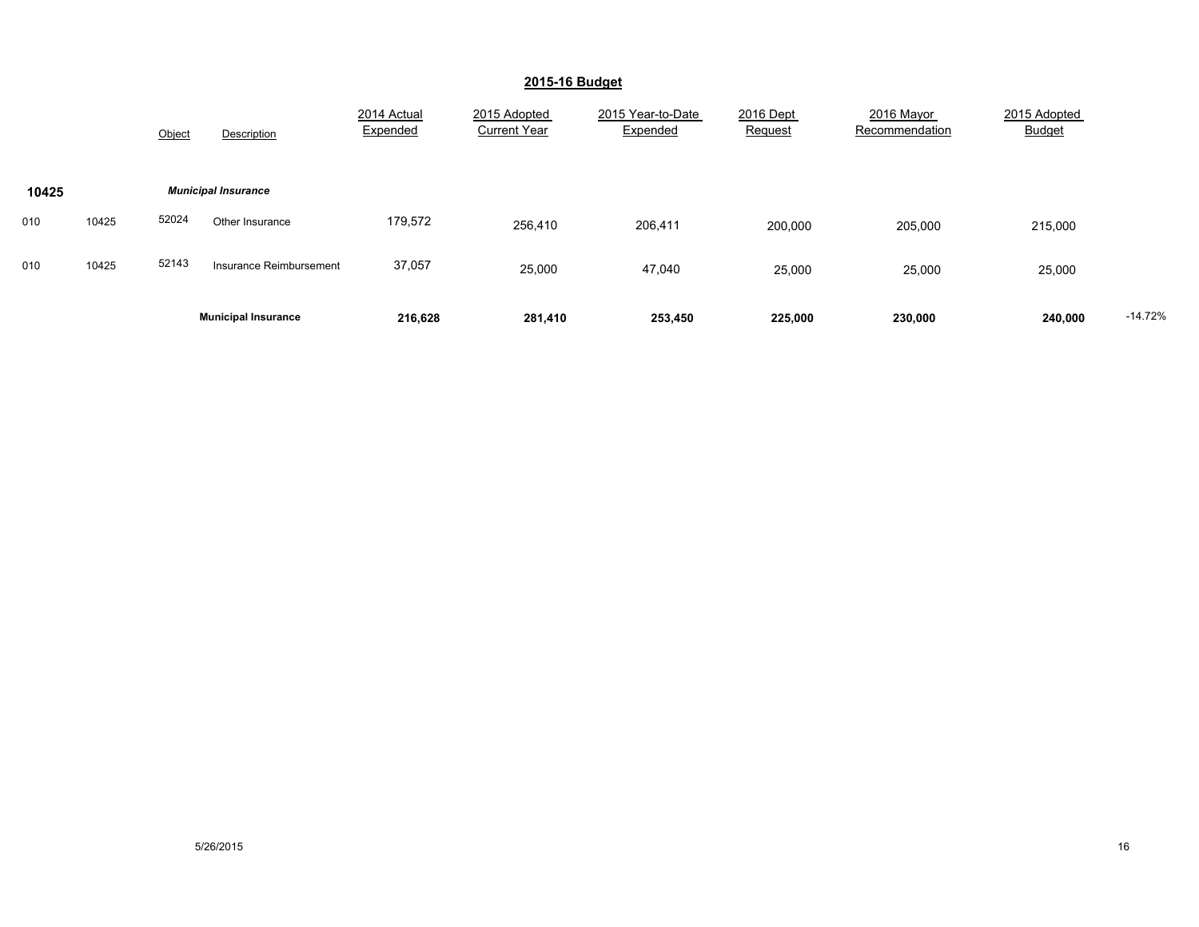## 2015-16 Budget

| | | Object | Description | 2014 Actual Expended | 2015 Adopted Current Year | 2015 Year-to-Date Expended | 2016 Dept Request | 2016 Mayor Recommendation | 2015 Adopted Budget | |
|---|---|---|---|---|---|---|---|---|---|---|
| **10425** | | | ***Municipal Insurance*** | | | | | | | |
| 010 | 10425 | 52024 | Other Insurance | 179,572 | 256,410 | 206,411 | 200,000 | 205,000 | 215,000 | |
| 010 | 10425 | 52143 | Insurance Reimbursement | 37,057 | 25,000 | 47,040 | 25,000 | 25,000 | 25,000 | |
| | | | **Municipal Insurance** | **216,628** | **281,410** | **253,450** | **225,000** | **230,000** | **240,000** | -14.72% |

5/26/2015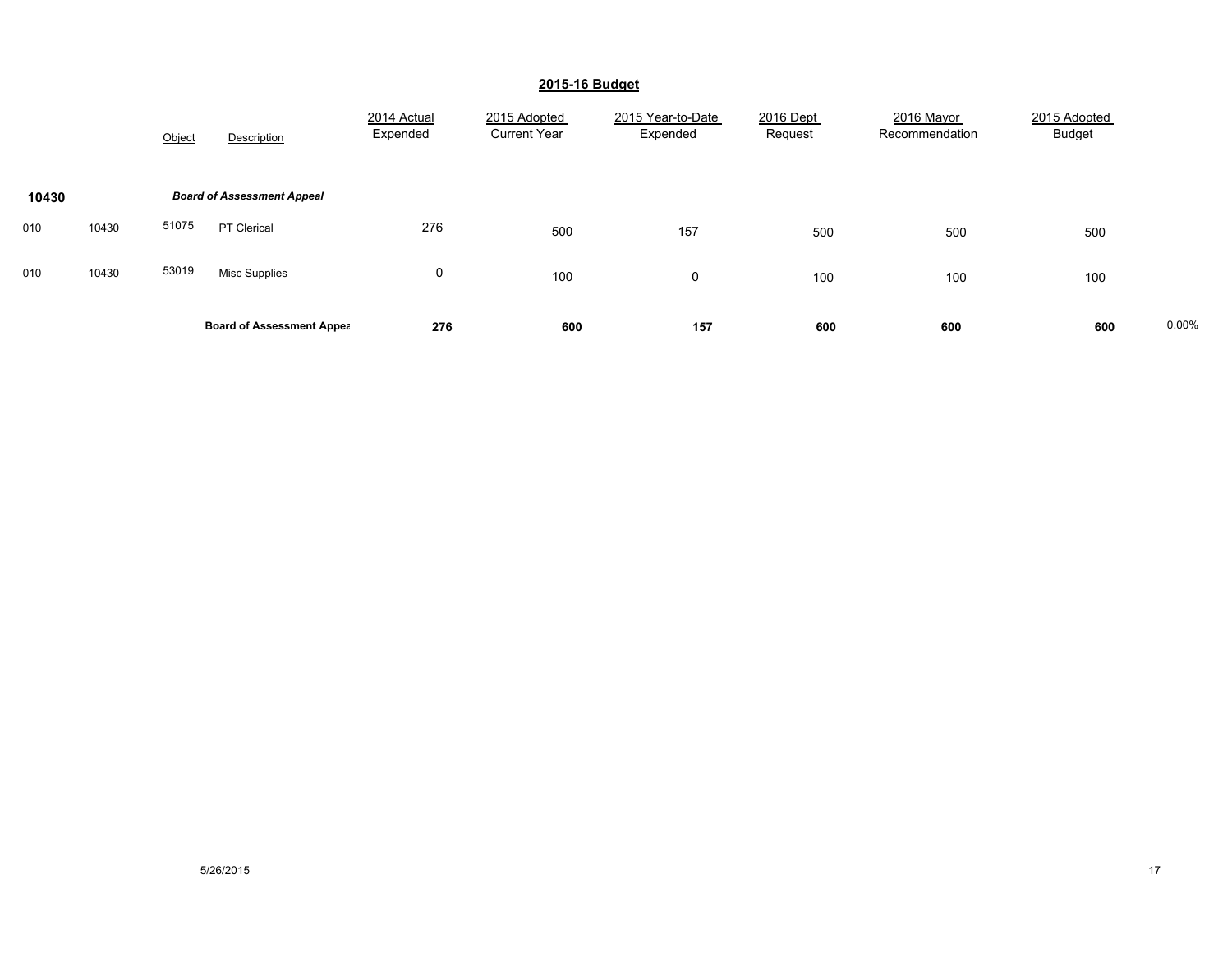## 2015-16 Budget

| | | Object | Description | 2014 Actual Expended | 2015 Adopted Current Year | 2015 Year-to-Date Expended | 2016 Dept Request | 2016 Mayor Recommendation | 2015 Adopted Budget | |
|---|---|---|---|---|---|---|---|---|---|---|
| **10430** | | | ***Board of Assessment Appeal*** | | | | | | | |
| 010 | 10430 | 51075 | PT Clerical | 276 | 500 | 157 | 500 | 500 | 500 | |
| 010 | 10430 | 53019 | Misc Supplies | 0 | 100 | 0 | 100 | 100 | 100 | |
| | | | **Board of Assessment Appea** | **276** | **600** | **157** | **600** | **600** | **600** | 0.00% |

5/26/2015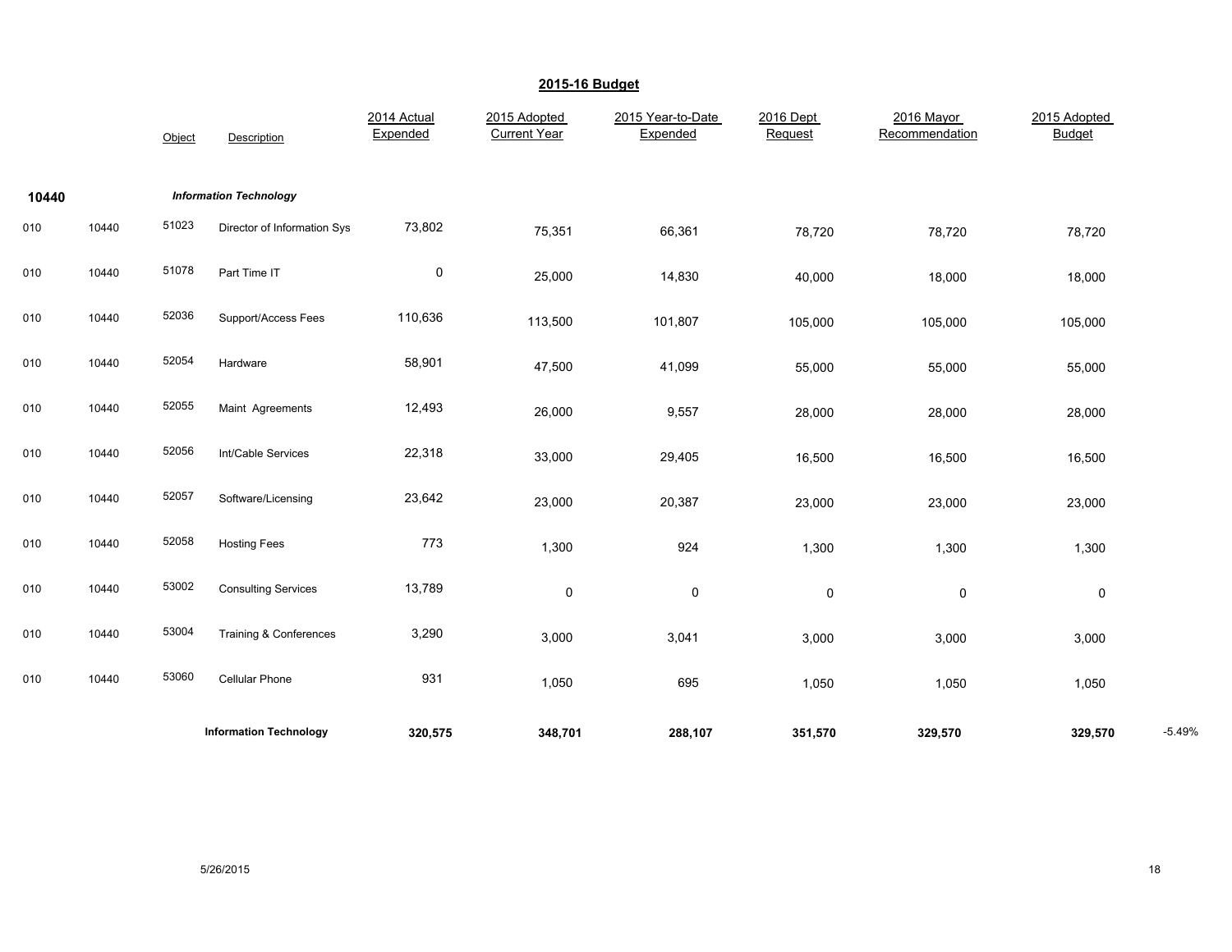## 2015-16 Budget

| | | Object | Description | 2014 Actual Expended | 2015 Adopted Current Year | 2015 Year-to-Date Expended | 2016 Dept Request | 2016 Mayor Recommendation | 2015 Adopted Budget | |
|---|---|---|---|---|---|---|---|---|---|---|
| **10440** | | | ***Information Technology*** | | | | | | | |
| 010 | 10440 | 51023 | Director of Information Sys | 73,802 | 75,351 | 66,361 | 78,720 | 78,720 | 78,720 | |
| 010 | 10440 | 51078 | Part Time IT | 0 | 25,000 | 14,830 | 40,000 | 18,000 | 18,000 | |
| 010 | 10440 | 52036 | Support/Access Fees | 110,636 | 113,500 | 101,807 | 105,000 | 105,000 | 105,000 | |
| 010 | 10440 | 52054 | Hardware | 58,901 | 47,500 | 41,099 | 55,000 | 55,000 | 55,000 | |
| 010 | 10440 | 52055 | Maint Agreements | 12,493 | 26,000 | 9,557 | 28,000 | 28,000 | 28,000 | |
| 010 | 10440 | 52056 | Int/Cable Services | 22,318 | 33,000 | 29,405 | 16,500 | 16,500 | 16,500 | |
| 010 | 10440 | 52057 | Software/Licensing | 23,642 | 23,000 | 20,387 | 23,000 | 23,000 | 23,000 | |
| 010 | 10440 | 52058 | Hosting Fees | 773 | 1,300 | 924 | 1,300 | 1,300 | 1,300 | |
| 010 | 10440 | 53002 | Consulting Services | 13,789 | 0 | 0 | 0 | 0 | 0 | |
| 010 | 10440 | 53004 | Training & Conferences | 3,290 | 3,000 | 3,041 | 3,000 | 3,000 | 3,000 | |
| 010 | 10440 | 53060 | Cellular Phone | 931 | 1,050 | 695 | 1,050 | 1,050 | 1,050 | |
| | | | **Information Technology** | **320,575** | **348,701** | **288,107** | **351,570** | **329,570** | **329,570** | -5.49% |

5/26/2015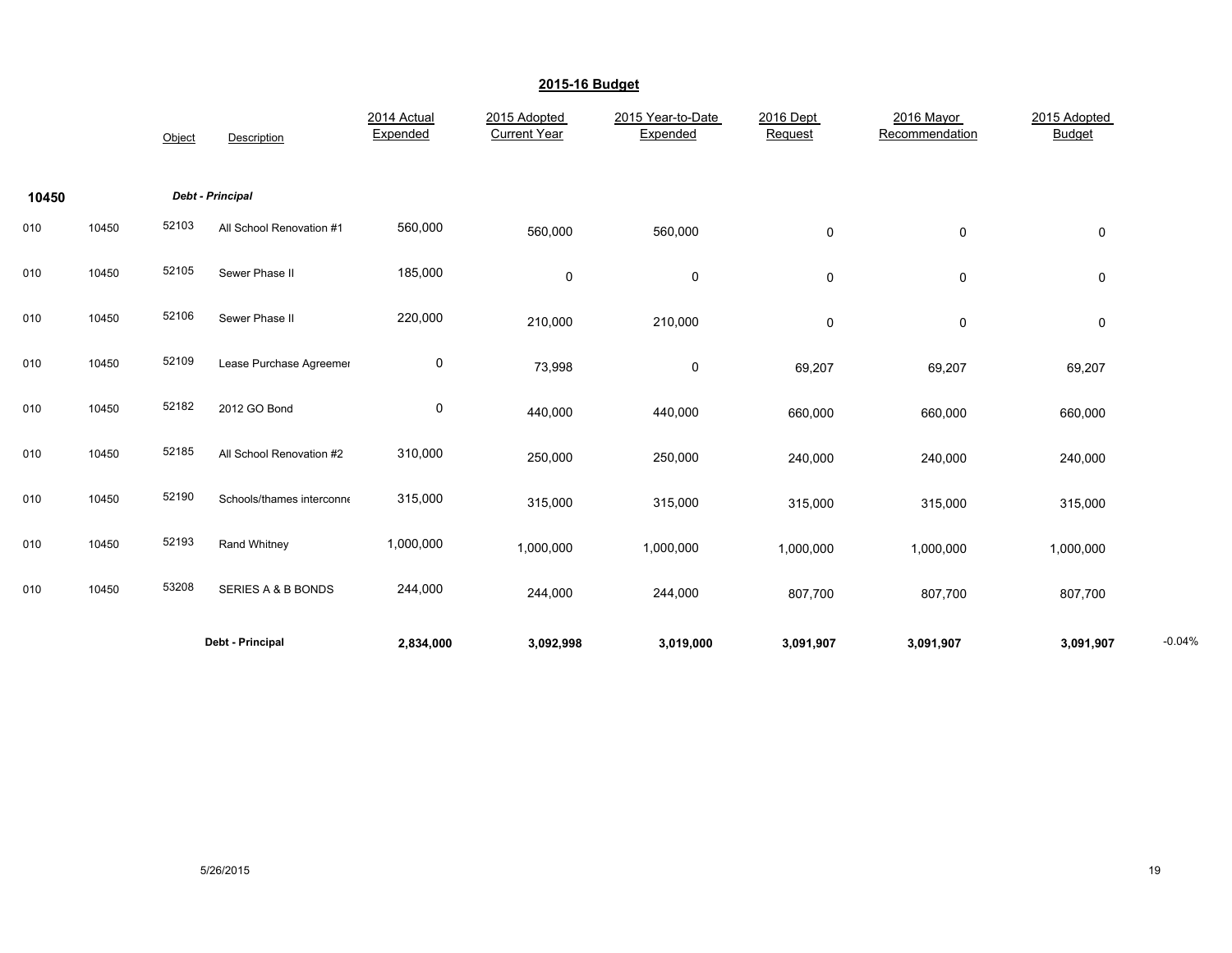## 2015-16 Budget

| | | Object | Description | 2014 Actual Expended | 2015 Adopted Current Year | 2015 Year-to-Date Expended | 2016 Dept Request | 2016 Mayor Recommendation | 2015 Adopted Budget | |
|---|---|---|---|---|---|---|---|---|---|---|
| **10450** | | | ***Debt - Principal*** | | | | | | | |
| 010 | 10450 | 52103 | All School Renovation #1 | 560,000 | 560,000 | 560,000 | 0 | 0 | 0 | |
| 010 | 10450 | 52105 | Sewer Phase II | 185,000 | 0 | 0 | 0 | 0 | 0 | |
| 010 | 10450 | 52106 | Sewer Phase II | 220,000 | 210,000 | 210,000 | 0 | 0 | 0 | |
| 010 | 10450 | 52109 | Lease Purchase Agreemer | 0 | 73,998 | 0 | 69,207 | 69,207 | 69,207 | |
| 010 | 10450 | 52182 | 2012 GO Bond | 0 | 440,000 | 440,000 | 660,000 | 660,000 | 660,000 | |
| 010 | 10450 | 52185 | All School Renovation #2 | 310,000 | 250,000 | 250,000 | 240,000 | 240,000 | 240,000 | |
| 010 | 10450 | 52190 | Schools/thames interconne | 315,000 | 315,000 | 315,000 | 315,000 | 315,000 | 315,000 | |
| 010 | 10450 | 52193 | Rand Whitney | 1,000,000 | 1,000,000 | 1,000,000 | 1,000,000 | 1,000,000 | 1,000,000 | |
| 010 | 10450 | 53208 | SERIES A & B BONDS | 244,000 | 244,000 | 244,000 | 807,700 | 807,700 | 807,700 | |
| | | | **Debt - Principal** | **2,834,000** | **3,092,998** | **3,019,000** | **3,091,907** | **3,091,907** | **3,091,907** | -0.04% |

5/26/2015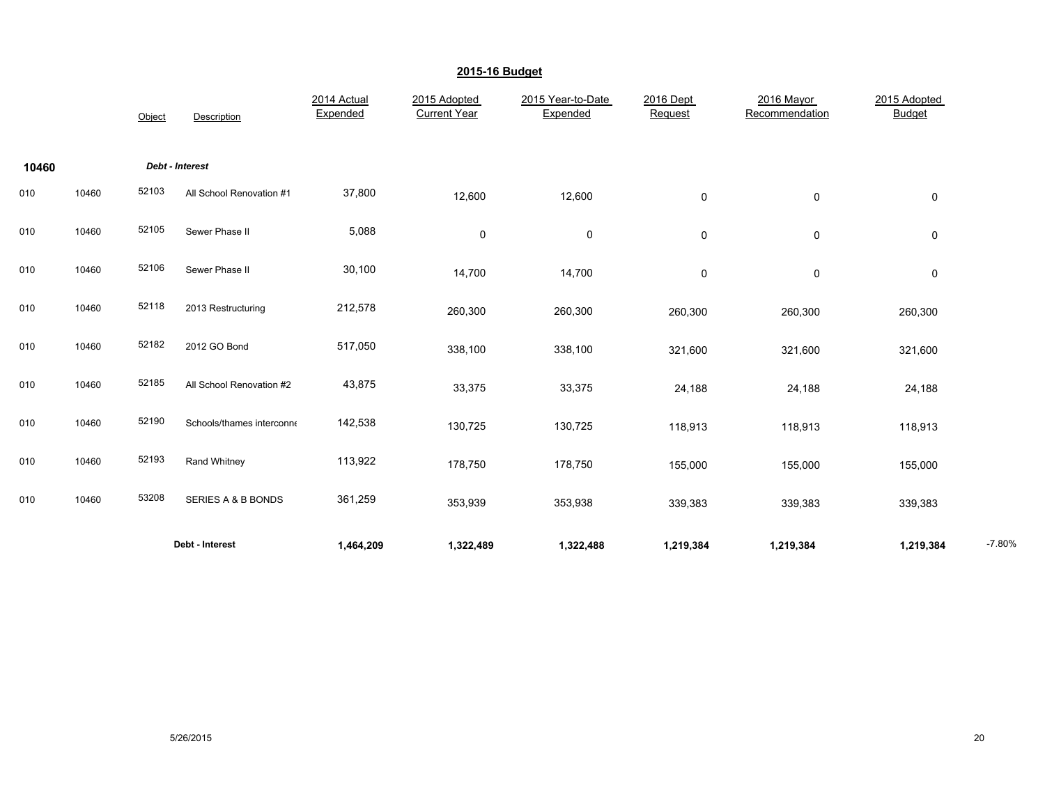## 2015-16 Budget

| | | Object | Description | 2014 Actual Expended | 2015 Adopted Current Year | 2015 Year-to-Date Expended | 2016 Dept Request | 2016 Mayor Recommendation | 2015 Adopted Budget | |
|---|---|---|---|---|---|---|---|---|---|---|
| **10460** | | | ***Debt - Interest*** | | | | | | | |
| 010 | 10460 | 52103 | All School Renovation #1 | 37,800 | 12,600 | 12,600 | 0 | 0 | 0 | |
| 010 | 10460 | 52105 | Sewer Phase II | 5,088 | 0 | 0 | 0 | 0 | 0 | |
| 010 | 10460 | 52106 | Sewer Phase II | 30,100 | 14,700 | 14,700 | 0 | 0 | 0 | |
| 010 | 10460 | 52118 | 2013 Restructuring | 212,578 | 260,300 | 260,300 | 260,300 | 260,300 | 260,300 | |
| 010 | 10460 | 52182 | 2012 GO Bond | 517,050 | 338,100 | 338,100 | 321,600 | 321,600 | 321,600 | |
| 010 | 10460 | 52185 | All School Renovation #2 | 43,875 | 33,375 | 33,375 | 24,188 | 24,188 | 24,188 | |
| 010 | 10460 | 52190 | Schools/thames interconne | 142,538 | 130,725 | 130,725 | 118,913 | 118,913 | 118,913 | |
| 010 | 10460 | 52193 | Rand Whitney | 113,922 | 178,750 | 178,750 | 155,000 | 155,000 | 155,000 | |
| 010 | 10460 | 53208 | SERIES A & B BONDS | 361,259 | 353,939 | 353,938 | 339,383 | 339,383 | 339,383 | |
| | | | **Debt - Interest** | **1,464,209** | **1,322,489** | **1,322,488** | **1,219,384** | **1,219,384** | **1,219,384** | -7.80% |

5/26/2015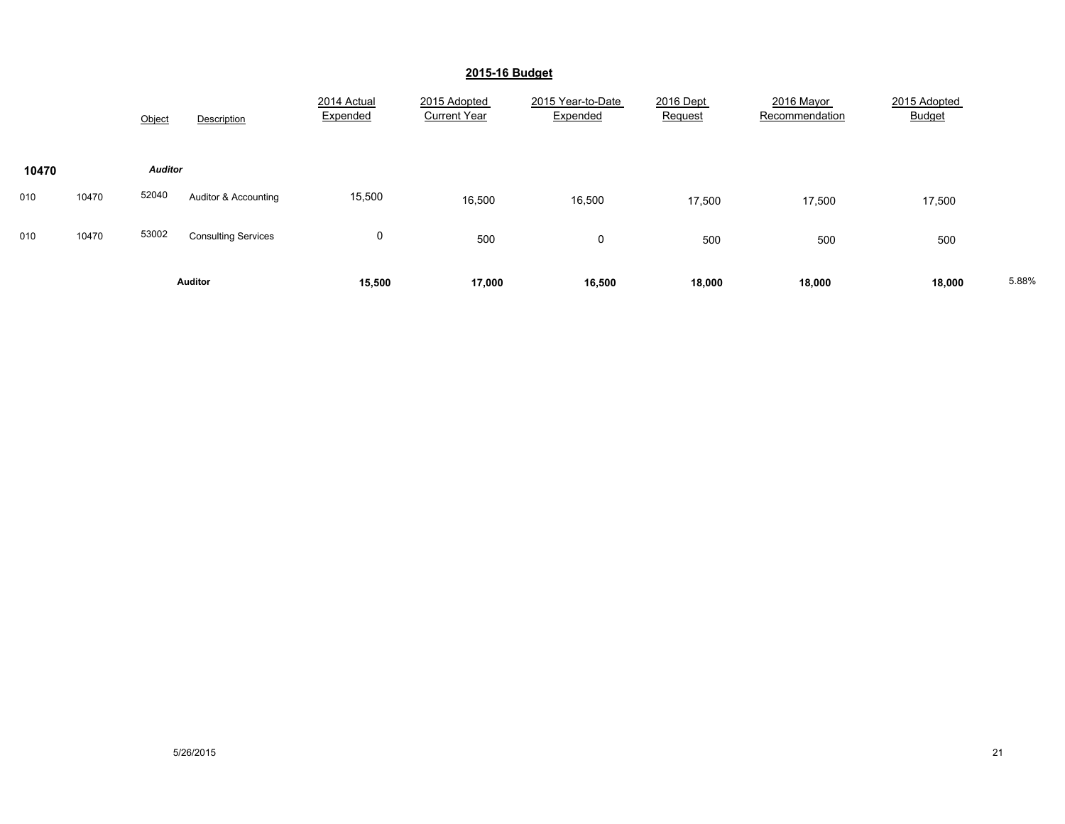## 2015-16 Budget

| | | Object | Description | 2014 Actual Expended | 2015 Adopted Current Year | 2015 Year-to-Date Expended | 2016 Dept Request | 2016 Mayor Recommendation | 2015 Adopted Budget | |
|---|---|---|---|---|---|---|---|---|---|---|
| **10470** | | ***Auditor*** | | | | | | | | |
| 010 | 10470 | 52040 | Auditor & Accounting | 15,500 | 16,500 | 16,500 | 17,500 | 17,500 | 17,500 | |
| 010 | 10470 | 53002 | Consulting Services | 0 | 500 | 0 | 500 | 500 | 500 | |
| | | | **Auditor** | **15,500** | **17,000** | **16,500** | **18,000** | **18,000** | **18,000** | 5.88% |

5/26/2015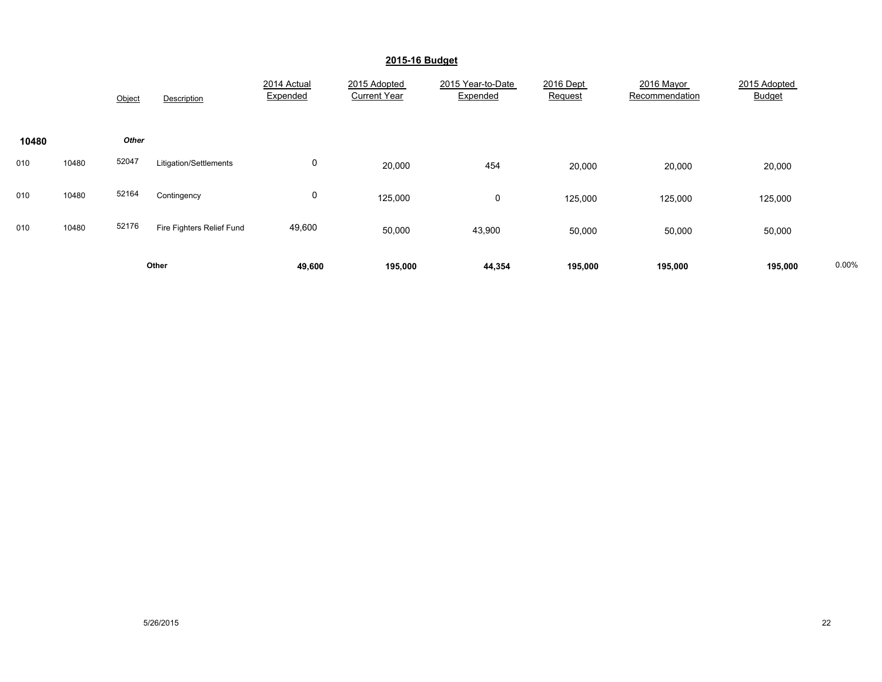## 2015-16 Budget

| | | Object | Description | 2014 Actual Expended | 2015 Adopted Current Year | 2015 Year-to-Date Expended | 2016 Dept Request | 2016 Mayor Recommendation | 2015 Adopted Budget | |
|---|---|---|---|---|---|---|---|---|---|---|
| **10480** | | ***Other*** | | | | | | | | |
| 010 | 10480 | 52047 | Litigation/Settlements | 0 | 20,000 | 454 | 20,000 | 20,000 | 20,000 | |
| 010 | 10480 | 52164 | Contingency | 0 | 125,000 | 0 | 125,000 | 125,000 | 125,000 | |
| 010 | 10480 | 52176 | Fire Fighters Relief Fund | 49,600 | 50,000 | 43,900 | 50,000 | 50,000 | 50,000 | |
| | | | **Other** | **49,600** | **195,000** | **44,354** | **195,000** | **195,000** | **195,000** | 0.00% |

5/26/2015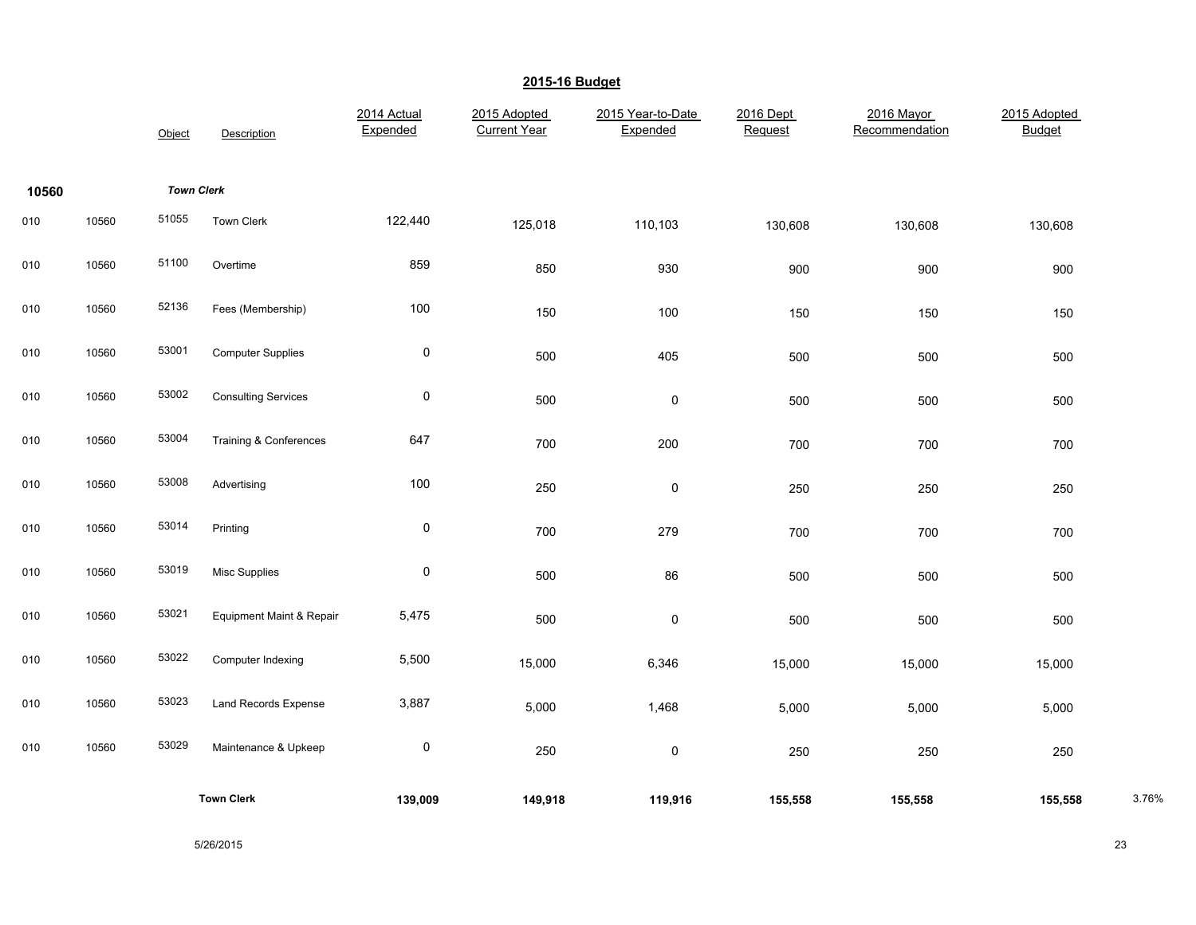## 2015-16 Budget

| | | Object | Description | 2014 Actual Expended | 2015 Adopted Current Year | 2015 Year-to-Date Expended | 2016 Dept Request | 2016 Mayor Recommendation | 2015 Adopted Budget | |
|---|---|---|---|---|---|---|---|---|---|---|
| **10560** | | ***Town Clerk*** | | | | | | | | |
| 010 | 10560 | 51055 | Town Clerk | 122,440 | 125,018 | 110,103 | 130,608 | 130,608 | 130,608 | |
| 010 | 10560 | 51100 | Overtime | 859 | 850 | 930 | 900 | 900 | 900 | |
| 010 | 10560 | 52136 | Fees (Membership) | 100 | 150 | 100 | 150 | 150 | 150 | |
| 010 | 10560 | 53001 | Computer Supplies | 0 | 500 | 405 | 500 | 500 | 500 | |
| 010 | 10560 | 53002 | Consulting Services | 0 | 500 | 0 | 500 | 500 | 500 | |
| 010 | 10560 | 53004 | Training & Conferences | 647 | 700 | 200 | 700 | 700 | 700 | |
| 010 | 10560 | 53008 | Advertising | 100 | 250 | 0 | 250 | 250 | 250 | |
| 010 | 10560 | 53014 | Printing | 0 | 700 | 279 | 700 | 700 | 700 | |
| 010 | 10560 | 53019 | Misc Supplies | 0 | 500 | 86 | 500 | 500 | 500 | |
| 010 | 10560 | 53021 | Equipment Maint & Repair | 5,475 | 500 | 0 | 500 | 500 | 500 | |
| 010 | 10560 | 53022 | Computer Indexing | 5,500 | 15,000 | 6,346 | 15,000 | 15,000 | 15,000 | |
| 010 | 10560 | 53023 | Land Records Expense | 3,887 | 5,000 | 1,468 | 5,000 | 5,000 | 5,000 | |
| 010 | 10560 | 53029 | Maintenance & Upkeep | 0 | 250 | 0 | 250 | 250 | 250 | |
| | | | **Town Clerk** | **139,009** | **149,918** | **119,916** | **155,558** | **155,558** | **155,558** | 3.76% |

5/26/2015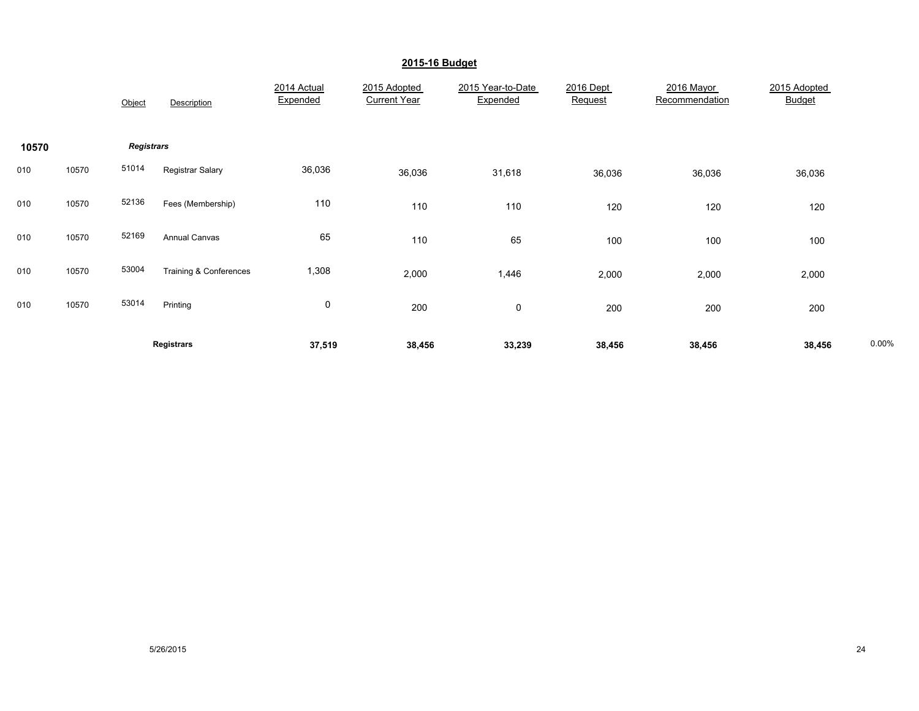## 2015-16 Budget

| | | Object | Description | 2014 Actual Expended | 2015 Adopted Current Year | 2015 Year-to-Date Expended | 2016 Dept Request | 2016 Mayor Recommendation | 2015 Adopted Budget | |
|---|---|---|---|---|---|---|---|---|---|---|
| **10570** | | ***Registrars*** | | | | | | | | |
| 010 | 10570 | 51014 | Registrar Salary | 36,036 | 36,036 | 31,618 | 36,036 | 36,036 | 36,036 | |
| 010 | 10570 | 52136 | Fees (Membership) | 110 | 110 | 110 | 120 | 120 | 120 | |
| 010 | 10570 | 52169 | Annual Canvas | 65 | 110 | 65 | 100 | 100 | 100 | |
| 010 | 10570 | 53004 | Training & Conferences | 1,308 | 2,000 | 1,446 | 2,000 | 2,000 | 2,000 | |
| 010 | 10570 | 53014 | Printing | 0 | 200 | 0 | 200 | 200 | 200 | |
| | | | **Registrars** | **37,519** | **38,456** | **33,239** | **38,456** | **38,456** | **38,456** | 0.00% |

5/26/2015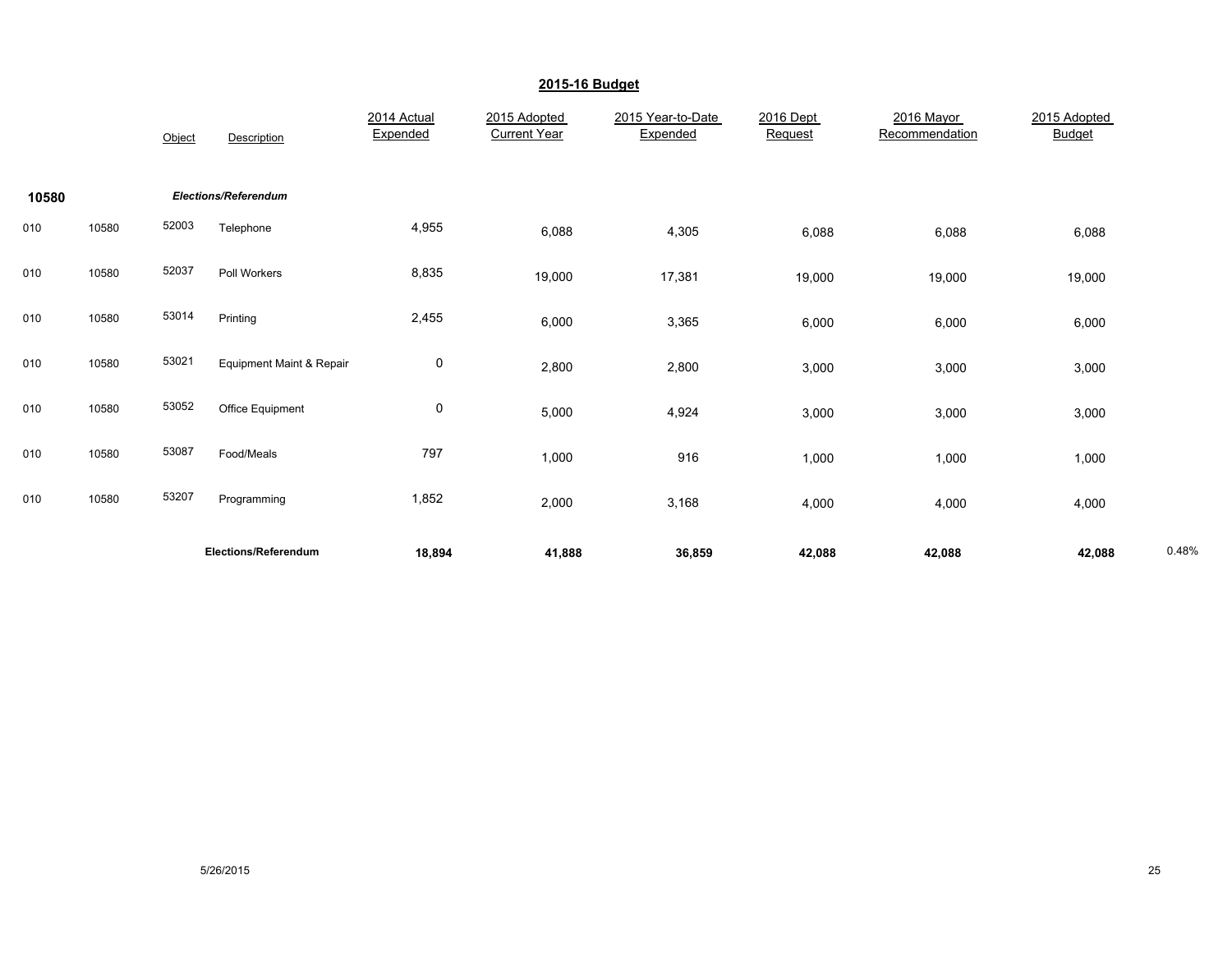## 2015-16 Budget

| | | Object | Description | 2014 Actual Expended | 2015 Adopted Current Year | 2015 Year-to-Date Expended | 2016 Dept Request | 2016 Mayor Recommendation | 2015 Adopted Budget | |
|---|---|---|---|---|---|---|---|---|---|---|
| **10580** | | | ***Elections/Referendum*** | | | | | | | |
| 010 | 10580 | 52003 | Telephone | 4,955 | 6,088 | 4,305 | 6,088 | 6,088 | 6,088 | |
| 010 | 10580 | 52037 | Poll Workers | 8,835 | 19,000 | 17,381 | 19,000 | 19,000 | 19,000 | |
| 010 | 10580 | 53014 | Printing | 2,455 | 6,000 | 3,365 | 6,000 | 6,000 | 6,000 | |
| 010 | 10580 | 53021 | Equipment Maint & Repair | 0 | 2,800 | 2,800 | 3,000 | 3,000 | 3,000 | |
| 010 | 10580 | 53052 | Office Equipment | 0 | 5,000 | 4,924 | 3,000 | 3,000 | 3,000 | |
| 010 | 10580 | 53087 | Food/Meals | 797 | 1,000 | 916 | 1,000 | 1,000 | 1,000 | |
| 010 | 10580 | 53207 | Programming | 1,852 | 2,000 | 3,168 | 4,000 | 4,000 | 4,000 | |
| | | | **Elections/Referendum** | **18,894** | **41,888** | **36,859** | **42,088** | **42,088** | **42,088** | 0.48% |

5/26/2015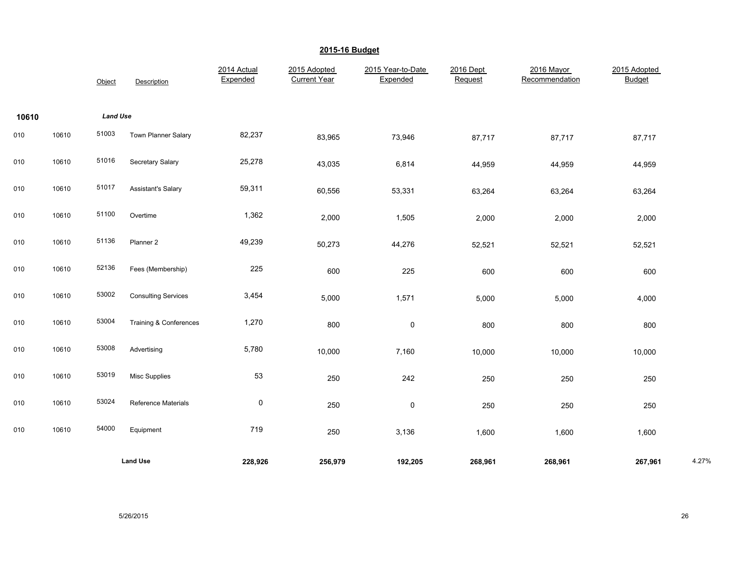## 2015-16 Budget

| | | Object | Description | 2014 Actual Expended | 2015 Adopted Current Year | 2015 Year-to-Date Expended | 2016 Dept Request | 2016 Mayor Recommendation | 2015 Adopted Budget | |
|---|---|---|---|---|---|---|---|---|---|---|
| **10610** | | ***Land Use*** | | | | | | | | |
| 010 | 10610 | 51003 | Town Planner Salary | 82,237 | 83,965 | 73,946 | 87,717 | 87,717 | 87,717 | |
| 010 | 10610 | 51016 | Secretary Salary | 25,278 | 43,035 | 6,814 | 44,959 | 44,959 | 44,959 | |
| 010 | 10610 | 51017 | Assistant's Salary | 59,311 | 60,556 | 53,331 | 63,264 | 63,264 | 63,264 | |
| 010 | 10610 | 51100 | Overtime | 1,362 | 2,000 | 1,505 | 2,000 | 2,000 | 2,000 | |
| 010 | 10610 | 51136 | Planner 2 | 49,239 | 50,273 | 44,276 | 52,521 | 52,521 | 52,521 | |
| 010 | 10610 | 52136 | Fees (Membership) | 225 | 600 | 225 | 600 | 600 | 600 | |
| 010 | 10610 | 53002 | Consulting Services | 3,454 | 5,000 | 1,571 | 5,000 | 5,000 | 4,000 | |
| 010 | 10610 | 53004 | Training & Conferences | 1,270 | 800 | 0 | 800 | 800 | 800 | |
| 010 | 10610 | 53008 | Advertising | 5,780 | 10,000 | 7,160 | 10,000 | 10,000 | 10,000 | |
| 010 | 10610 | 53019 | Misc Supplies | 53 | 250 | 242 | 250 | 250 | 250 | |
| 010 | 10610 | 53024 | Reference Materials | 0 | 250 | 0 | 250 | 250 | 250 | |
| 010 | 10610 | 54000 | Equipment | 719 | 250 | 3,136 | 1,600 | 1,600 | 1,600 | |
| | | | **Land Use** | **228,926** | **256,979** | **192,205** | **268,961** | **268,961** | **267,961** | 4.27% |

5/26/2015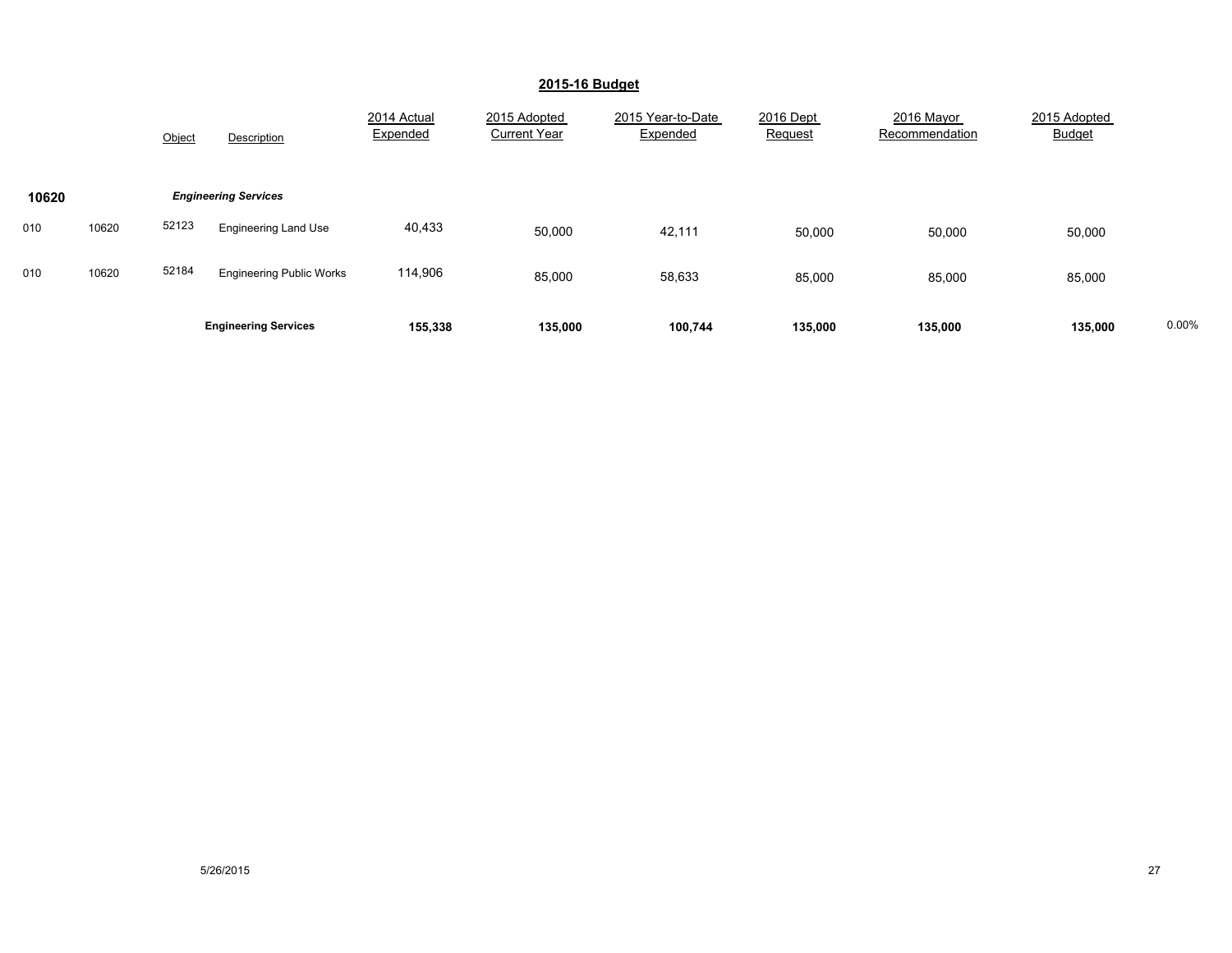## 2015-16 Budget

| | | Object | Description | 2014 Actual Expended | 2015 Adopted Current Year | 2015 Year-to-Date Expended | 2016 Dept Request | 2016 Mayor Recommendation | 2015 Adopted Budget | |
|---|---|---|---|---|---|---|---|---|---|---|
| **10620** | | | ***Engineering Services*** | | | | | | | |
| 010 | 10620 | 52123 | Engineering Land Use | 40,433 | 50,000 | 42,111 | 50,000 | 50,000 | 50,000 | |
| 010 | 10620 | 52184 | Engineering Public Works | 114,906 | 85,000 | 58,633 | 85,000 | 85,000 | 85,000 | |
| | | | **Engineering Services** | **155,338** | **135,000** | **100,744** | **135,000** | **135,000** | **135,000** | 0.00% |

5/26/2015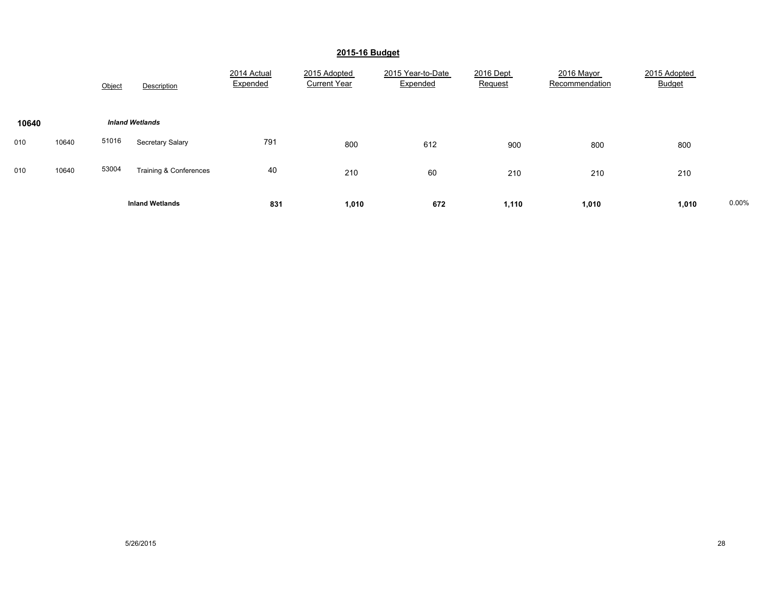## 2015-16 Budget

| | | Object | Description | 2014 Actual Expended | 2015 Adopted Current Year | 2015 Year-to-Date Expended | 2016 Dept Request | 2016 Mayor Recommendation | 2015 Adopted Budget | |
|---|---|---|---|---|---|---|---|---|---|---|
| **10640** | | | ***Inland Wetlands*** | | | | | | | |
| 010 | 10640 | 51016 | Secretary Salary | 791 | 800 | 612 | 900 | 800 | 800 | |
| 010 | 10640 | 53004 | Training & Conferences | 40 | 210 | 60 | 210 | 210 | 210 | |
| | | | **Inland Wetlands** | **831** | **1,010** | **672** | **1,110** | **1,010** | **1,010** | 0.00% |

5/26/2015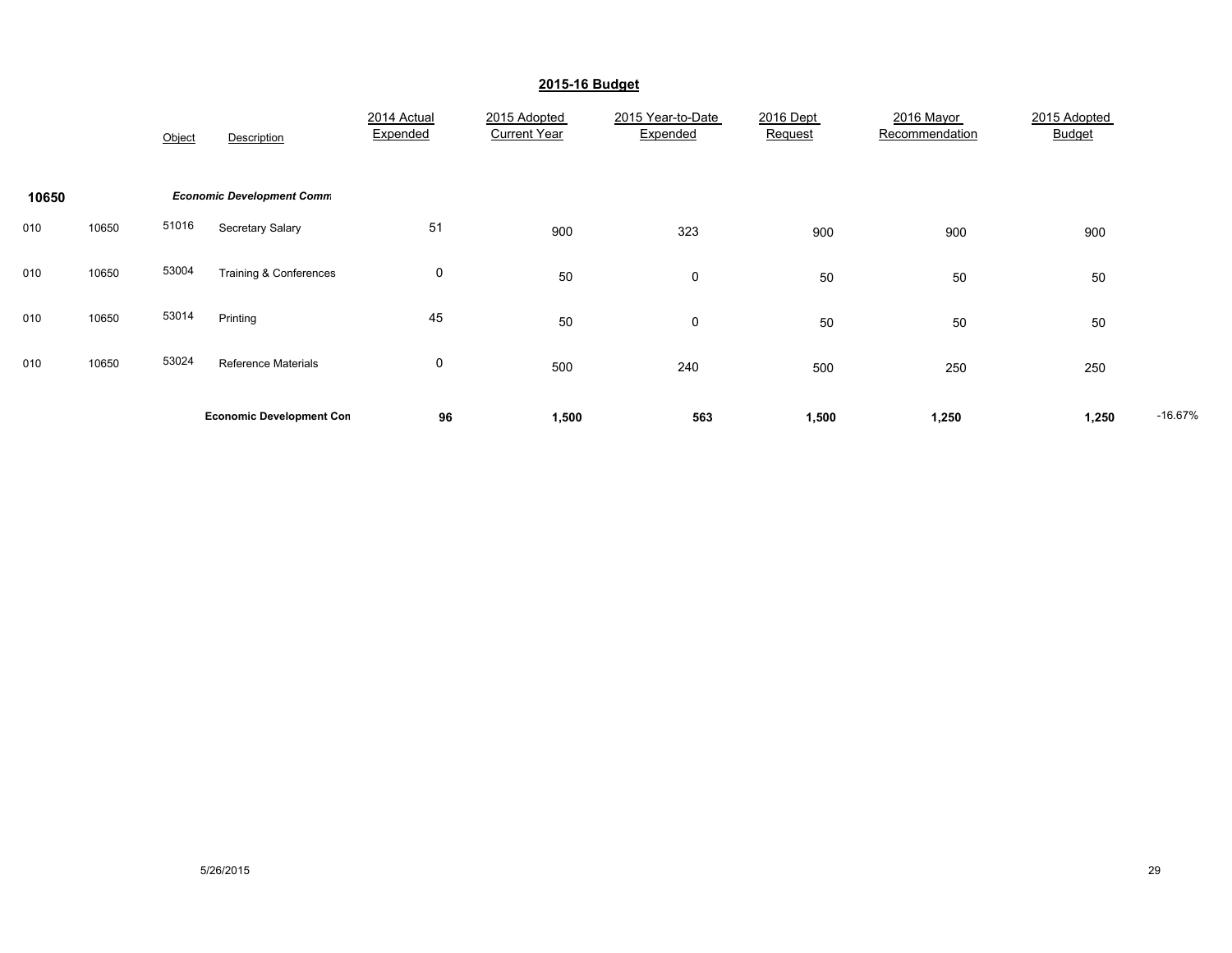## 2015-16 Budget

| | | Object | Description | 2014 Actual Expended | 2015 Adopted Current Year | 2015 Year-to-Date Expended | 2016 Dept Request | 2016 Mayor Recommendation | 2015 Adopted Budget | |
|---|---|---|---|---|---|---|---|---|---|---|
| **10650** | | | ***Economic Development Comm*** | | | | | | | |
| 010 | 10650 | 51016 | Secretary Salary | 51 | 900 | 323 | 900 | 900 | 900 | |
| 010 | 10650 | 53004 | Training & Conferences | 0 | 50 | 0 | 50 | 50 | 50 | |
| 010 | 10650 | 53014 | Printing | 45 | 50 | 0 | 50 | 50 | 50 | |
| 010 | 10650 | 53024 | Reference Materials | 0 | 500 | 240 | 500 | 250 | 250 | |
| | | | **Economic Development Con** | **96** | **1,500** | **563** | **1,500** | **1,250** | **1,250** | -16.67% |

5/26/2015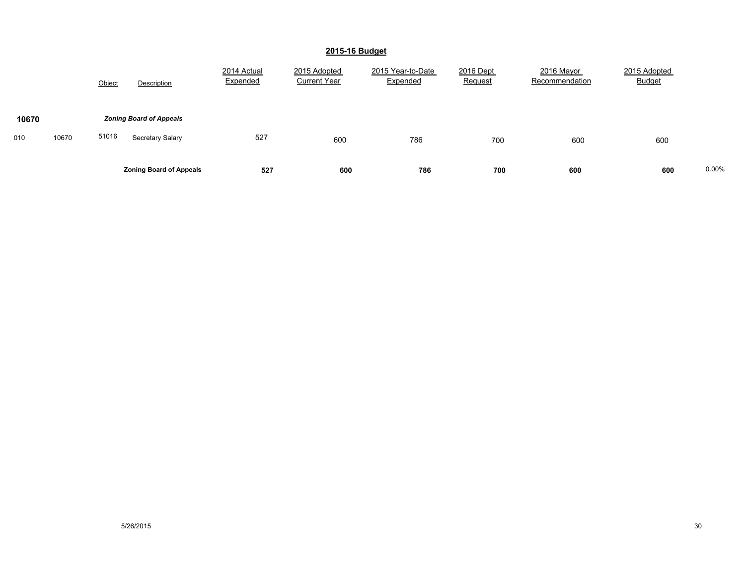## 2015-16 Budget

| | | Object | Description | 2014 Actual Expended | 2015 Adopted Current Year | 2015 Year-to-Date Expended | 2016 Dept Request | 2016 Mayor Recommendation | 2015 Adopted Budget | |
|---|---|---|---|---|---|---|---|---|---|---|
| **10670** | | | ***Zoning Board of Appeals*** | | | | | | | |
| 010 | 10670 | 51016 | Secretary Salary | 527 | 600 | 786 | 700 | 600 | 600 | |
| | | | **Zoning Board of Appeals** | **527** | **600** | **786** | **700** | **600** | **600** | 0.00% |

5/26/2015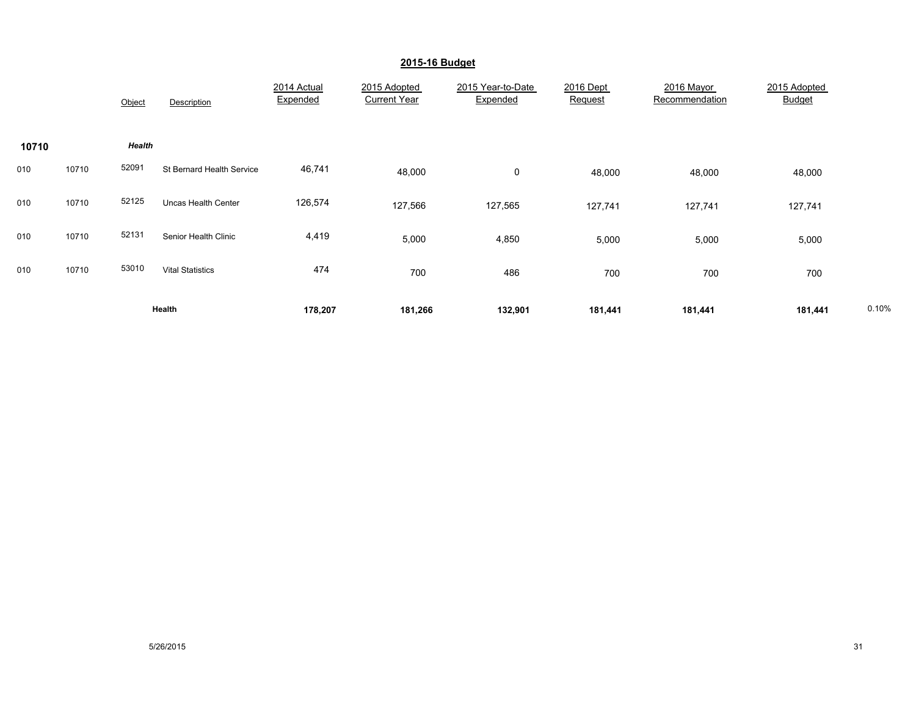## 2015-16 Budget

| | | Object | Description | 2014 Actual Expended | 2015 Adopted Current Year | 2015 Year-to-Date Expended | 2016 Dept Request | 2016 Mayor Recommendation | 2015 Adopted Budget | |
|---|---|---|---|---|---|---|---|---|---|---|
| **10710** | | ***Health*** | | | | | | | | |
| 010 | 10710 | 52091 | St Bernard Health Service | 46,741 | 48,000 | 0 | 48,000 | 48,000 | 48,000 | |
| 010 | 10710 | 52125 | Uncas Health Center | 126,574 | 127,566 | 127,565 | 127,741 | 127,741 | 127,741 | |
| 010 | 10710 | 52131 | Senior Health Clinic | 4,419 | 5,000 | 4,850 | 5,000 | 5,000 | 5,000 | |
| 010 | 10710 | 53010 | Vital Statistics | 474 | 700 | 486 | 700 | 700 | 700 | |
| | | **Health** | | **178,207** | **181,266** | **132,901** | **181,441** | **181,441** | **181,441** | 0.10% |

5/26/2015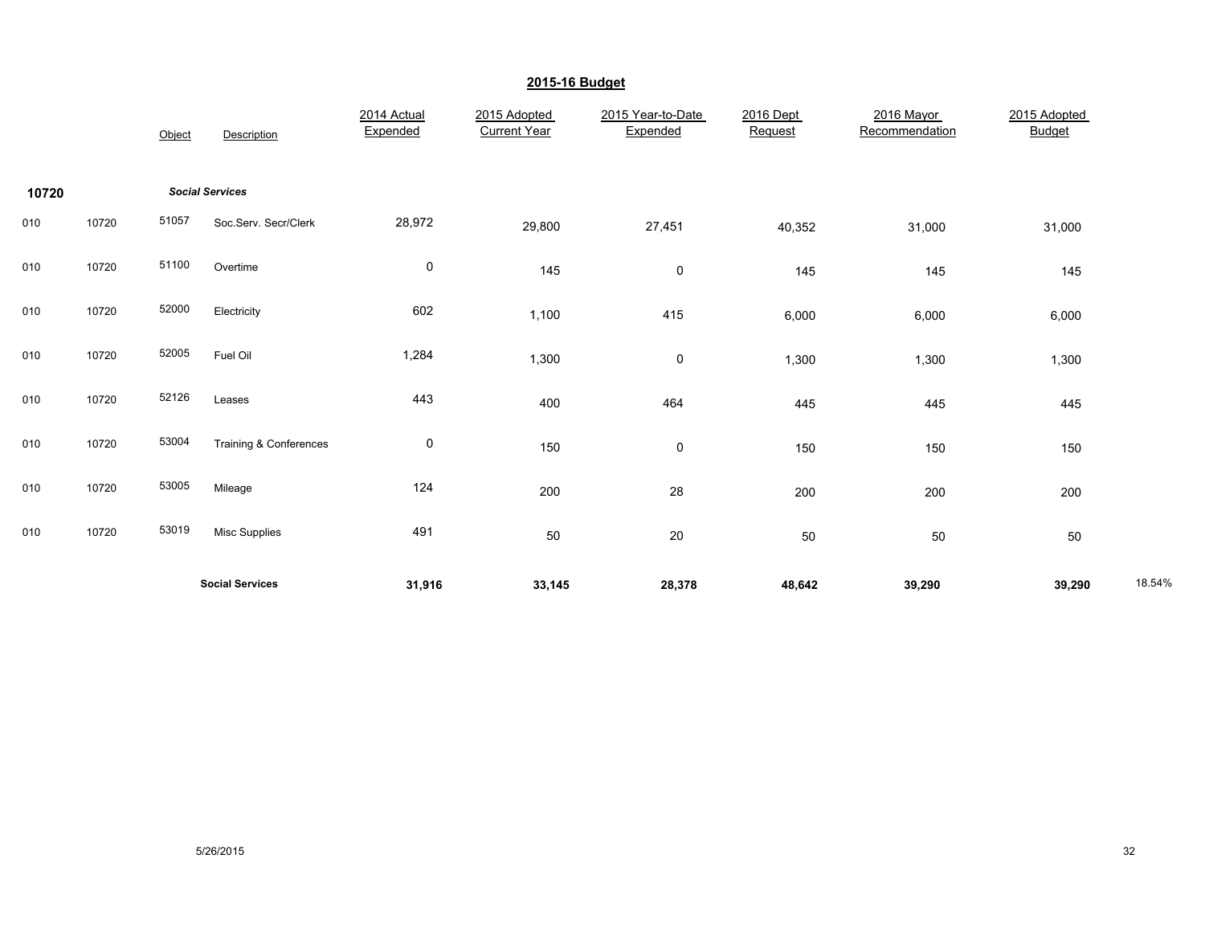## 2015-16 Budget

| | | Object | Description | 2014 Actual Expended | 2015 Adopted Current Year | 2015 Year-to-Date Expended | 2016 Dept Request | 2016 Mayor Recommendation | 2015 Adopted Budget | |
|---|---|---|---|---|---|---|---|---|---|---|
| **10720** | | | ***Social Services*** | | | | | | | |
| 010 | 10720 | 51057 | Soc.Serv. Secr/Clerk | 28,972 | 29,800 | 27,451 | 40,352 | 31,000 | 31,000 | |
| 010 | 10720 | 51100 | Overtime | 0 | 145 | 0 | 145 | 145 | 145 | |
| 010 | 10720 | 52000 | Electricity | 602 | 1,100 | 415 | 6,000 | 6,000 | 6,000 | |
| 010 | 10720 | 52005 | Fuel Oil | 1,284 | 1,300 | 0 | 1,300 | 1,300 | 1,300 | |
| 010 | 10720 | 52126 | Leases | 443 | 400 | 464 | 445 | 445 | 445 | |
| 010 | 10720 | 53004 | Training & Conferences | 0 | 150 | 0 | 150 | 150 | 150 | |
| 010 | 10720 | 53005 | Mileage | 124 | 200 | 28 | 200 | 200 | 200 | |
| 010 | 10720 | 53019 | Misc Supplies | 491 | 50 | 20 | 50 | 50 | 50 | |
| | | | **Social Services** | **31,916** | **33,145** | **28,378** | **48,642** | **39,290** | **39,290** | 18.54% |

5/26/2015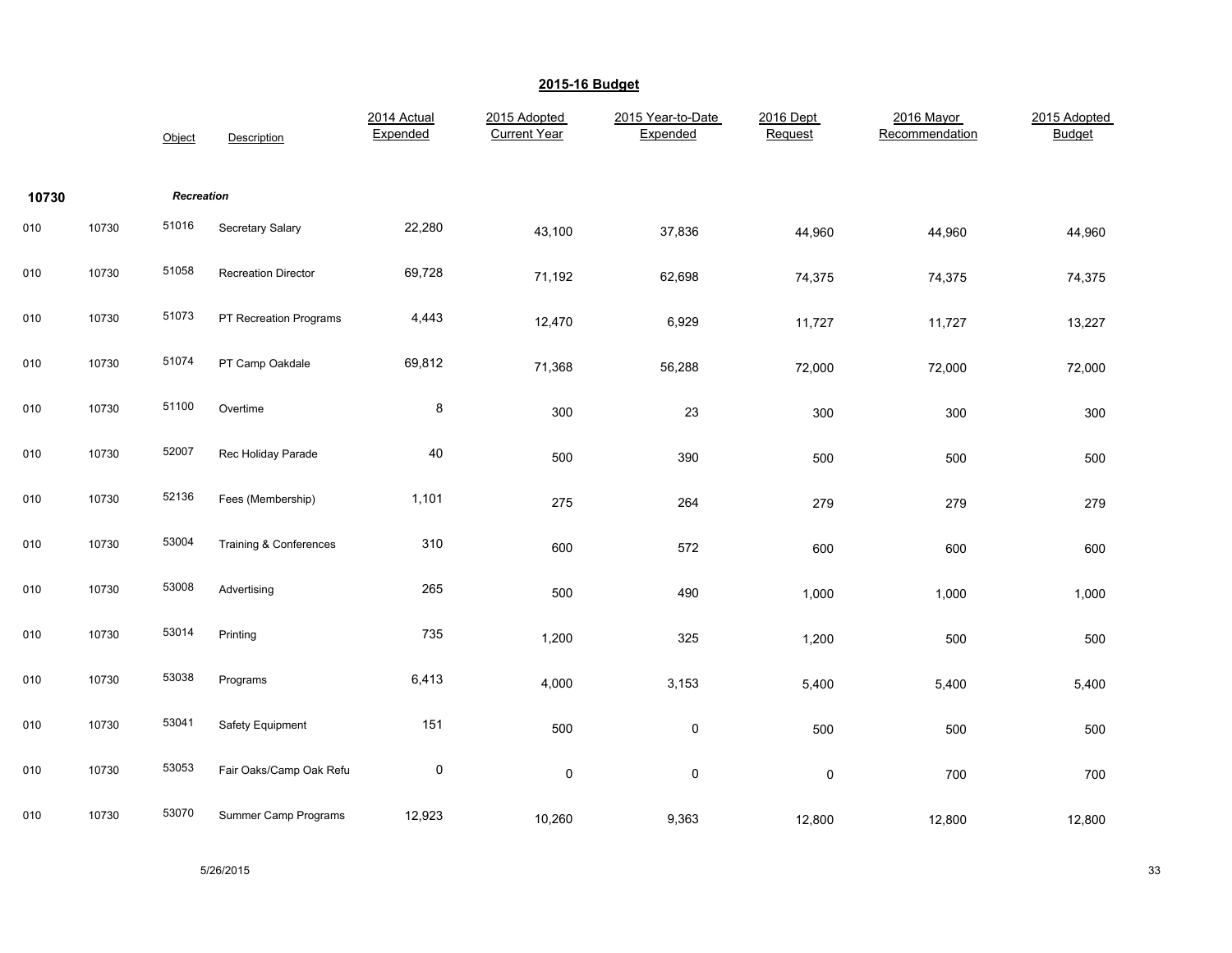## 2015-16 Budget

| | | Object | Description | 2014 Actual Expended | 2015 Adopted Current Year | 2015 Year-to-Date Expended | 2016 Dept Request | 2016 Mayor Recommendation | 2015 Adopted Budget |
|---|---|---|---|---|---|---|---|---|---|
| **10730** | | | ***Recreation*** | | | | | | |
| 010 | 10730 | 51016 | Secretary Salary | 22,280 | 43,100 | 37,836 | 44,960 | 44,960 | 44,960 |
| 010 | 10730 | 51058 | Recreation Director | 69,728 | 71,192 | 62,698 | 74,375 | 74,375 | 74,375 |
| 010 | 10730 | 51073 | PT Recreation Programs | 4,443 | 12,470 | 6,929 | 11,727 | 11,727 | 13,227 |
| 010 | 10730 | 51074 | PT Camp Oakdale | 69,812 | 71,368 | 56,288 | 72,000 | 72,000 | 72,000 |
| 010 | 10730 | 51100 | Overtime | 8 | 300 | 23 | 300 | 300 | 300 |
| 010 | 10730 | 52007 | Rec Holiday Parade | 40 | 500 | 390 | 500 | 500 | 500 |
| 010 | 10730 | 52136 | Fees (Membership) | 1,101 | 275 | 264 | 279 | 279 | 279 |
| 010 | 10730 | 53004 | Training & Conferences | 310 | 600 | 572 | 600 | 600 | 600 |
| 010 | 10730 | 53008 | Advertising | 265 | 500 | 490 | 1,000 | 1,000 | 1,000 |
| 010 | 10730 | 53014 | Printing | 735 | 1,200 | 325 | 1,200 | 500 | 500 |
| 010 | 10730 | 53038 | Programs | 6,413 | 4,000 | 3,153 | 5,400 | 5,400 | 5,400 |
| 010 | 10730 | 53041 | Safety Equipment | 151 | 500 | 0 | 500 | 500 | 500 |
| 010 | 10730 | 53053 | Fair Oaks/Camp Oak Refu | 0 | 0 | 0 | 0 | 700 | 700 |
| 010 | 10730 | 53070 | Summer Camp Programs | 12,923 | 10,260 | 9,363 | 12,800 | 12,800 | 12,800 |

5/26/2015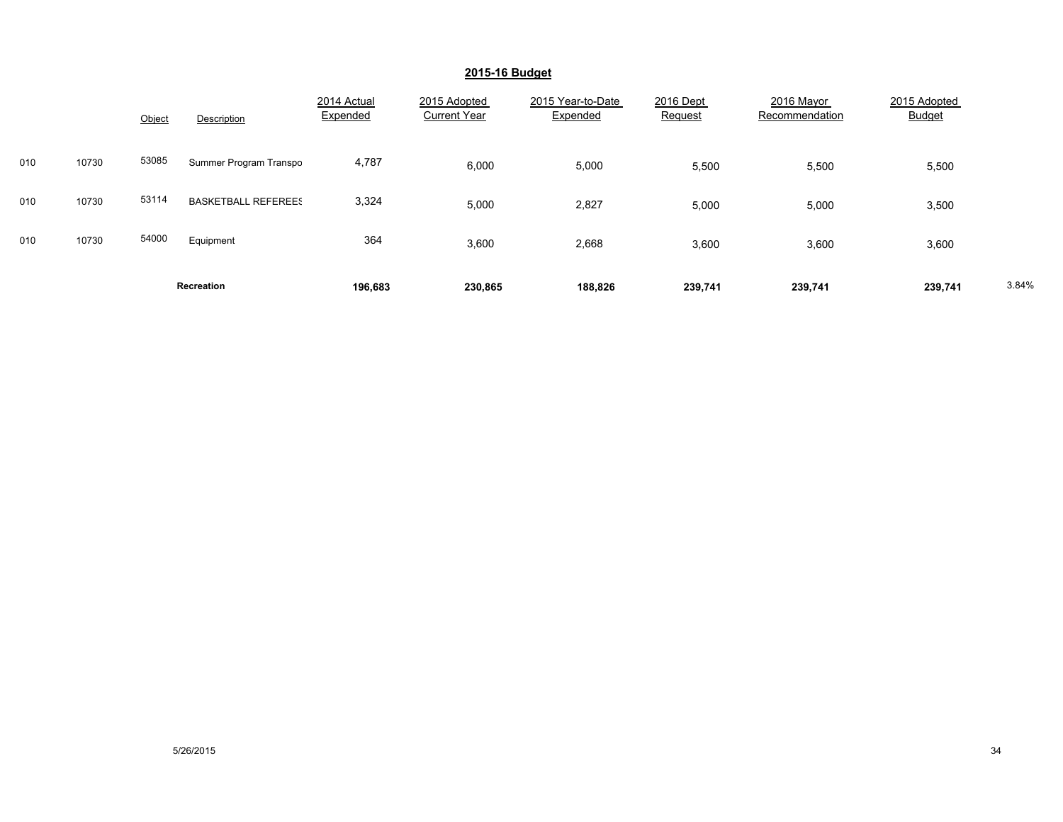## 2015-16 Budget

| | | Object | Description | 2014 Actual Expended | 2015 Adopted Current Year | 2015 Year-to-Date Expended | 2016 Dept Request | 2016 Mayor Recommendation | 2015 Adopted Budget | |
|---|---|---|---|---|---|---|---|---|---|---|
| 010 | 10730 | 53085 | Summer Program Transpo | 4,787 | 6,000 | 5,000 | 5,500 | 5,500 | 5,500 | |
| 010 | 10730 | 53114 | BASKETBALL REFEREES | 3,324 | 5,000 | 2,827 | 5,000 | 5,000 | 3,500 | |
| 010 | 10730 | 54000 | Equipment | 364 | 3,600 | 2,668 | 3,600 | 3,600 | 3,600 | |
| | | | **Recreation** | **196,683** | **230,865** | **188,826** | **239,741** | **239,741** | **239,741** | 3.84% |

5/26/2015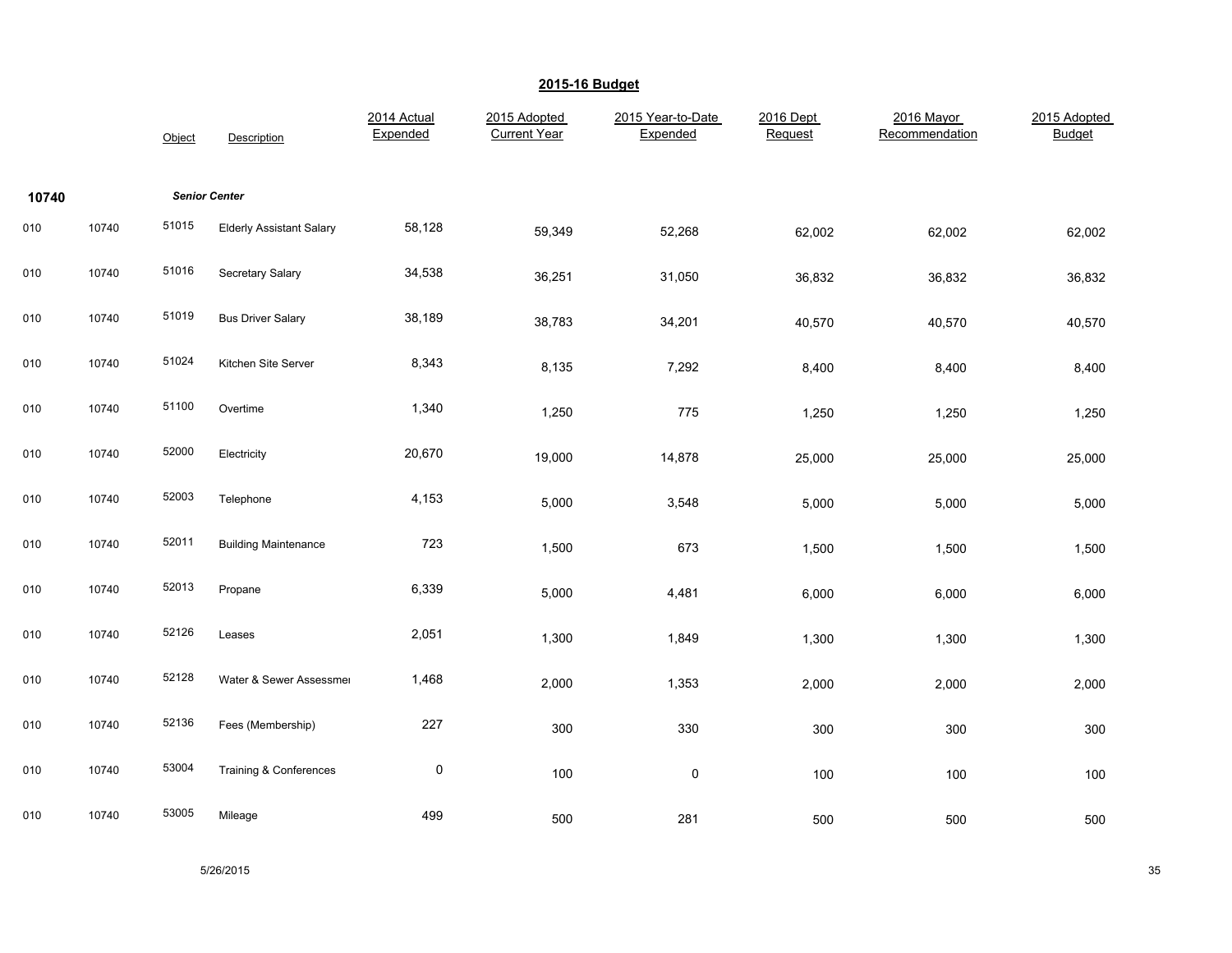## 2015-16 Budget

| | | Object | Description | 2014 Actual Expended | 2015 Adopted Current Year | 2015 Year-to-Date Expended | 2016 Dept Request | 2016 Mayor Recommendation | 2015 Adopted Budget |
|---|---|---|---|---|---|---|---|---|---|
| **10740** | | ***Senior Center*** | | | | | | | |
| 010 | 10740 | 51015 | Elderly Assistant Salary | 58,128 | 59,349 | 52,268 | 62,002 | 62,002 | 62,002 |
| 010 | 10740 | 51016 | Secretary Salary | 34,538 | 36,251 | 31,050 | 36,832 | 36,832 | 36,832 |
| 010 | 10740 | 51019 | Bus Driver Salary | 38,189 | 38,783 | 34,201 | 40,570 | 40,570 | 40,570 |
| 010 | 10740 | 51024 | Kitchen Site Server | 8,343 | 8,135 | 7,292 | 8,400 | 8,400 | 8,400 |
| 010 | 10740 | 51100 | Overtime | 1,340 | 1,250 | 775 | 1,250 | 1,250 | 1,250 |
| 010 | 10740 | 52000 | Electricity | 20,670 | 19,000 | 14,878 | 25,000 | 25,000 | 25,000 |
| 010 | 10740 | 52003 | Telephone | 4,153 | 5,000 | 3,548 | 5,000 | 5,000 | 5,000 |
| 010 | 10740 | 52011 | Building Maintenance | 723 | 1,500 | 673 | 1,500 | 1,500 | 1,500 |
| 010 | 10740 | 52013 | Propane | 6,339 | 5,000 | 4,481 | 6,000 | 6,000 | 6,000 |
| 010 | 10740 | 52126 | Leases | 2,051 | 1,300 | 1,849 | 1,300 | 1,300 | 1,300 |
| 010 | 10740 | 52128 | Water & Sewer Assessmei | 1,468 | 2,000 | 1,353 | 2,000 | 2,000 | 2,000 |
| 010 | 10740 | 52136 | Fees (Membership) | 227 | 300 | 330 | 300 | 300 | 300 |
| 010 | 10740 | 53004 | Training & Conferences | 0 | 100 | 0 | 100 | 100 | 100 |
| 010 | 10740 | 53005 | Mileage | 499 | 500 | 281 | 500 | 500 | 500 |

5/26/2015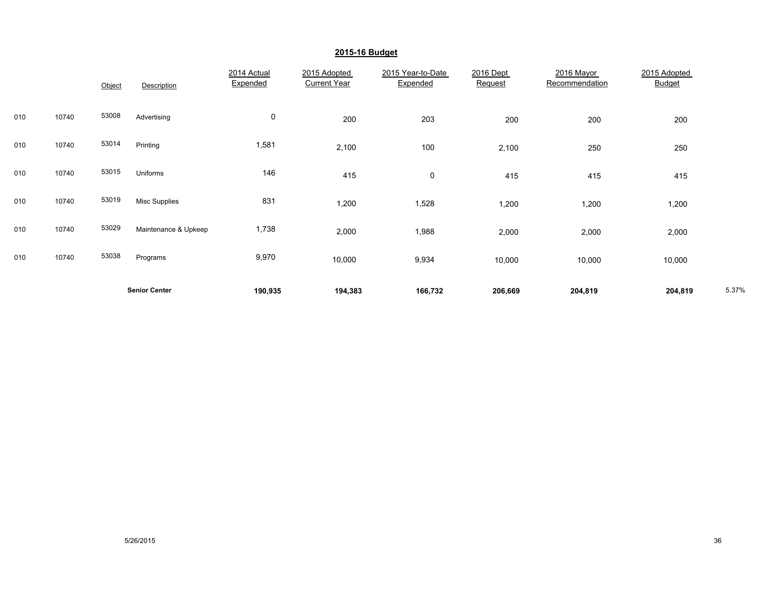## 2015-16 Budget

| | | Object | Description | 2014 Actual Expended | 2015 Adopted Current Year | 2015 Year-to-Date Expended | 2016 Dept Request | 2016 Mayor Recommendation | 2015 Adopted Budget | |
|---|---|---|---|---|---|---|---|---|---|---|
| 010 | 10740 | 53008 | Advertising | 0 | 200 | 203 | 200 | 200 | 200 | |
| 010 | 10740 | 53014 | Printing | 1,581 | 2,100 | 100 | 2,100 | 250 | 250 | |
| 010 | 10740 | 53015 | Uniforms | 146 | 415 | 0 | 415 | 415 | 415 | |
| 010 | 10740 | 53019 | Misc Supplies | 831 | 1,200 | 1,528 | 1,200 | 1,200 | 1,200 | |
| 010 | 10740 | 53029 | Maintenance & Upkeep | 1,738 | 2,000 | 1,988 | 2,000 | 2,000 | 2,000 | |
| 010 | 10740 | 53038 | Programs | 9,970 | 10,000 | 9,934 | 10,000 | 10,000 | 10,000 | |
| | | | **Senior Center** | **190,935** | **194,383** | **166,732** | **206,669** | **204,819** | **204,819** | 5.37% |

5/26/2015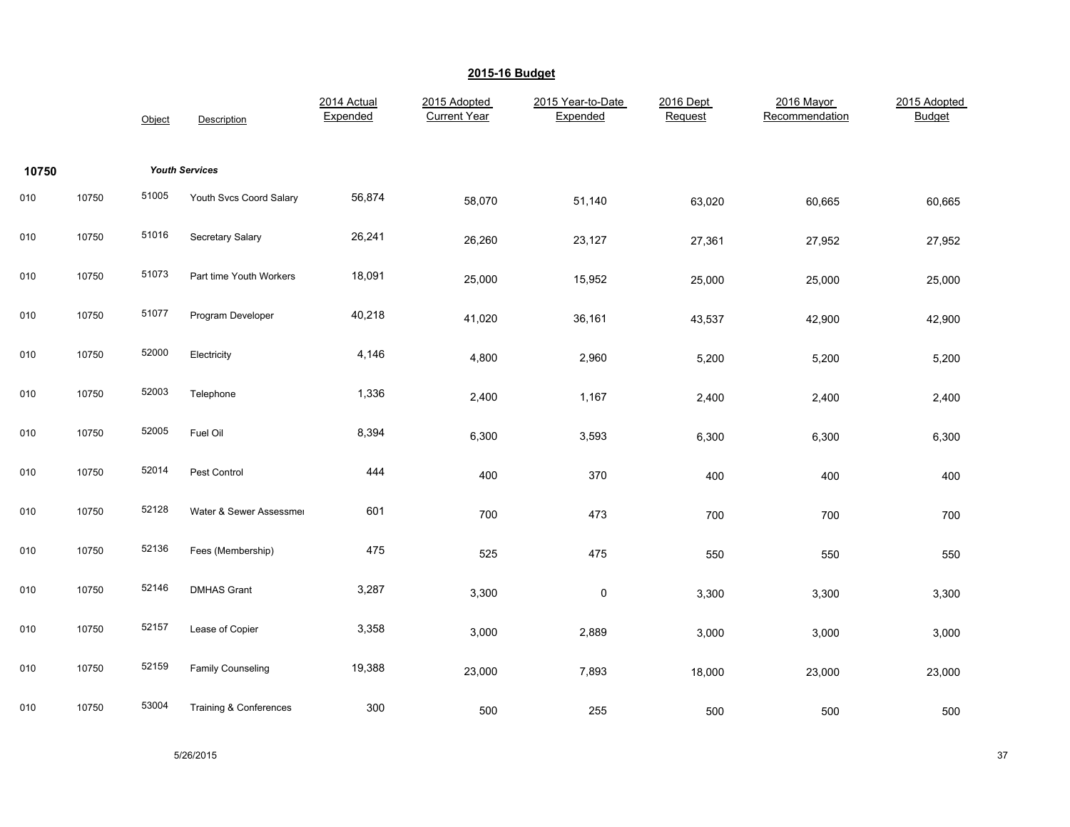## 2015-16 Budget

| | | Object | Description | 2014 Actual Expended | 2015 Adopted Current Year | 2015 Year-to-Date Expended | 2016 Dept Request | 2016 Mayor Recommendation | 2015 Adopted Budget |
|---|---|---|---|---|---|---|---|---|---|
| **10750** | | | ***Youth Services*** | | | | | | |
| 010 | 10750 | 51005 | Youth Svcs Coord Salary | 56,874 | 58,070 | 51,140 | 63,020 | 60,665 | 60,665 |
| 010 | 10750 | 51016 | Secretary Salary | 26,241 | 26,260 | 23,127 | 27,361 | 27,952 | 27,952 |
| 010 | 10750 | 51073 | Part time Youth Workers | 18,091 | 25,000 | 15,952 | 25,000 | 25,000 | 25,000 |
| 010 | 10750 | 51077 | Program Developer | 40,218 | 41,020 | 36,161 | 43,537 | 42,900 | 42,900 |
| 010 | 10750 | 52000 | Electricity | 4,146 | 4,800 | 2,960 | 5,200 | 5,200 | 5,200 |
| 010 | 10750 | 52003 | Telephone | 1,336 | 2,400 | 1,167 | 2,400 | 2,400 | 2,400 |
| 010 | 10750 | 52005 | Fuel Oil | 8,394 | 6,300 | 3,593 | 6,300 | 6,300 | 6,300 |
| 010 | 10750 | 52014 | Pest Control | 444 | 400 | 370 | 400 | 400 | 400 |
| 010 | 10750 | 52128 | Water & Sewer Assessmei | 601 | 700 | 473 | 700 | 700 | 700 |
| 010 | 10750 | 52136 | Fees (Membership) | 475 | 525 | 475 | 550 | 550 | 550 |
| 010 | 10750 | 52146 | DMHAS Grant | 3,287 | 3,300 | 0 | 3,300 | 3,300 | 3,300 |
| 010 | 10750 | 52157 | Lease of Copier | 3,358 | 3,000 | 2,889 | 3,000 | 3,000 | 3,000 |
| 010 | 10750 | 52159 | Family Counseling | 19,388 | 23,000 | 7,893 | 18,000 | 23,000 | 23,000 |
| 010 | 10750 | 53004 | Training & Conferences | 300 | 500 | 255 | 500 | 500 | 500 |

5/26/2015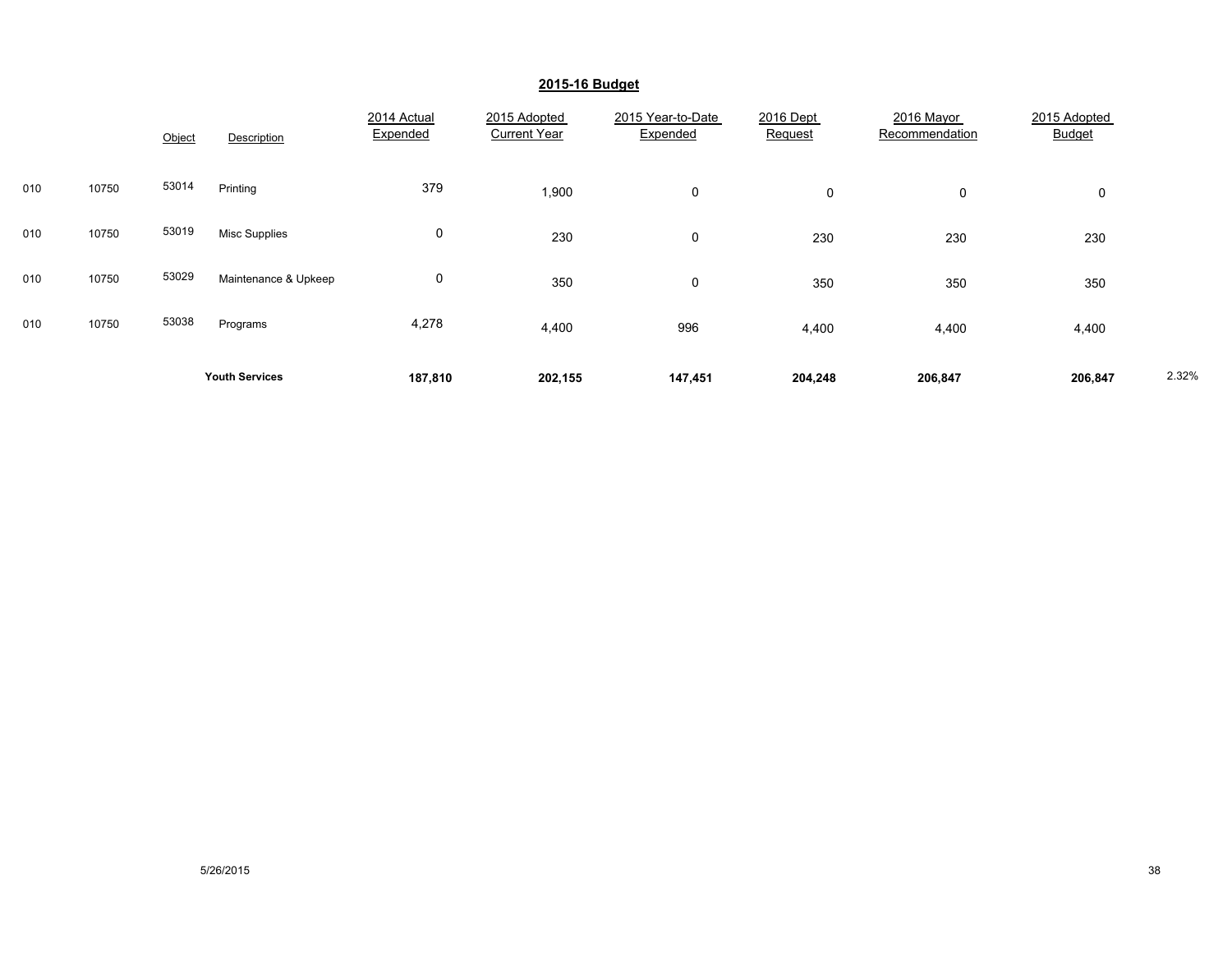## 2015-16 Budget

| | | Object | Description | 2014 Actual Expended | 2015 Adopted Current Year | 2015 Year-to-Date Expended | 2016 Dept Request | 2016 Mayor Recommendation | 2015 Adopted Budget | |
|---|---|---|---|---|---|---|---|---|---|---|
| 010 | 10750 | 53014 | Printing | 379 | 1,900 | 0 | 0 | 0 | 0 | |
| 010 | 10750 | 53019 | Misc Supplies | 0 | 230 | 0 | 230 | 230 | 230 | |
| 010 | 10750 | 53029 | Maintenance & Upkeep | 0 | 350 | 0 | 350 | 350 | 350 | |
| 010 | 10750 | 53038 | Programs | 4,278 | 4,400 | 996 | 4,400 | 4,400 | 4,400 | |
| | | | **Youth Services** | **187,810** | **202,155** | **147,451** | **204,248** | **206,847** | **206,847** | 2.32% |

5/26/2015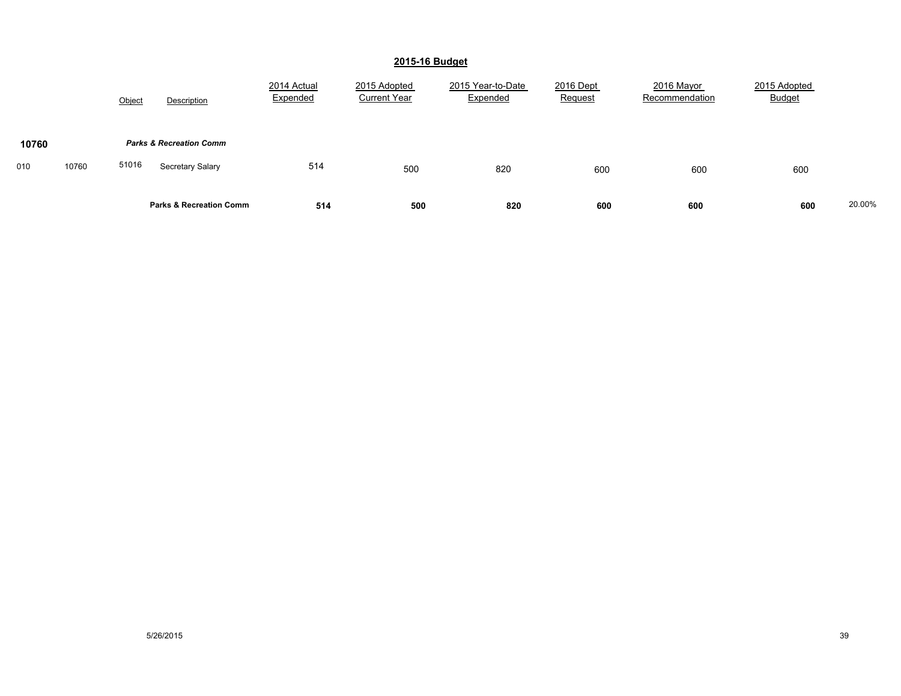## 2015-16 Budget

| | | Object | Description | 2014 Actual Expended | 2015 Adopted Current Year | 2015 Year-to-Date Expended | 2016 Dept Request | 2016 Mayor Recommendation | 2015 Adopted Budget | |
|---|---|---|---|---|---|---|---|---|---|---|
| **10760** | | | ***Parks & Recreation Comm*** | | | | | | | |
| 010 | 10760 | 51016 | Secretary Salary | 514 | 500 | 820 | 600 | 600 | 600 | |
| | | | **Parks & Recreation Comm** | **514** | **500** | **820** | **600** | **600** | **600** | 20.00% |

5/26/2015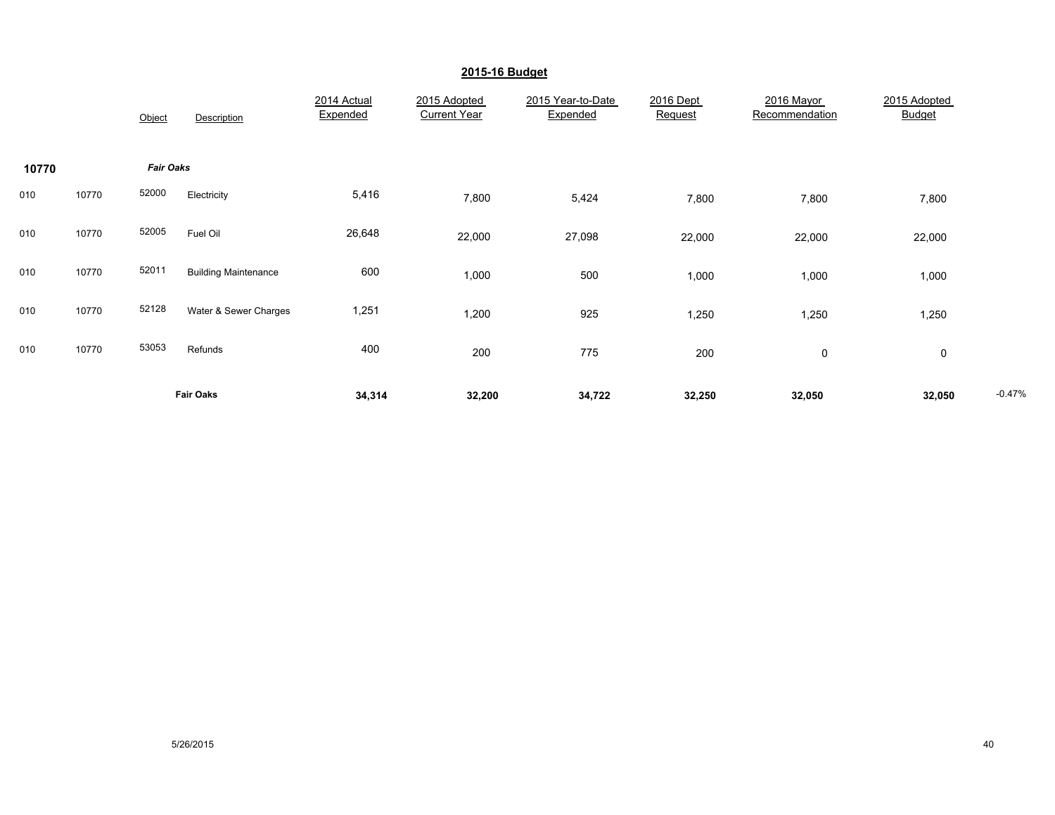## 2015-16 Budget

| | | Object | Description | 2014 Actual Expended | 2015 Adopted Current Year | 2015 Year-to-Date Expended | 2016 Dept Request | 2016 Mayor Recommendation | 2015 Adopted Budget | |
|---|---|---|---|---|---|---|---|---|---|---|
| **10770** | | ***Fair Oaks*** | | | | | | | | |
| 010 | 10770 | 52000 | Electricity | 5,416 | 7,800 | 5,424 | 7,800 | 7,800 | 7,800 | |
| 010 | 10770 | 52005 | Fuel Oil | 26,648 | 22,000 | 27,098 | 22,000 | 22,000 | 22,000 | |
| 010 | 10770 | 52011 | Building Maintenance | 600 | 1,000 | 500 | 1,000 | 1,000 | 1,000 | |
| 010 | 10770 | 52128 | Water & Sewer Charges | 1,251 | 1,200 | 925 | 1,250 | 1,250 | 1,250 | |
| 010 | 10770 | 53053 | Refunds | 400 | 200 | 775 | 200 | 0 | 0 | |
| | | | **Fair Oaks** | **34,314** | **32,200** | **34,722** | **32,250** | **32,050** | **32,050** | -0.47% |

5/26/2015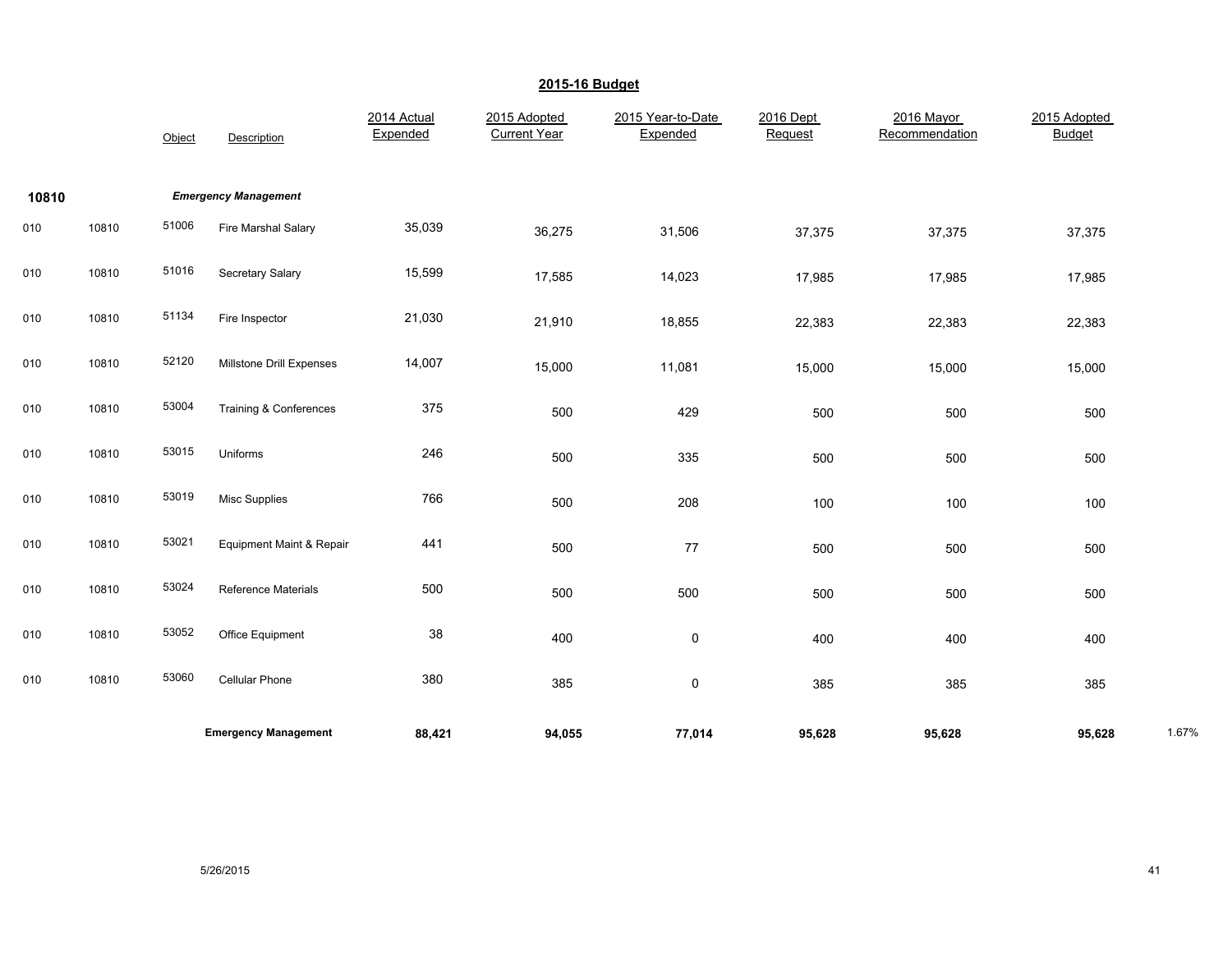## 2015-16 Budget

| | | Object | Description | 2014 Actual Expended | 2015 Adopted Current Year | 2015 Year-to-Date Expended | 2016 Dept Request | 2016 Mayor Recommendation | 2015 Adopted Budget | |
|---|---|---|---|---|---|---|---|---|---|---|
| **10810** | | | ***Emergency Management*** | | | | | | | |
| 010 | 10810 | 51006 | Fire Marshal Salary | 35,039 | 36,275 | 31,506 | 37,375 | 37,375 | 37,375 | |
| 010 | 10810 | 51016 | Secretary Salary | 15,599 | 17,585 | 14,023 | 17,985 | 17,985 | 17,985 | |
| 010 | 10810 | 51134 | Fire Inspector | 21,030 | 21,910 | 18,855 | 22,383 | 22,383 | 22,383 | |
| 010 | 10810 | 52120 | Millstone Drill Expenses | 14,007 | 15,000 | 11,081 | 15,000 | 15,000 | 15,000 | |
| 010 | 10810 | 53004 | Training & Conferences | 375 | 500 | 429 | 500 | 500 | 500 | |
| 010 | 10810 | 53015 | Uniforms | 246 | 500 | 335 | 500 | 500 | 500 | |
| 010 | 10810 | 53019 | Misc Supplies | 766 | 500 | 208 | 100 | 100 | 100 | |
| 010 | 10810 | 53021 | Equipment Maint & Repair | 441 | 500 | 77 | 500 | 500 | 500 | |
| 010 | 10810 | 53024 | Reference Materials | 500 | 500 | 500 | 500 | 500 | 500 | |
| 010 | 10810 | 53052 | Office Equipment | 38 | 400 | 0 | 400 | 400 | 400 | |
| 010 | 10810 | 53060 | Cellular Phone | 380 | 385 | 0 | 385 | 385 | 385 | |
| | | | **Emergency Management** | **88,421** | **94,055** | **77,014** | **95,628** | **95,628** | **95,628** | 1.67% |

5/26/2015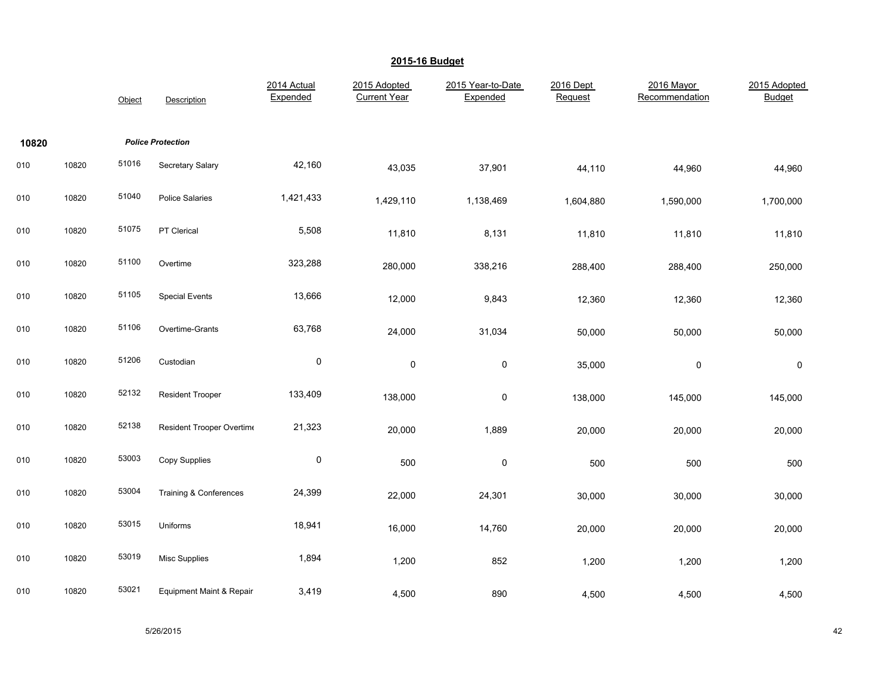## 2015-16 Budget

| | | Object | Description | 2014 Actual Expended | 2015 Adopted Current Year | 2015 Year-to-Date Expended | 2016 Dept Request | 2016 Mayor Recommendation | 2015 Adopted Budget |
|---|---|---|---|---|---|---|---|---|---|
| **10820** | | | ***Police Protection*** | | | | | | |
| 010 | 10820 | 51016 | Secretary Salary | 42,160 | 43,035 | 37,901 | 44,110 | 44,960 | 44,960 |
| 010 | 10820 | 51040 | Police Salaries | 1,421,433 | 1,429,110 | 1,138,469 | 1,604,880 | 1,590,000 | 1,700,000 |
| 010 | 10820 | 51075 | PT Clerical | 5,508 | 11,810 | 8,131 | 11,810 | 11,810 | 11,810 |
| 010 | 10820 | 51100 | Overtime | 323,288 | 280,000 | 338,216 | 288,400 | 288,400 | 250,000 |
| 010 | 10820 | 51105 | Special Events | 13,666 | 12,000 | 9,843 | 12,360 | 12,360 | 12,360 |
| 010 | 10820 | 51106 | Overtime-Grants | 63,768 | 24,000 | 31,034 | 50,000 | 50,000 | 50,000 |
| 010 | 10820 | 51206 | Custodian | 0 | 0 | 0 | 35,000 | 0 | 0 |
| 010 | 10820 | 52132 | Resident Trooper | 133,409 | 138,000 | 0 | 138,000 | 145,000 | 145,000 |
| 010 | 10820 | 52138 | Resident Trooper Overtime | 21,323 | 20,000 | 1,889 | 20,000 | 20,000 | 20,000 |
| 010 | 10820 | 53003 | Copy Supplies | 0 | 500 | 0 | 500 | 500 | 500 |
| 010 | 10820 | 53004 | Training & Conferences | 24,399 | 22,000 | 24,301 | 30,000 | 30,000 | 30,000 |
| 010 | 10820 | 53015 | Uniforms | 18,941 | 16,000 | 14,760 | 20,000 | 20,000 | 20,000 |
| 010 | 10820 | 53019 | Misc Supplies | 1,894 | 1,200 | 852 | 1,200 | 1,200 | 1,200 |
| 010 | 10820 | 53021 | Equipment Maint & Repair | 3,419 | 4,500 | 890 | 4,500 | 4,500 | 4,500 |

5/26/2015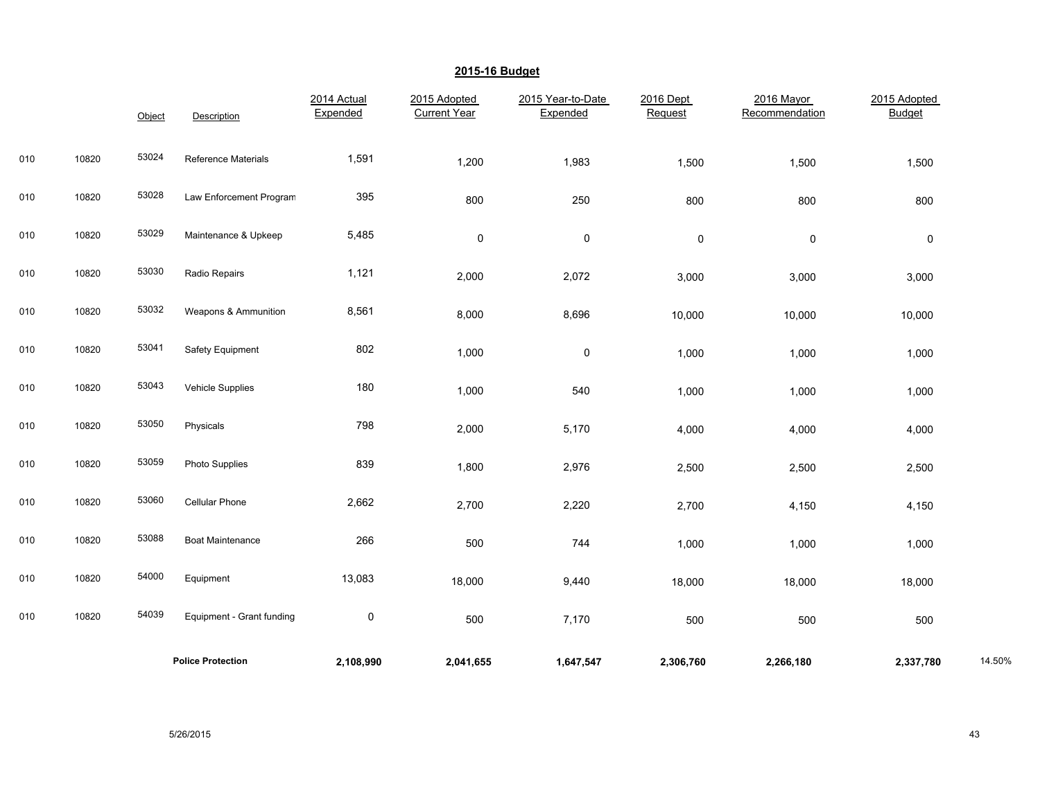## 2015-16 Budget

| | | Object | Description | 2014 Actual Expended | 2015 Adopted Current Year | 2015 Year-to-Date Expended | 2016 Dept Request | 2016 Mayor Recommendation | 2015 Adopted Budget | |
|---|---|---|---|---|---|---|---|---|---|---|
| 010 | 10820 | 53024 | Reference Materials | 1,591 | 1,200 | 1,983 | 1,500 | 1,500 | 1,500 | |
| 010 | 10820 | 53028 | Law Enforcement Program | 395 | 800 | 250 | 800 | 800 | 800 | |
| 010 | 10820 | 53029 | Maintenance & Upkeep | 5,485 | 0 | 0 | 0 | 0 | 0 | |
| 010 | 10820 | 53030 | Radio Repairs | 1,121 | 2,000 | 2,072 | 3,000 | 3,000 | 3,000 | |
| 010 | 10820 | 53032 | Weapons & Ammunition | 8,561 | 8,000 | 8,696 | 10,000 | 10,000 | 10,000 | |
| 010 | 10820 | 53041 | Safety Equipment | 802 | 1,000 | 0 | 1,000 | 1,000 | 1,000 | |
| 010 | 10820 | 53043 | Vehicle Supplies | 180 | 1,000 | 540 | 1,000 | 1,000 | 1,000 | |
| 010 | 10820 | 53050 | Physicals | 798 | 2,000 | 5,170 | 4,000 | 4,000 | 4,000 | |
| 010 | 10820 | 53059 | Photo Supplies | 839 | 1,800 | 2,976 | 2,500 | 2,500 | 2,500 | |
| 010 | 10820 | 53060 | Cellular Phone | 2,662 | 2,700 | 2,220 | 2,700 | 4,150 | 4,150 | |
| 010 | 10820 | 53088 | Boat Maintenance | 266 | 500 | 744 | 1,000 | 1,000 | 1,000 | |
| 010 | 10820 | 54000 | Equipment | 13,083 | 18,000 | 9,440 | 18,000 | 18,000 | 18,000 | |
| 010 | 10820 | 54039 | Equipment - Grant funding | 0 | 500 | 7,170 | 500 | 500 | 500 | |
| | | | **Police Protection** | **2,108,990** | **2,041,655** | **1,647,547** | **2,306,760** | **2,266,180** | **2,337,780** | 14.50% |

5/26/2015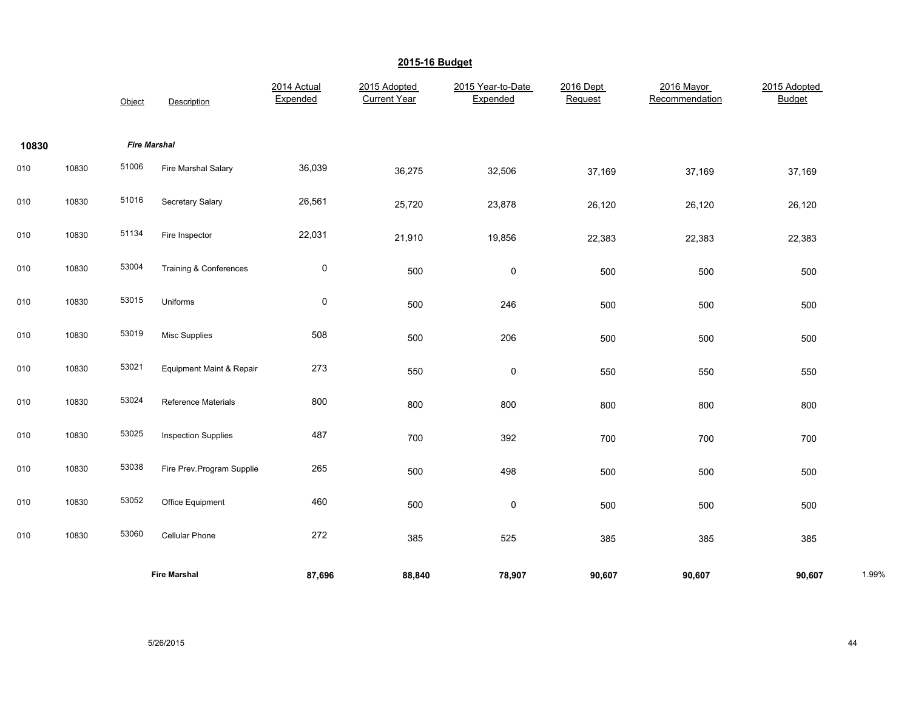## 2015-16 Budget

| | | Object | Description | 2014 Actual Expended | 2015 Adopted Current Year | 2015 Year-to-Date Expended | 2016 Dept Request | 2016 Mayor Recommendation | 2015 Adopted Budget | |
|---|---|---|---|---|---|---|---|---|---|---|
| **10830** | | ***Fire Marshal*** | | | | | | | | |
| 010 | 10830 | 51006 | Fire Marshal Salary | 36,039 | 36,275 | 32,506 | 37,169 | 37,169 | 37,169 | |
| 010 | 10830 | 51016 | Secretary Salary | 26,561 | 25,720 | 23,878 | 26,120 | 26,120 | 26,120 | |
| 010 | 10830 | 51134 | Fire Inspector | 22,031 | 21,910 | 19,856 | 22,383 | 22,383 | 22,383 | |
| 010 | 10830 | 53004 | Training & Conferences | 0 | 500 | 0 | 500 | 500 | 500 | |
| 010 | 10830 | 53015 | Uniforms | 0 | 500 | 246 | 500 | 500 | 500 | |
| 010 | 10830 | 53019 | Misc Supplies | 508 | 500 | 206 | 500 | 500 | 500 | |
| 010 | 10830 | 53021 | Equipment Maint & Repair | 273 | 550 | 0 | 550 | 550 | 550 | |
| 010 | 10830 | 53024 | Reference Materials | 800 | 800 | 800 | 800 | 800 | 800 | |
| 010 | 10830 | 53025 | Inspection Supplies | 487 | 700 | 392 | 700 | 700 | 700 | |
| 010 | 10830 | 53038 | Fire Prev.Program Supplie | 265 | 500 | 498 | 500 | 500 | 500 | |
| 010 | 10830 | 53052 | Office Equipment | 460 | 500 | 0 | 500 | 500 | 500 | |
| 010 | 10830 | 53060 | Cellular Phone | 272 | 385 | 525 | 385 | 385 | 385 | |
| | | | **Fire Marshal** | **87,696** | **88,840** | **78,907** | **90,607** | **90,607** | **90,607** | 1.99% |

5/26/2015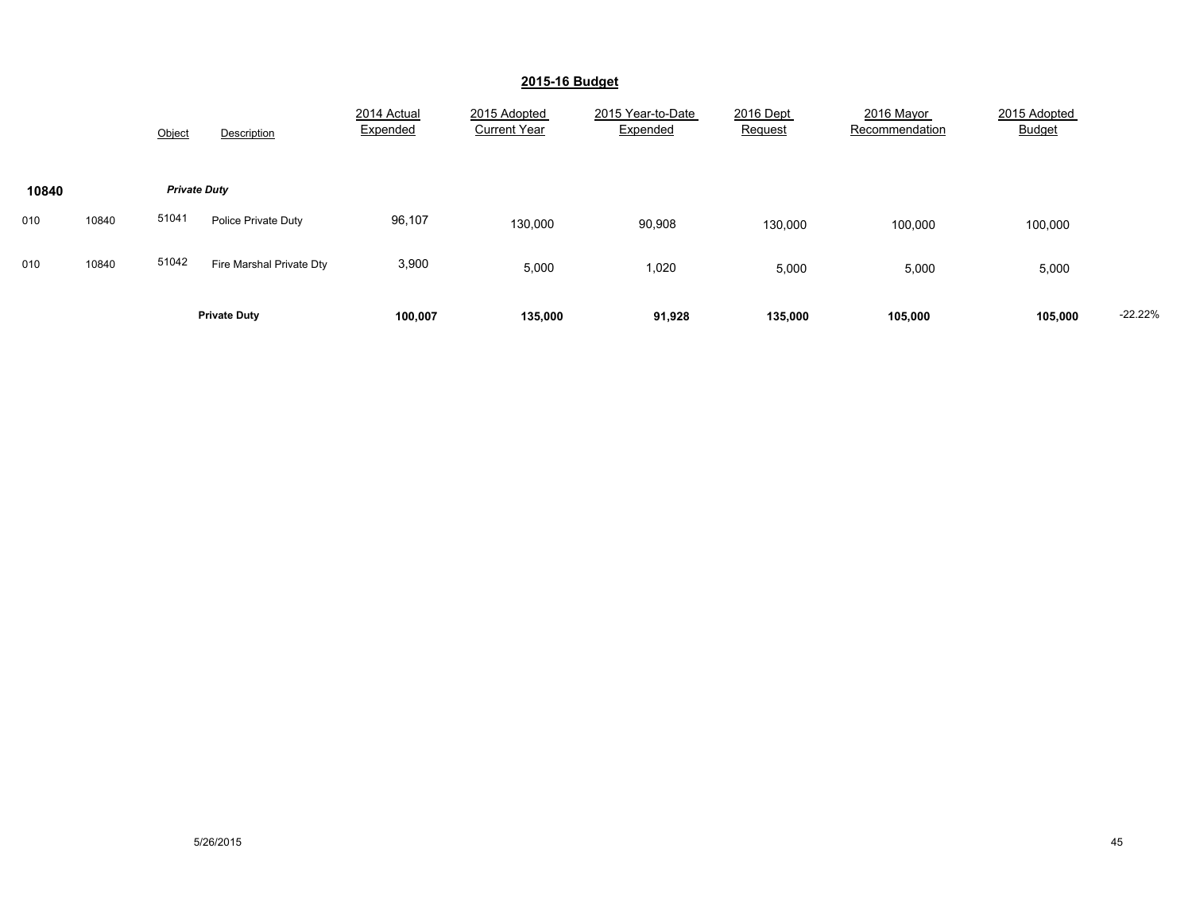## 2015-16 Budget

| | | Object | Description | 2014 Actual Expended | 2015 Adopted Current Year | 2015 Year-to-Date Expended | 2016 Dept Request | 2016 Mayor Recommendation | 2015 Adopted Budget | |
|---|---|---|---|---|---|---|---|---|---|---|
| **10840** | | ***Private Duty*** | | | | | | | | |
| 010 | 10840 | 51041 | Police Private Duty | 96,107 | 130,000 | 90,908 | 130,000 | 100,000 | 100,000 | |
| 010 | 10840 | 51042 | Fire Marshal Private Dty | 3,900 | 5,000 | 1,020 | 5,000 | 5,000 | 5,000 | |
| | | | **Private Duty** | **100,007** | **135,000** | **91,928** | **135,000** | **105,000** | **105,000** | -22.22% |

5/26/2015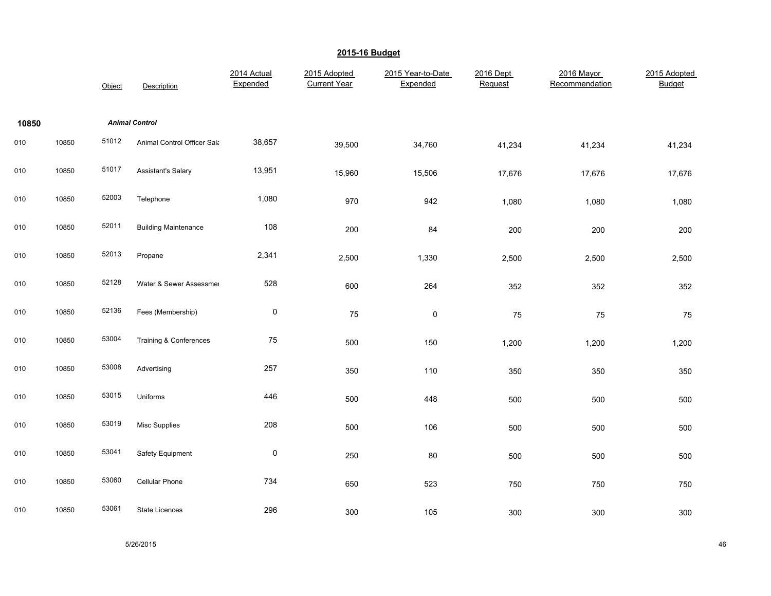## 2015-16 Budget

| | | Object | Description | 2014 Actual Expended | 2015 Adopted Current Year | 2015 Year-to-Date Expended | 2016 Dept Request | 2016 Mayor Recommendation | 2015 Adopted Budget |
|---|---|---|---|---|---|---|---|---|---|
| **10850** | | | ***Animal Control*** | | | | | | |
| 010 | 10850 | 51012 | Animal Control Officer Sala | 38,657 | 39,500 | 34,760 | 41,234 | 41,234 | 41,234 |
| 010 | 10850 | 51017 | Assistant's Salary | 13,951 | 15,960 | 15,506 | 17,676 | 17,676 | 17,676 |
| 010 | 10850 | 52003 | Telephone | 1,080 | 970 | 942 | 1,080 | 1,080 | 1,080 |
| 010 | 10850 | 52011 | Building Maintenance | 108 | 200 | 84 | 200 | 200 | 200 |
| 010 | 10850 | 52013 | Propane | 2,341 | 2,500 | 1,330 | 2,500 | 2,500 | 2,500 |
| 010 | 10850 | 52128 | Water & Sewer Assessmen | 528 | 600 | 264 | 352 | 352 | 352 |
| 010 | 10850 | 52136 | Fees (Membership) | 0 | 75 | 0 | 75 | 75 | 75 |
| 010 | 10850 | 53004 | Training & Conferences | 75 | 500 | 150 | 1,200 | 1,200 | 1,200 |
| 010 | 10850 | 53008 | Advertising | 257 | 350 | 110 | 350 | 350 | 350 |
| 010 | 10850 | 53015 | Uniforms | 446 | 500 | 448 | 500 | 500 | 500 |
| 010 | 10850 | 53019 | Misc Supplies | 208 | 500 | 106 | 500 | 500 | 500 |
| 010 | 10850 | 53041 | Safety Equipment | 0 | 250 | 80 | 500 | 500 | 500 |
| 010 | 10850 | 53060 | Cellular Phone | 734 | 650 | 523 | 750 | 750 | 750 |
| 010 | 10850 | 53061 | State Licences | 296 | 300 | 105 | 300 | 300 | 300 |

5/26/2015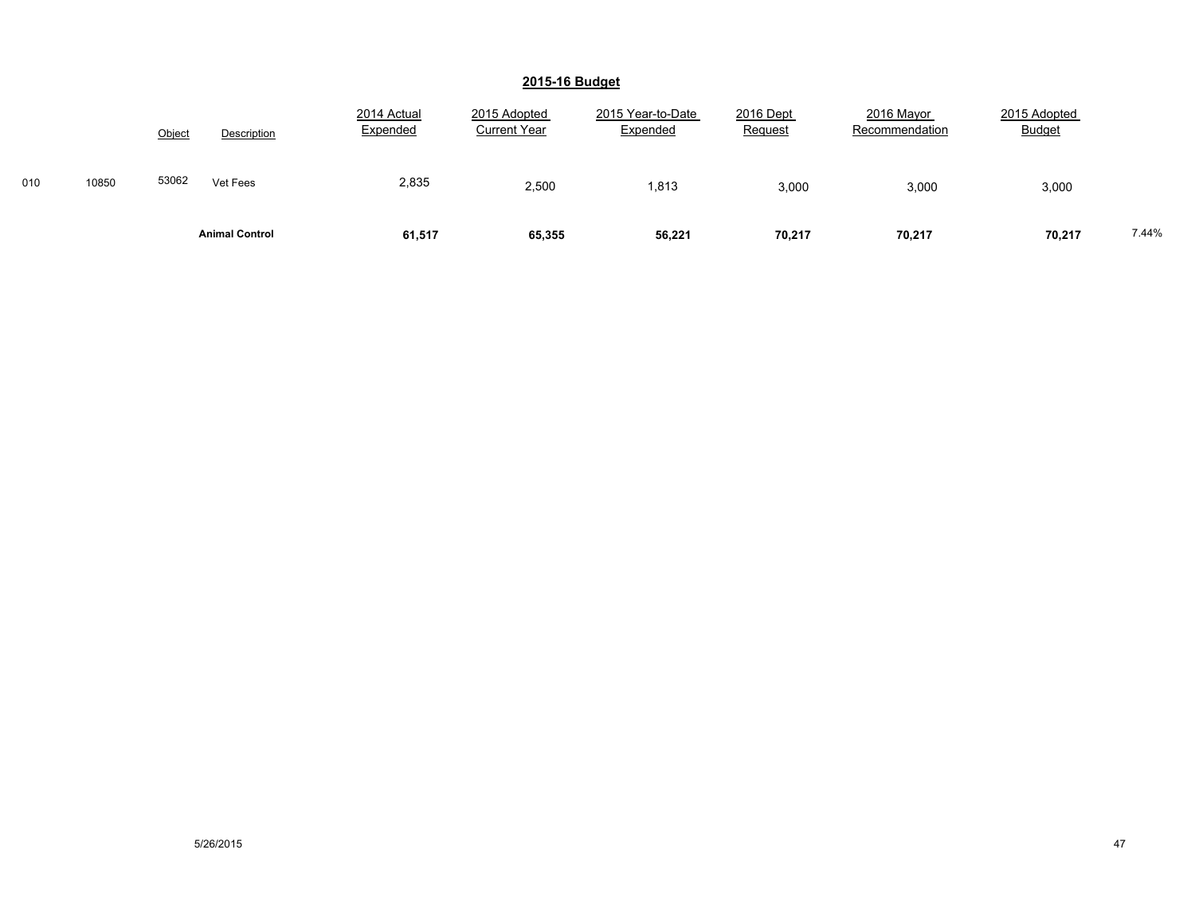## 2015-16 Budget

| | | Object | Description | 2014 Actual Expended | 2015 Adopted Current Year | 2015 Year-to-Date Expended | 2016 Dept Request | 2016 Mayor Recommendation | 2015 Adopted Budget | |
|---|---|---|---|---|---|---|---|---|---|---|
| 010 | 10850 | 53062 | Vet Fees | 2,835 | 2,500 | 1,813 | 3,000 | 3,000 | 3,000 | |
| | | | **Animal Control** | **61,517** | **65,355** | **56,221** | **70,217** | **70,217** | **70,217** | 7.44% |

5/26/2015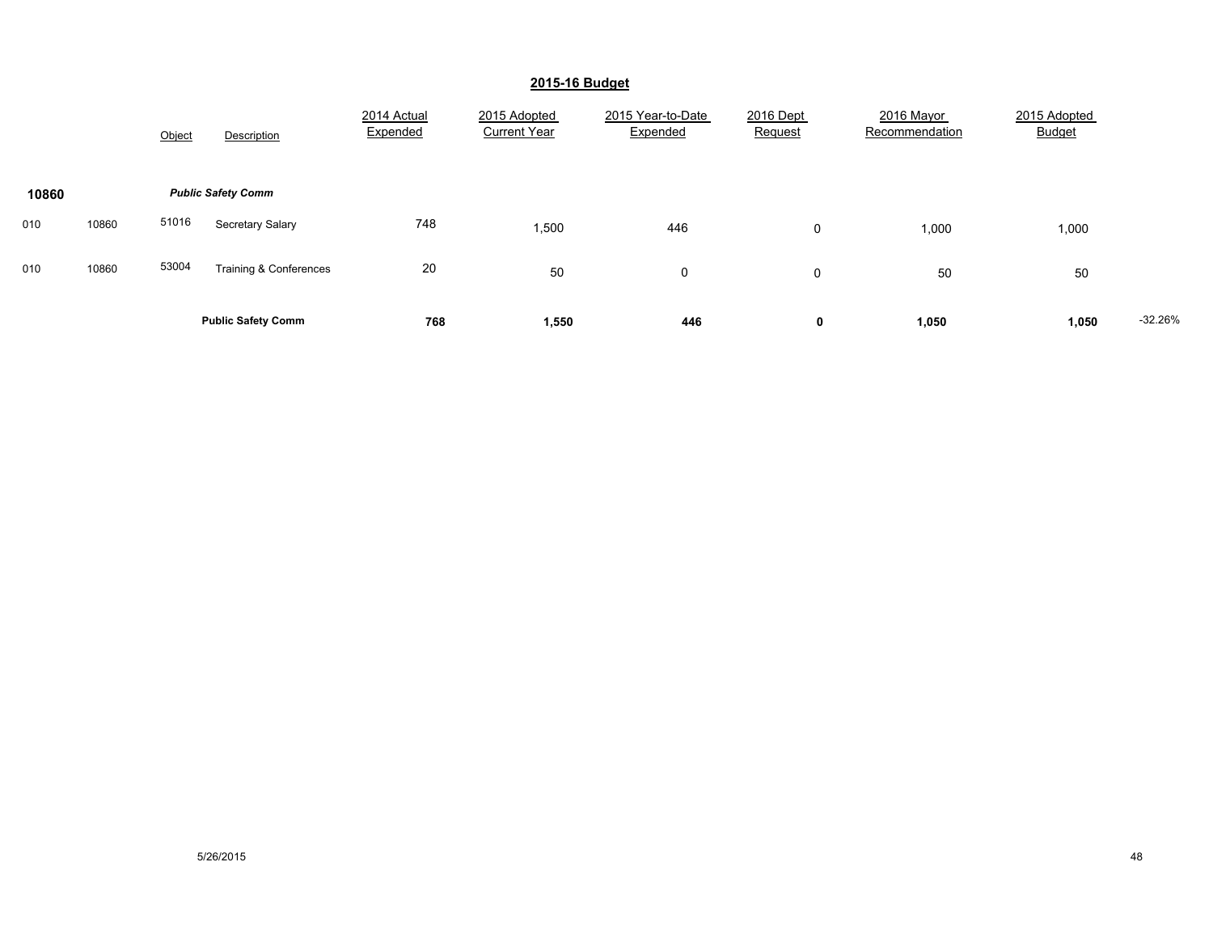## 2015-16 Budget

| | | Object | Description | 2014 Actual Expended | 2015 Adopted Current Year | 2015 Year-to-Date Expended | 2016 Dept Request | 2016 Mayor Recommendation | 2015 Adopted Budget | |
|---|---|---|---|---|---|---|---|---|---|---|
| **10860** | | | ***Public Safety Comm*** | | | | | | | |
| 010 | 10860 | 51016 | Secretary Salary | 748 | 1,500 | 446 | 0 | 1,000 | 1,000 | |
| 010 | 10860 | 53004 | Training & Conferences | 20 | 50 | 0 | 0 | 50 | 50 | |
| | | | **Public Safety Comm** | **768** | **1,550** | **446** | **0** | **1,050** | **1,050** | -32.26% |

5/26/2015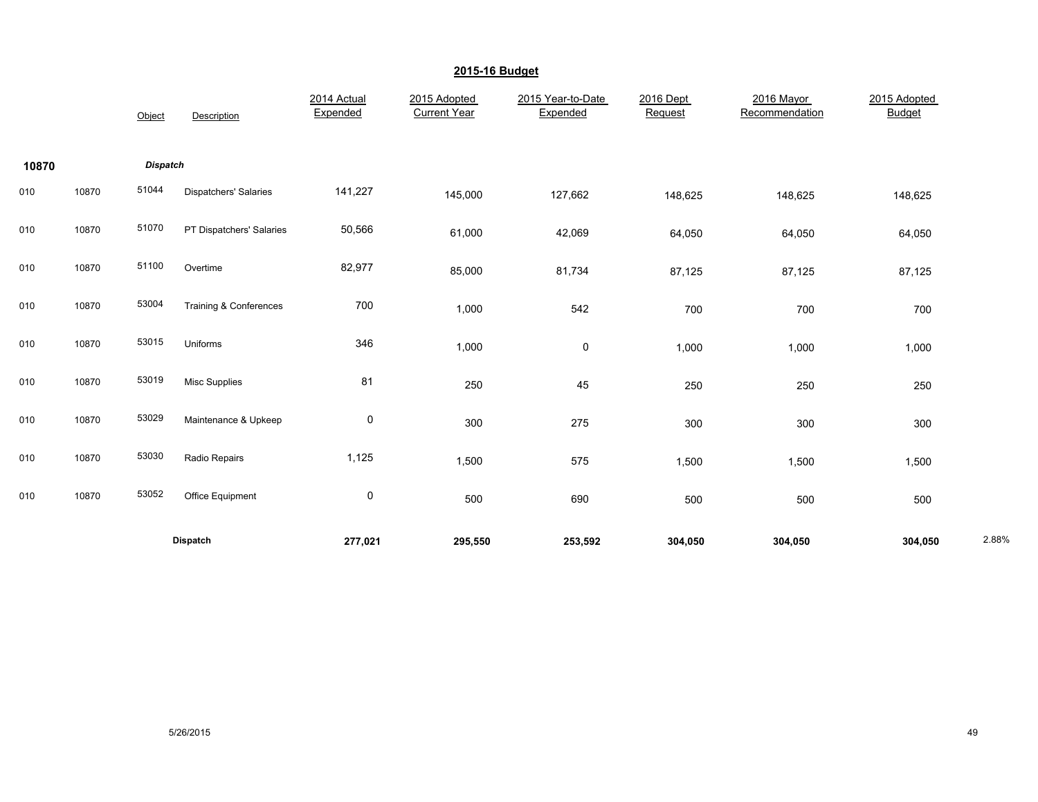## 2015-16 Budget

| | | Object | Description | 2014 Actual Expended | 2015 Adopted Current Year | 2015 Year-to-Date Expended | 2016 Dept Request | 2016 Mayor Recommendation | 2015 Adopted Budget | |
|---|---|---|---|---|---|---|---|---|---|---|
| **10870** | | ***Dispatch*** | | | | | | | | |
| 010 | 10870 | 51044 | Dispatchers' Salaries | 141,227 | 145,000 | 127,662 | 148,625 | 148,625 | 148,625 | |
| 010 | 10870 | 51070 | PT Dispatchers' Salaries | 50,566 | 61,000 | 42,069 | 64,050 | 64,050 | 64,050 | |
| 010 | 10870 | 51100 | Overtime | 82,977 | 85,000 | 81,734 | 87,125 | 87,125 | 87,125 | |
| 010 | 10870 | 53004 | Training & Conferences | 700 | 1,000 | 542 | 700 | 700 | 700 | |
| 010 | 10870 | 53015 | Uniforms | 346 | 1,000 | 0 | 1,000 | 1,000 | 1,000 | |
| 010 | 10870 | 53019 | Misc Supplies | 81 | 250 | 45 | 250 | 250 | 250 | |
| 010 | 10870 | 53029 | Maintenance & Upkeep | 0 | 300 | 275 | 300 | 300 | 300 | |
| 010 | 10870 | 53030 | Radio Repairs | 1,125 | 1,500 | 575 | 1,500 | 1,500 | 1,500 | |
| 010 | 10870 | 53052 | Office Equipment | 0 | 500 | 690 | 500 | 500 | 500 | |
| | | | **Dispatch** | **277,021** | **295,550** | **253,592** | **304,050** | **304,050** | **304,050** | 2.88% |

5/26/2015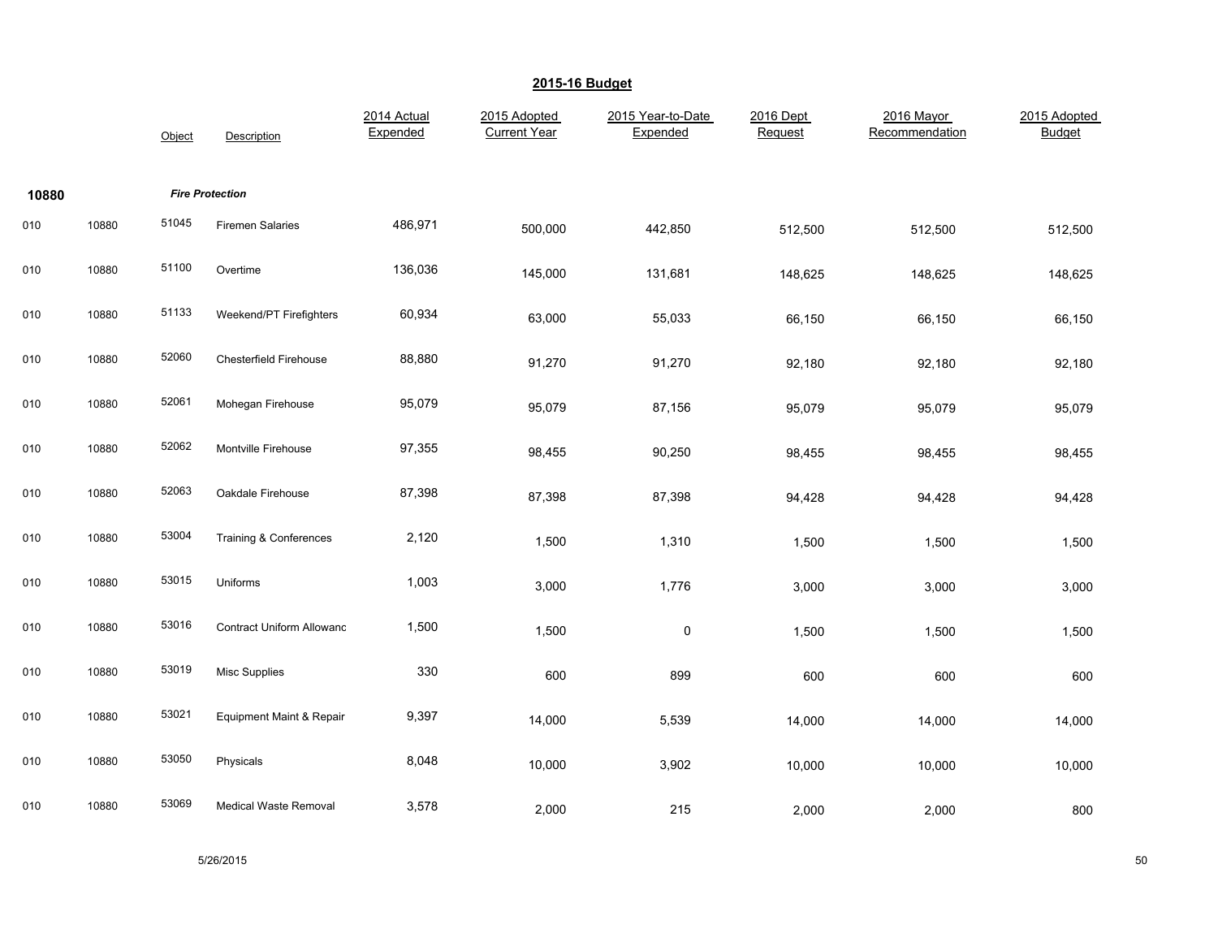## 2015-16 Budget

| | | Object | Description | 2014 Actual Expended | 2015 Adopted Current Year | 2015 Year-to-Date Expended | 2016 Dept Request | 2016 Mayor Recommendation | 2015 Adopted Budget |
|---|---|---|---|---|---|---|---|---|---|
| **10880** | | | ***Fire Protection*** | | | | | | |
| 010 | 10880 | 51045 | Firemen Salaries | 486,971 | 500,000 | 442,850 | 512,500 | 512,500 | 512,500 |
| 010 | 10880 | 51100 | Overtime | 136,036 | 145,000 | 131,681 | 148,625 | 148,625 | 148,625 |
| 010 | 10880 | 51133 | Weekend/PT Firefighters | 60,934 | 63,000 | 55,033 | 66,150 | 66,150 | 66,150 |
| 010 | 10880 | 52060 | Chesterfield Firehouse | 88,880 | 91,270 | 91,270 | 92,180 | 92,180 | 92,180 |
| 010 | 10880 | 52061 | Mohegan Firehouse | 95,079 | 95,079 | 87,156 | 95,079 | 95,079 | 95,079 |
| 010 | 10880 | 52062 | Montville Firehouse | 97,355 | 98,455 | 90,250 | 98,455 | 98,455 | 98,455 |
| 010 | 10880 | 52063 | Oakdale Firehouse | 87,398 | 87,398 | 87,398 | 94,428 | 94,428 | 94,428 |
| 010 | 10880 | 53004 | Training & Conferences | 2,120 | 1,500 | 1,310 | 1,500 | 1,500 | 1,500 |
| 010 | 10880 | 53015 | Uniforms | 1,003 | 3,000 | 1,776 | 3,000 | 3,000 | 3,000 |
| 010 | 10880 | 53016 | Contract Uniform Allowanc | 1,500 | 1,500 | 0 | 1,500 | 1,500 | 1,500 |
| 010 | 10880 | 53019 | Misc Supplies | 330 | 600 | 899 | 600 | 600 | 600 |
| 010 | 10880 | 53021 | Equipment Maint & Repair | 9,397 | 14,000 | 5,539 | 14,000 | 14,000 | 14,000 |
| 010 | 10880 | 53050 | Physicals | 8,048 | 10,000 | 3,902 | 10,000 | 10,000 | 10,000 |
| 010 | 10880 | 53069 | Medical Waste Removal | 3,578 | 2,000 | 215 | 2,000 | 2,000 | 800 |

5/26/2015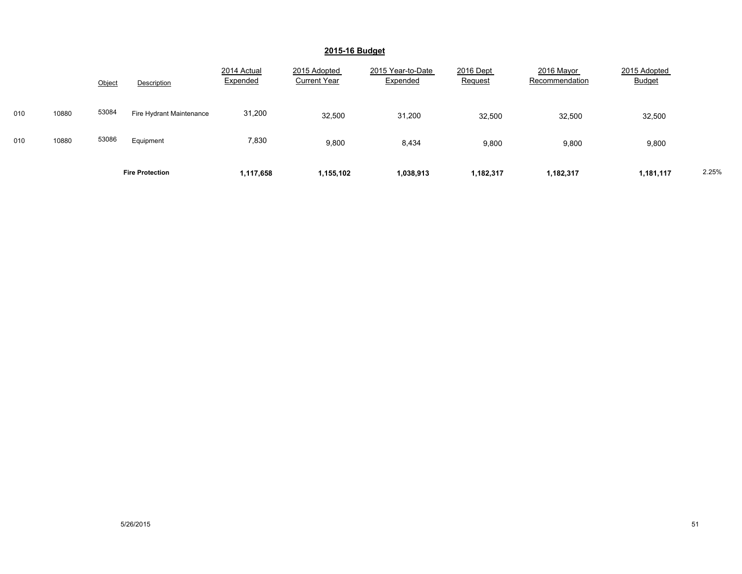## 2015-16 Budget

| | | Object | Description | 2014 Actual Expended | 2015 Adopted Current Year | 2015 Year-to-Date Expended | 2016 Dept Request | 2016 Mayor Recommendation | 2015 Adopted Budget | |
|---|---|---|---|---|---|---|---|---|---|---|
| 010 | 10880 | 53084 | Fire Hydrant Maintenance | 31,200 | 32,500 | 31,200 | 32,500 | 32,500 | 32,500 | |
| 010 | 10880 | 53086 | Equipment | 7,830 | 9,800 | 8,434 | 9,800 | 9,800 | 9,800 | |
| | | | **Fire Protection** | **1,117,658** | **1,155,102** | **1,038,913** | **1,182,317** | **1,182,317** | **1,181,117** | 2.25% |

5/26/2015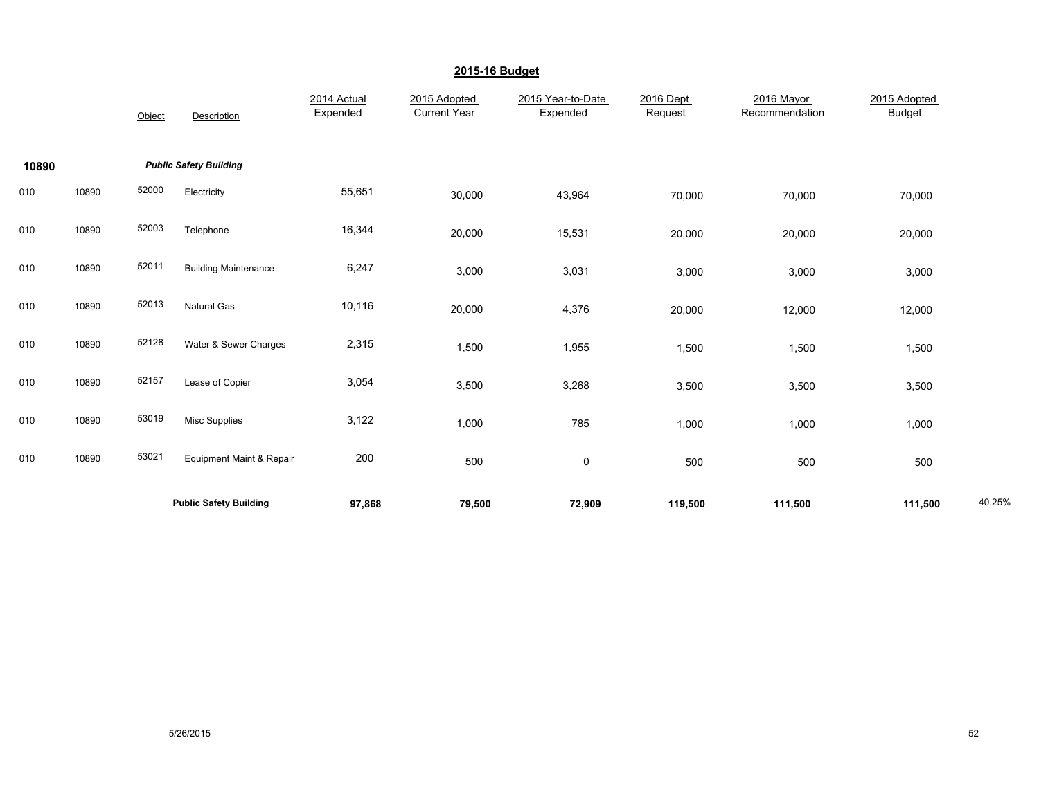## 2015-16 Budget

|  |  | Object | Description | 2014 Actual Expended | 2015 Adopted Current Year | 2015 Year-to-Date Expended | 2016 Dept Request | 2016 Mayor Recommendation | 2015 Adopted Budget |  |
|---|---|---|---|---|---|---|---|---|---|---|
| **10890** |  |  | ***Public Safety Building*** |  |  |  |  |  |  |  |
| 010 | 10890 | 52000 | Electricity | 55,651 | 30,000 | 43,964 | 70,000 | 70,000 | 70,000 |  |
| 010 | 10890 | 52003 | Telephone | 16,344 | 20,000 | 15,531 | 20,000 | 20,000 | 20,000 |  |
| 010 | 10890 | 52011 | Building Maintenance | 6,247 | 3,000 | 3,031 | 3,000 | 3,000 | 3,000 |  |
| 010 | 10890 | 52013 | Natural Gas | 10,116 | 20,000 | 4,376 | 20,000 | 12,000 | 12,000 |  |
| 010 | 10890 | 52128 | Water & Sewer Charges | 2,315 | 1,500 | 1,955 | 1,500 | 1,500 | 1,500 |  |
| 010 | 10890 | 52157 | Lease of Copier | 3,054 | 3,500 | 3,268 | 3,500 | 3,500 | 3,500 |  |
| 010 | 10890 | 53019 | Misc Supplies | 3,122 | 1,000 | 785 | 1,000 | 1,000 | 1,000 |  |
| 010 | 10890 | 53021 | Equipment Maint & Repair | 200 | 500 | 0 | 500 | 500 | 500 |  |
|  |  |  | **Public Safety Building** | **97,868** | **79,500** | **72,909** | **119,500** | **111,500** | **111,500** | 40.25% |

5/26/2015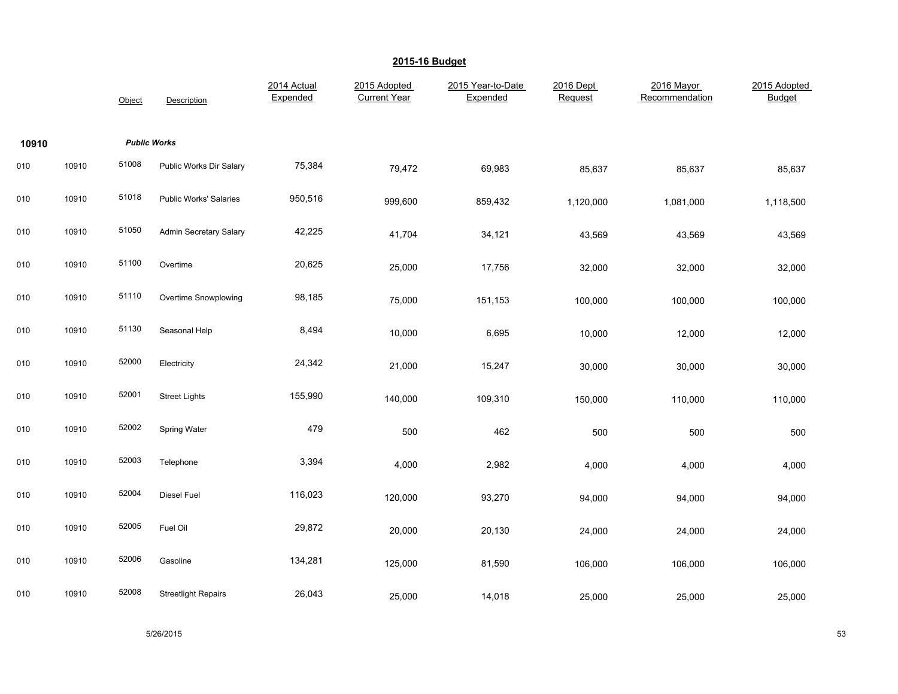## 2015-16 Budget

| | | Object | Description | 2014 Actual Expended | 2015 Adopted Current Year | 2015 Year-to-Date Expended | 2016 Dept Request | 2016 Mayor Recommendation | 2015 Adopted Budget |
|---|---|---|---|---|---|---|---|---|---|
| **10910** | | ***Public Works*** | | | | | | | |
| 010 | 10910 | 51008 | Public Works Dir Salary | 75,384 | 79,472 | 69,983 | 85,637 | 85,637 | 85,637 |
| 010 | 10910 | 51018 | Public Works' Salaries | 950,516 | 999,600 | 859,432 | 1,120,000 | 1,081,000 | 1,118,500 |
| 010 | 10910 | 51050 | Admin Secretary Salary | 42,225 | 41,704 | 34,121 | 43,569 | 43,569 | 43,569 |
| 010 | 10910 | 51100 | Overtime | 20,625 | 25,000 | 17,756 | 32,000 | 32,000 | 32,000 |
| 010 | 10910 | 51110 | Overtime Snowplowing | 98,185 | 75,000 | 151,153 | 100,000 | 100,000 | 100,000 |
| 010 | 10910 | 51130 | Seasonal Help | 8,494 | 10,000 | 6,695 | 10,000 | 12,000 | 12,000 |
| 010 | 10910 | 52000 | Electricity | 24,342 | 21,000 | 15,247 | 30,000 | 30,000 | 30,000 |
| 010 | 10910 | 52001 | Street Lights | 155,990 | 140,000 | 109,310 | 150,000 | 110,000 | 110,000 |
| 010 | 10910 | 52002 | Spring Water | 479 | 500 | 462 | 500 | 500 | 500 |
| 010 | 10910 | 52003 | Telephone | 3,394 | 4,000 | 2,982 | 4,000 | 4,000 | 4,000 |
| 010 | 10910 | 52004 | Diesel Fuel | 116,023 | 120,000 | 93,270 | 94,000 | 94,000 | 94,000 |
| 010 | 10910 | 52005 | Fuel Oil | 29,872 | 20,000 | 20,130 | 24,000 | 24,000 | 24,000 |
| 010 | 10910 | 52006 | Gasoline | 134,281 | 125,000 | 81,590 | 106,000 | 106,000 | 106,000 |
| 010 | 10910 | 52008 | Streetlight Repairs | 26,043 | 25,000 | 14,018 | 25,000 | 25,000 | 25,000 |

5/26/2015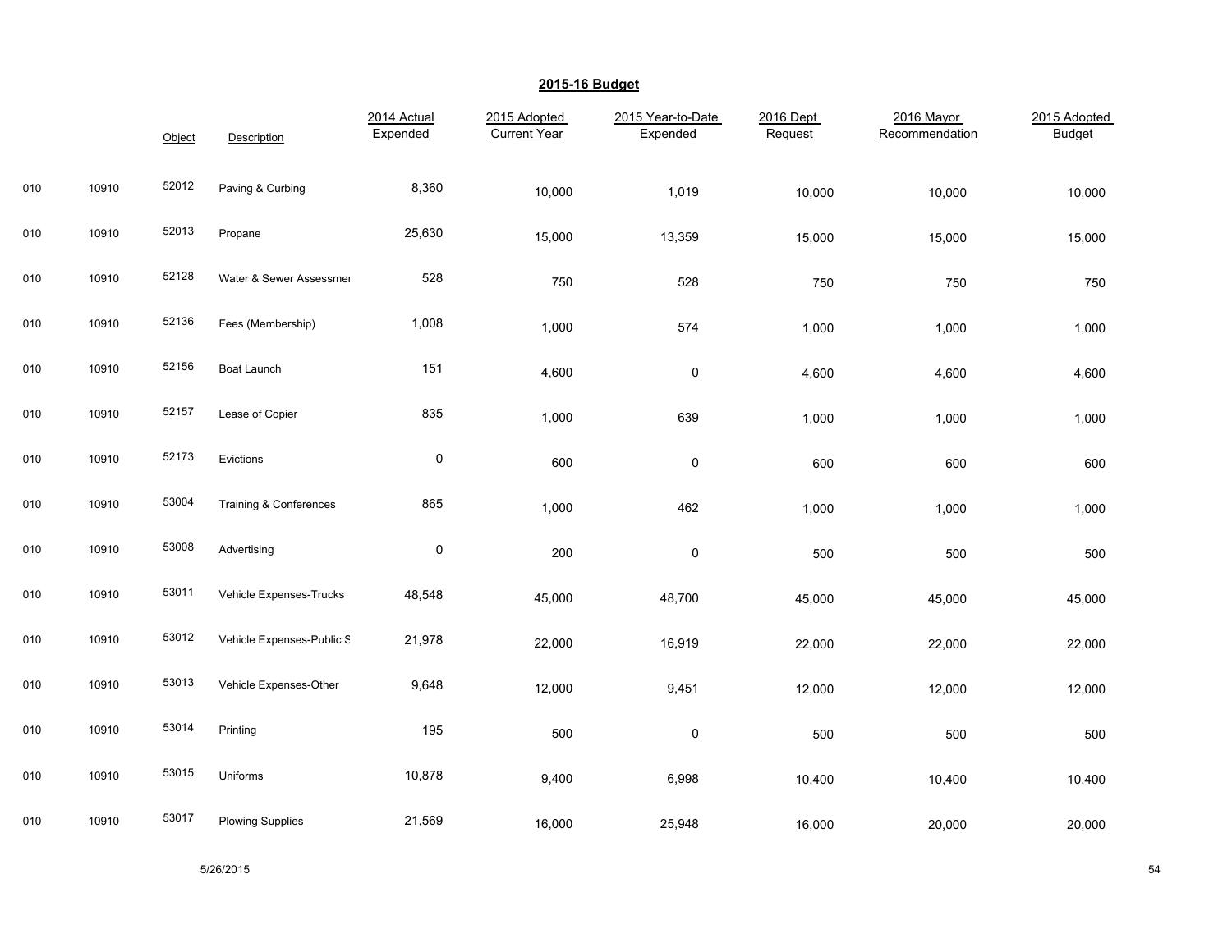## 2015-16 Budget

| | | Object | Description | 2014 Actual Expended | 2015 Adopted Current Year | 2015 Year-to-Date Expended | 2016 Dept Request | 2016 Mayor Recommendation | 2015 Adopted Budget |
|---|---|---|---|---|---|---|---|---|---|
| 010 | 10910 | 52012 | Paving & Curbing | 8,360 | 10,000 | 1,019 | 10,000 | 10,000 | 10,000 |
| 010 | 10910 | 52013 | Propane | 25,630 | 15,000 | 13,359 | 15,000 | 15,000 | 15,000 |
| 010 | 10910 | 52128 | Water & Sewer Assessmer | 528 | 750 | 528 | 750 | 750 | 750 |
| 010 | 10910 | 52136 | Fees (Membership) | 1,008 | 1,000 | 574 | 1,000 | 1,000 | 1,000 |
| 010 | 10910 | 52156 | Boat Launch | 151 | 4,600 | 0 | 4,600 | 4,600 | 4,600 |
| 010 | 10910 | 52157 | Lease of Copier | 835 | 1,000 | 639 | 1,000 | 1,000 | 1,000 |
| 010 | 10910 | 52173 | Evictions | 0 | 600 | 0 | 600 | 600 | 600 |
| 010 | 10910 | 53004 | Training & Conferences | 865 | 1,000 | 462 | 1,000 | 1,000 | 1,000 |
| 010 | 10910 | 53008 | Advertising | 0 | 200 | 0 | 500 | 500 | 500 |
| 010 | 10910 | 53011 | Vehicle Expenses-Trucks | 48,548 | 45,000 | 48,700 | 45,000 | 45,000 | 45,000 |
| 010 | 10910 | 53012 | Vehicle Expenses-Public S | 21,978 | 22,000 | 16,919 | 22,000 | 22,000 | 22,000 |
| 010 | 10910 | 53013 | Vehicle Expenses-Other | 9,648 | 12,000 | 9,451 | 12,000 | 12,000 | 12,000 |
| 010 | 10910 | 53014 | Printing | 195 | 500 | 0 | 500 | 500 | 500 |
| 010 | 10910 | 53015 | Uniforms | 10,878 | 9,400 | 6,998 | 10,400 | 10,400 | 10,400 |
| 010 | 10910 | 53017 | Plowing Supplies | 21,569 | 16,000 | 25,948 | 16,000 | 20,000 | 20,000 |

5/26/2015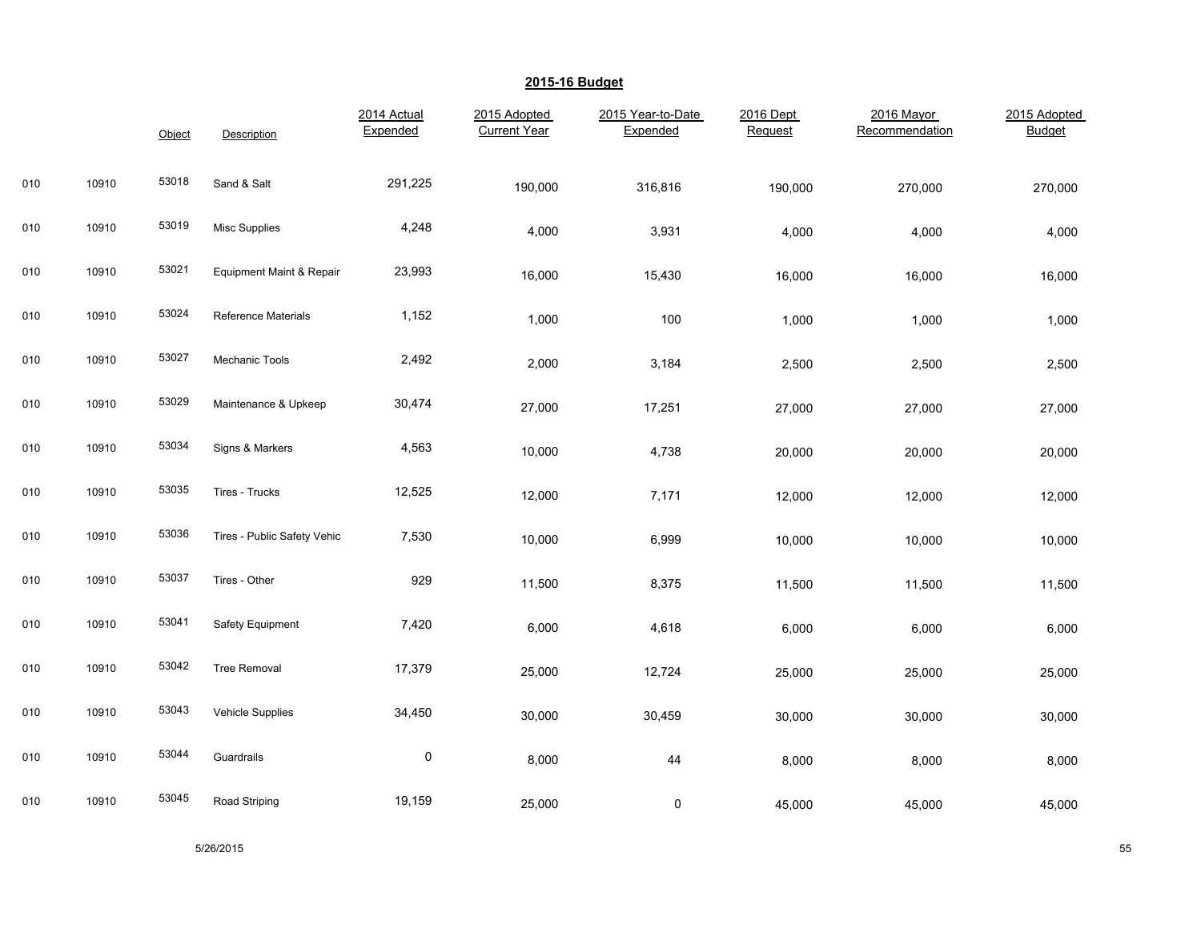## 2015-16 Budget

| | | Object | Description | 2014 Actual Expended | 2015 Adopted Current Year | 2015 Year-to-Date Expended | 2016 Dept Request | 2016 Mayor Recommendation | 2015 Adopted Budget |
|---|---|---|---|---|---|---|---|---|---|
| 010 | 10910 | 53018 | Sand & Salt | 291,225 | 190,000 | 316,816 | 190,000 | 270,000 | 270,000 |
| 010 | 10910 | 53019 | Misc Supplies | 4,248 | 4,000 | 3,931 | 4,000 | 4,000 | 4,000 |
| 010 | 10910 | 53021 | Equipment Maint & Repair | 23,993 | 16,000 | 15,430 | 16,000 | 16,000 | 16,000 |
| 010 | 10910 | 53024 | Reference Materials | 1,152 | 1,000 | 100 | 1,000 | 1,000 | 1,000 |
| 010 | 10910 | 53027 | Mechanic Tools | 2,492 | 2,000 | 3,184 | 2,500 | 2,500 | 2,500 |
| 010 | 10910 | 53029 | Maintenance & Upkeep | 30,474 | 27,000 | 17,251 | 27,000 | 27,000 | 27,000 |
| 010 | 10910 | 53034 | Signs & Markers | 4,563 | 10,000 | 4,738 | 20,000 | 20,000 | 20,000 |
| 010 | 10910 | 53035 | Tires - Trucks | 12,525 | 12,000 | 7,171 | 12,000 | 12,000 | 12,000 |
| 010 | 10910 | 53036 | Tires - Public Safety Vehic | 7,530 | 10,000 | 6,999 | 10,000 | 10,000 | 10,000 |
| 010 | 10910 | 53037 | Tires - Other | 929 | 11,500 | 8,375 | 11,500 | 11,500 | 11,500 |
| 010 | 10910 | 53041 | Safety Equipment | 7,420 | 6,000 | 4,618 | 6,000 | 6,000 | 6,000 |
| 010 | 10910 | 53042 | Tree Removal | 17,379 | 25,000 | 12,724 | 25,000 | 25,000 | 25,000 |
| 010 | 10910 | 53043 | Vehicle Supplies | 34,450 | 30,000 | 30,459 | 30,000 | 30,000 | 30,000 |
| 010 | 10910 | 53044 | Guardrails | 0 | 8,000 | 44 | 8,000 | 8,000 | 8,000 |
| 010 | 10910 | 53045 | Road Striping | 19,159 | 25,000 | 0 | 45,000 | 45,000 | 45,000 |

5/26/2015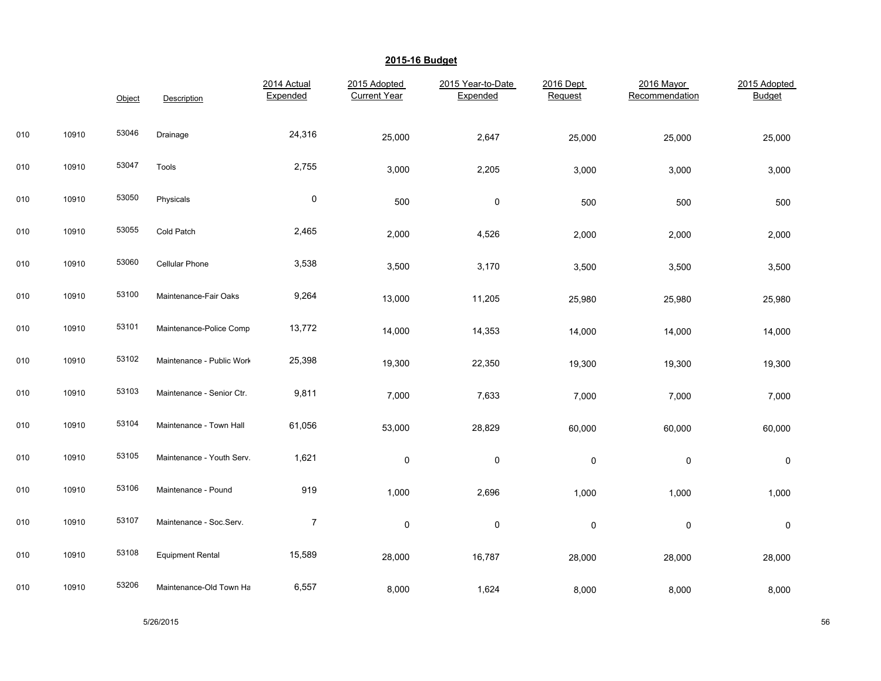## 2015-16 Budget

| | | Object | Description | 2014 Actual Expended | 2015 Adopted Current Year | 2015 Year-to-Date Expended | 2016 Dept Request | 2016 Mayor Recommendation | 2015 Adopted Budget |
|---|---|---|---|---|---|---|---|---|---|
| 010 | 10910 | 53046 | Drainage | 24,316 | 25,000 | 2,647 | 25,000 | 25,000 | 25,000 |
| 010 | 10910 | 53047 | Tools | 2,755 | 3,000 | 2,205 | 3,000 | 3,000 | 3,000 |
| 010 | 10910 | 53050 | Physicals | 0 | 500 | 0 | 500 | 500 | 500 |
| 010 | 10910 | 53055 | Cold Patch | 2,465 | 2,000 | 4,526 | 2,000 | 2,000 | 2,000 |
| 010 | 10910 | 53060 | Cellular Phone | 3,538 | 3,500 | 3,170 | 3,500 | 3,500 | 3,500 |
| 010 | 10910 | 53100 | Maintenance-Fair Oaks | 9,264 | 13,000 | 11,205 | 25,980 | 25,980 | 25,980 |
| 010 | 10910 | 53101 | Maintenance-Police Comp | 13,772 | 14,000 | 14,353 | 14,000 | 14,000 | 14,000 |
| 010 | 10910 | 53102 | Maintenance - Public Work | 25,398 | 19,300 | 22,350 | 19,300 | 19,300 | 19,300 |
| 010 | 10910 | 53103 | Maintenance - Senior Ctr. | 9,811 | 7,000 | 7,633 | 7,000 | 7,000 | 7,000 |
| 010 | 10910 | 53104 | Maintenance - Town Hall | 61,056 | 53,000 | 28,829 | 60,000 | 60,000 | 60,000 |
| 010 | 10910 | 53105 | Maintenance - Youth Serv. | 1,621 | 0 | 0 | 0 | 0 | 0 |
| 010 | 10910 | 53106 | Maintenance - Pound | 919 | 1,000 | 2,696 | 1,000 | 1,000 | 1,000 |
| 010 | 10910 | 53107 | Maintenance - Soc.Serv. | 7 | 0 | 0 | 0 | 0 | 0 |
| 010 | 10910 | 53108 | Equipment Rental | 15,589 | 28,000 | 16,787 | 28,000 | 28,000 | 28,000 |
| 010 | 10910 | 53206 | Maintenance-Old Town Ha | 6,557 | 8,000 | 1,624 | 8,000 | 8,000 | 8,000 |

5/26/2015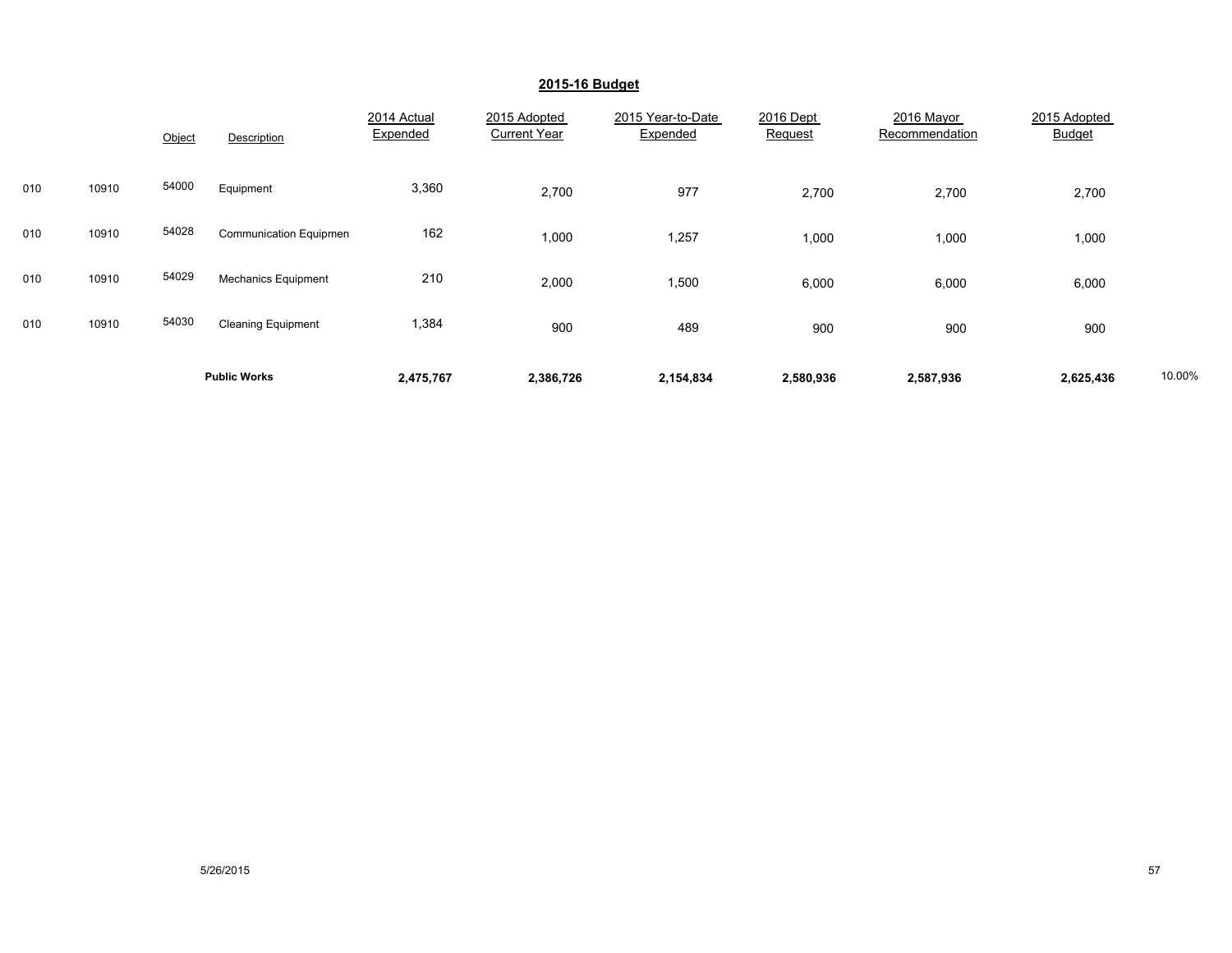## 2015-16 Budget

| | | Object | Description | 2014 Actual Expended | 2015 Adopted Current Year | 2015 Year-to-Date Expended | 2016 Dept Request | 2016 Mayor Recommendation | 2015 Adopted Budget | |
|---|---|---|---|---|---|---|---|---|---|---|
| 010 | 10910 | 54000 | Equipment | 3,360 | 2,700 | 977 | 2,700 | 2,700 | 2,700 | |
| 010 | 10910 | 54028 | Communication Equipmen | 162 | 1,000 | 1,257 | 1,000 | 1,000 | 1,000 | |
| 010 | 10910 | 54029 | Mechanics Equipment | 210 | 2,000 | 1,500 | 6,000 | 6,000 | 6,000 | |
| 010 | 10910 | 54030 | Cleaning Equipment | 1,384 | 900 | 489 | 900 | 900 | 900 | |
| | | | **Public Works** | **2,475,767** | **2,386,726** | **2,154,834** | **2,580,936** | **2,587,936** | **2,625,436** | 10.00% |

5/26/2015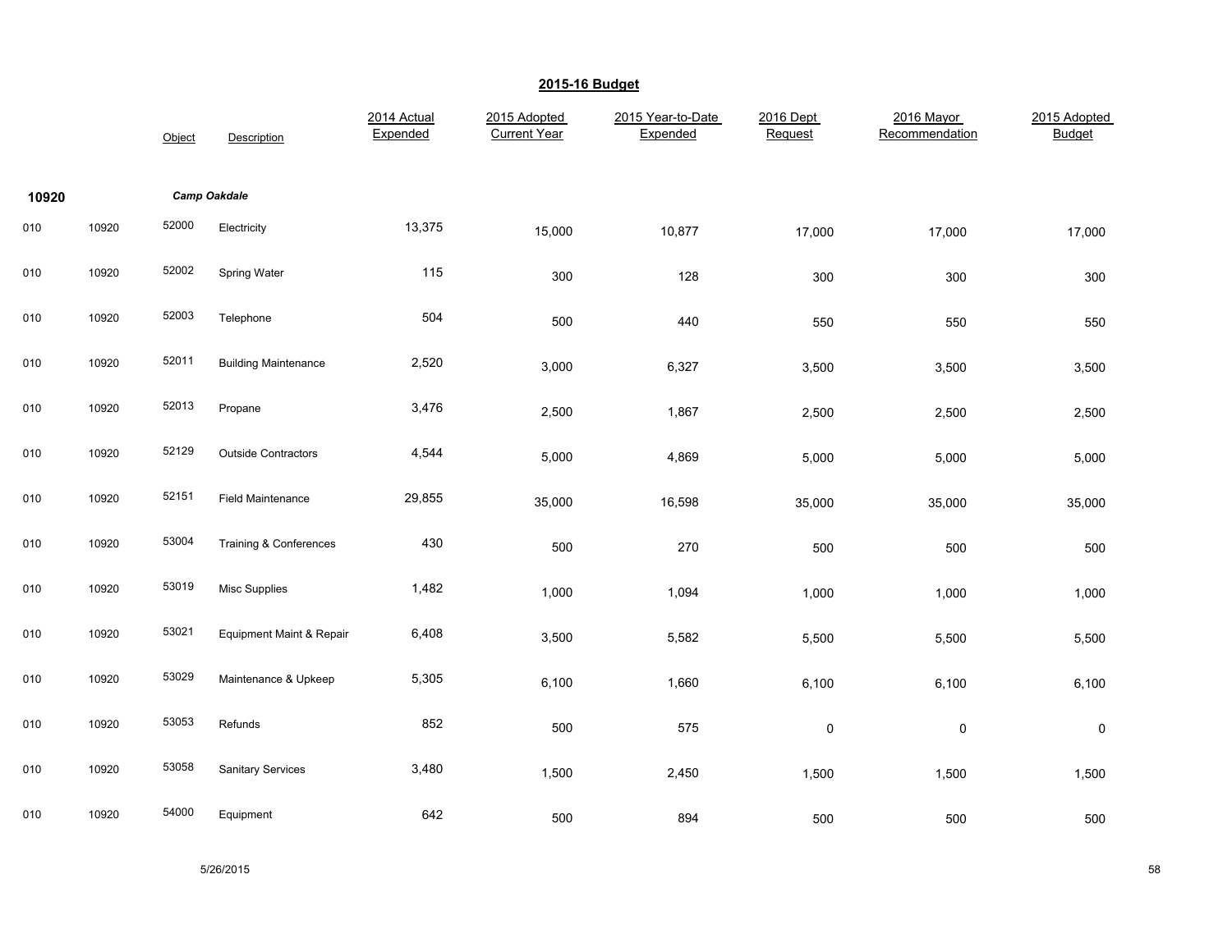## 2015-16 Budget

| | | Object | Description | 2014 Actual Expended | 2015 Adopted Current Year | 2015 Year-to-Date Expended | 2016 Dept Request | 2016 Mayor Recommendation | 2015 Adopted Budget |
|---|---|---|---|---|---|---|---|---|---|
| **10920** | | | ***Camp Oakdale*** | | | | | | |
| 010 | 10920 | 52000 | Electricity | 13,375 | 15,000 | 10,877 | 17,000 | 17,000 | 17,000 |
| 010 | 10920 | 52002 | Spring Water | 115 | 300 | 128 | 300 | 300 | 300 |
| 010 | 10920 | 52003 | Telephone | 504 | 500 | 440 | 550 | 550 | 550 |
| 010 | 10920 | 52011 | Building Maintenance | 2,520 | 3,000 | 6,327 | 3,500 | 3,500 | 3,500 |
| 010 | 10920 | 52013 | Propane | 3,476 | 2,500 | 1,867 | 2,500 | 2,500 | 2,500 |
| 010 | 10920 | 52129 | Outside Contractors | 4,544 | 5,000 | 4,869 | 5,000 | 5,000 | 5,000 |
| 010 | 10920 | 52151 | Field Maintenance | 29,855 | 35,000 | 16,598 | 35,000 | 35,000 | 35,000 |
| 010 | 10920 | 53004 | Training & Conferences | 430 | 500 | 270 | 500 | 500 | 500 |
| 010 | 10920 | 53019 | Misc Supplies | 1,482 | 1,000 | 1,094 | 1,000 | 1,000 | 1,000 |
| 010 | 10920 | 53021 | Equipment Maint & Repair | 6,408 | 3,500 | 5,582 | 5,500 | 5,500 | 5,500 |
| 010 | 10920 | 53029 | Maintenance & Upkeep | 5,305 | 6,100 | 1,660 | 6,100 | 6,100 | 6,100 |
| 010 | 10920 | 53053 | Refunds | 852 | 500 | 575 | 0 | 0 | 0 |
| 010 | 10920 | 53058 | Sanitary Services | 3,480 | 1,500 | 2,450 | 1,500 | 1,500 | 1,500 |
| 010 | 10920 | 54000 | Equipment | 642 | 500 | 894 | 500 | 500 | 500 |

5/26/2015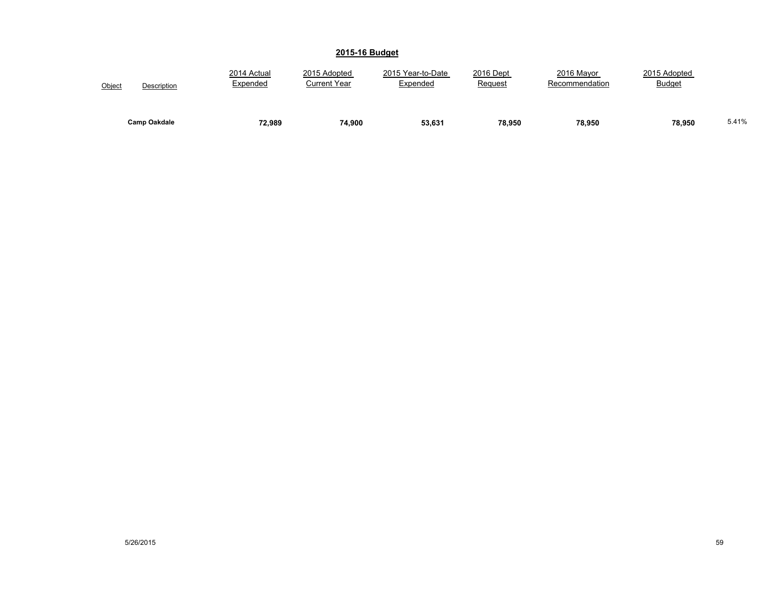## 2015-16 Budget

| Object | Description | 2014 Actual Expended | 2015 Adopted Current Year | 2015 Year-to-Date Expended | 2016 Dept Request | 2016 Mayor Recommendation | 2015 Adopted Budget | |
|---|---|---|---|---|---|---|---|---|
| | **Camp Oakdale** | **72,989** | **74,900** | **53,631** | **78,950** | **78,950** | **78,950** | 5.41% |

5/26/2015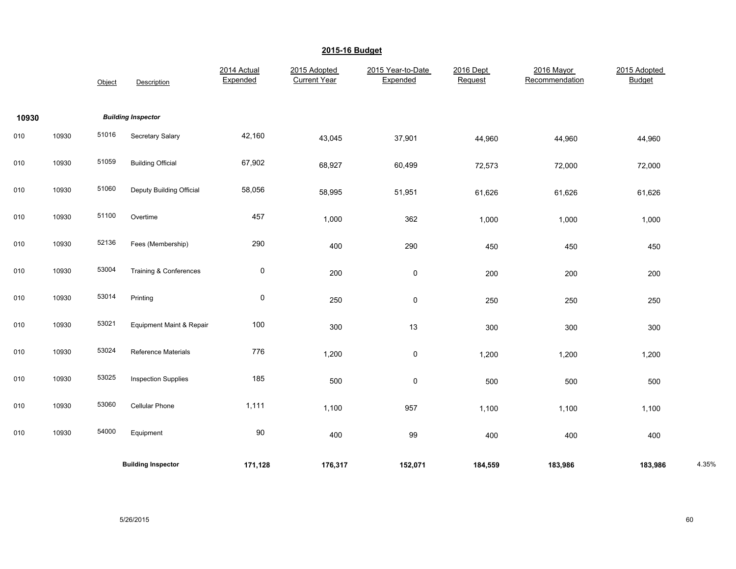## 2015-16 Budget

| | | Object | Description | 2014 Actual Expended | 2015 Adopted Current Year | 2015 Year-to-Date Expended | 2016 Dept Request | 2016 Mayor Recommendation | 2015 Adopted Budget | |
|---|---|---|---|---|---|---|---|---|---|---|
| 10930 | | | ***Building Inspector*** | | | | | | | |
| 010 | 10930 | 51016 | Secretary Salary | 42,160 | 43,045 | 37,901 | 44,960 | 44,960 | 44,960 | |
| 010 | 10930 | 51059 | Building Official | 67,902 | 68,927 | 60,499 | 72,573 | 72,000 | 72,000 | |
| 010 | 10930 | 51060 | Deputy Building Official | 58,056 | 58,995 | 51,951 | 61,626 | 61,626 | 61,626 | |
| 010 | 10930 | 51100 | Overtime | 457 | 1,000 | 362 | 1,000 | 1,000 | 1,000 | |
| 010 | 10930 | 52136 | Fees (Membership) | 290 | 400 | 290 | 450 | 450 | 450 | |
| 010 | 10930 | 53004 | Training & Conferences | 0 | 200 | 0 | 200 | 200 | 200 | |
| 010 | 10930 | 53014 | Printing | 0 | 250 | 0 | 250 | 250 | 250 | |
| 010 | 10930 | 53021 | Equipment Maint & Repair | 100 | 300 | 13 | 300 | 300 | 300 | |
| 010 | 10930 | 53024 | Reference Materials | 776 | 1,200 | 0 | 1,200 | 1,200 | 1,200 | |
| 010 | 10930 | 53025 | Inspection Supplies | 185 | 500 | 0 | 500 | 500 | 500 | |
| 010 | 10930 | 53060 | Cellular Phone | 1,111 | 1,100 | 957 | 1,100 | 1,100 | 1,100 | |
| 010 | 10930 | 54000 | Equipment | 90 | 400 | 99 | 400 | 400 | 400 | |
| | | | **Building Inspector** | **171,128** | **176,317** | **152,071** | **184,559** | **183,986** | **183,986** | 4.35% |

5/26/2015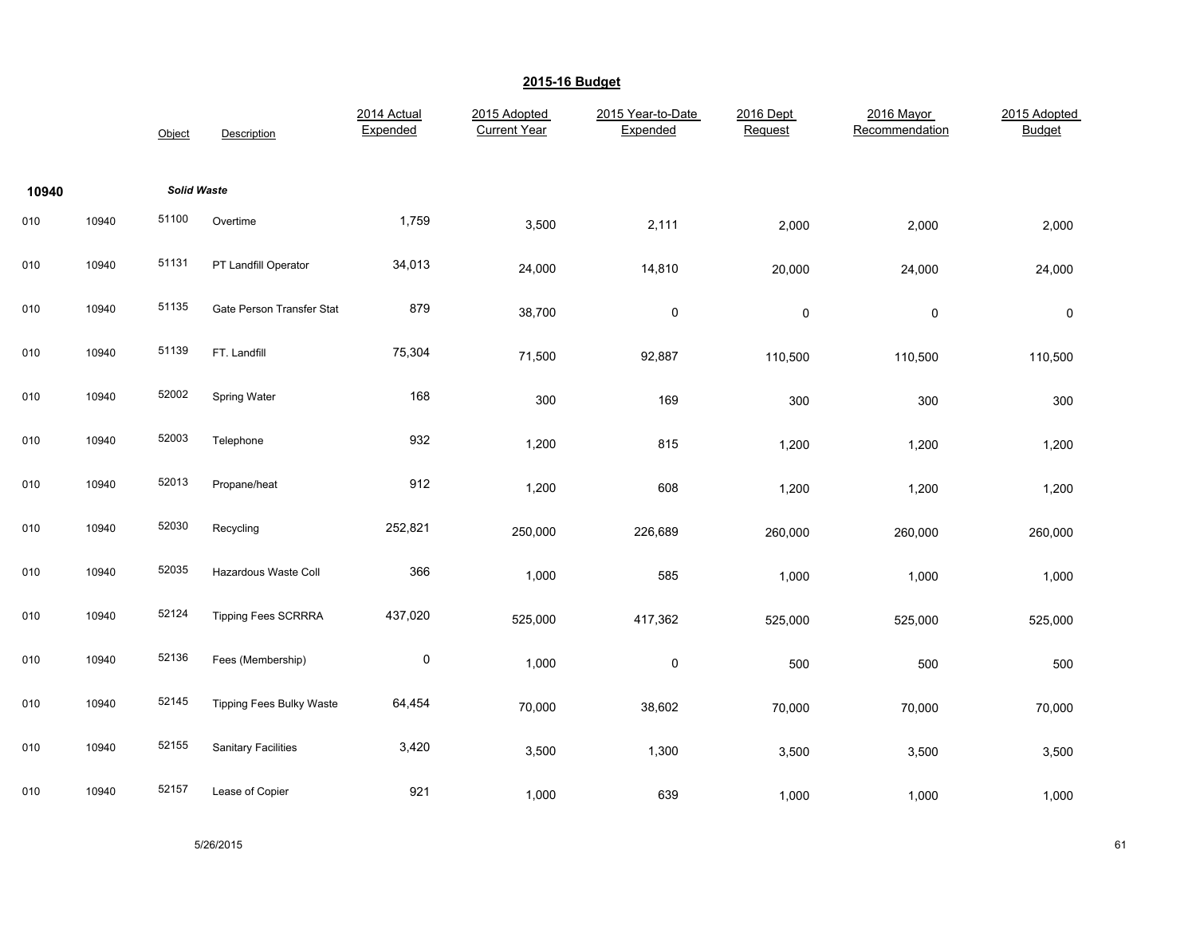## 2015-16 Budget

| | | Object | Description | 2014 Actual Expended | 2015 Adopted Current Year | 2015 Year-to-Date Expended | 2016 Dept Request | 2016 Mayor Recommendation | 2015 Adopted Budget |
|---|---|---|---|---|---|---|---|---|---|
| **10940** | | ***Solid Waste*** | | | | | | | |
| 010 | 10940 | 51100 | Overtime | 1,759 | 3,500 | 2,111 | 2,000 | 2,000 | 2,000 |
| 010 | 10940 | 51131 | PT Landfill Operator | 34,013 | 24,000 | 14,810 | 20,000 | 24,000 | 24,000 |
| 010 | 10940 | 51135 | Gate Person Transfer Stat | 879 | 38,700 | 0 | 0 | 0 | 0 |
| 010 | 10940 | 51139 | FT. Landfill | 75,304 | 71,500 | 92,887 | 110,500 | 110,500 | 110,500 |
| 010 | 10940 | 52002 | Spring Water | 168 | 300 | 169 | 300 | 300 | 300 |
| 010 | 10940 | 52003 | Telephone | 932 | 1,200 | 815 | 1,200 | 1,200 | 1,200 |
| 010 | 10940 | 52013 | Propane/heat | 912 | 1,200 | 608 | 1,200 | 1,200 | 1,200 |
| 010 | 10940 | 52030 | Recycling | 252,821 | 250,000 | 226,689 | 260,000 | 260,000 | 260,000 |
| 010 | 10940 | 52035 | Hazardous Waste Coll | 366 | 1,000 | 585 | 1,000 | 1,000 | 1,000 |
| 010 | 10940 | 52124 | Tipping Fees SCRRRA | 437,020 | 525,000 | 417,362 | 525,000 | 525,000 | 525,000 |
| 010 | 10940 | 52136 | Fees (Membership) | 0 | 1,000 | 0 | 500 | 500 | 500 |
| 010 | 10940 | 52145 | Tipping Fees Bulky Waste | 64,454 | 70,000 | 38,602 | 70,000 | 70,000 | 70,000 |
| 010 | 10940 | 52155 | Sanitary Facilities | 3,420 | 3,500 | 1,300 | 3,500 | 3,500 | 3,500 |
| 010 | 10940 | 52157 | Lease of Copier | 921 | 1,000 | 639 | 1,000 | 1,000 | 1,000 |

5/26/2015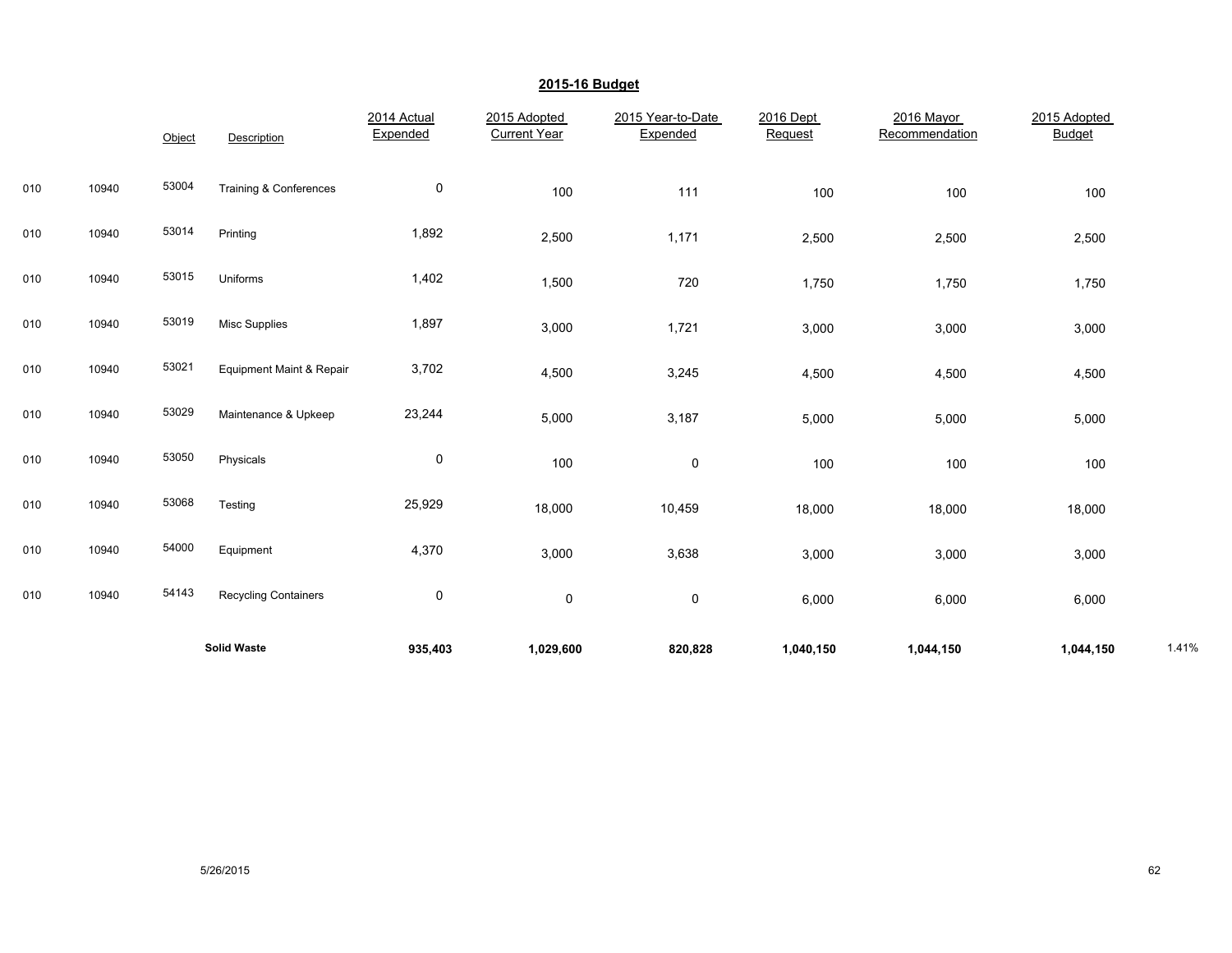## 2015-16 Budget

| | | Object | Description | 2014 Actual Expended | 2015 Adopted Current Year | 2015 Year-to-Date Expended | 2016 Dept Request | 2016 Mayor Recommendation | 2015 Adopted Budget | |
|---|---|---|---|---|---|---|---|---|---|---|
| 010 | 10940 | 53004 | Training & Conferences | 0 | 100 | 111 | 100 | 100 | 100 | |
| 010 | 10940 | 53014 | Printing | 1,892 | 2,500 | 1,171 | 2,500 | 2,500 | 2,500 | |
| 010 | 10940 | 53015 | Uniforms | 1,402 | 1,500 | 720 | 1,750 | 1,750 | 1,750 | |
| 010 | 10940 | 53019 | Misc Supplies | 1,897 | 3,000 | 1,721 | 3,000 | 3,000 | 3,000 | |
| 010 | 10940 | 53021 | Equipment Maint & Repair | 3,702 | 4,500 | 3,245 | 4,500 | 4,500 | 4,500 | |
| 010 | 10940 | 53029 | Maintenance & Upkeep | 23,244 | 5,000 | 3,187 | 5,000 | 5,000 | 5,000 | |
| 010 | 10940 | 53050 | Physicals | 0 | 100 | 0 | 100 | 100 | 100 | |
| 010 | 10940 | 53068 | Testing | 25,929 | 18,000 | 10,459 | 18,000 | 18,000 | 18,000 | |
| 010 | 10940 | 54000 | Equipment | 4,370 | 3,000 | 3,638 | 3,000 | 3,000 | 3,000 | |
| 010 | 10940 | 54143 | Recycling Containers | 0 | 0 | 0 | 6,000 | 6,000 | 6,000 | |
| | | | **Solid Waste** | **935,403** | **1,029,600** | **820,828** | **1,040,150** | **1,044,150** | **1,044,150** | 1.41% |

5/26/2015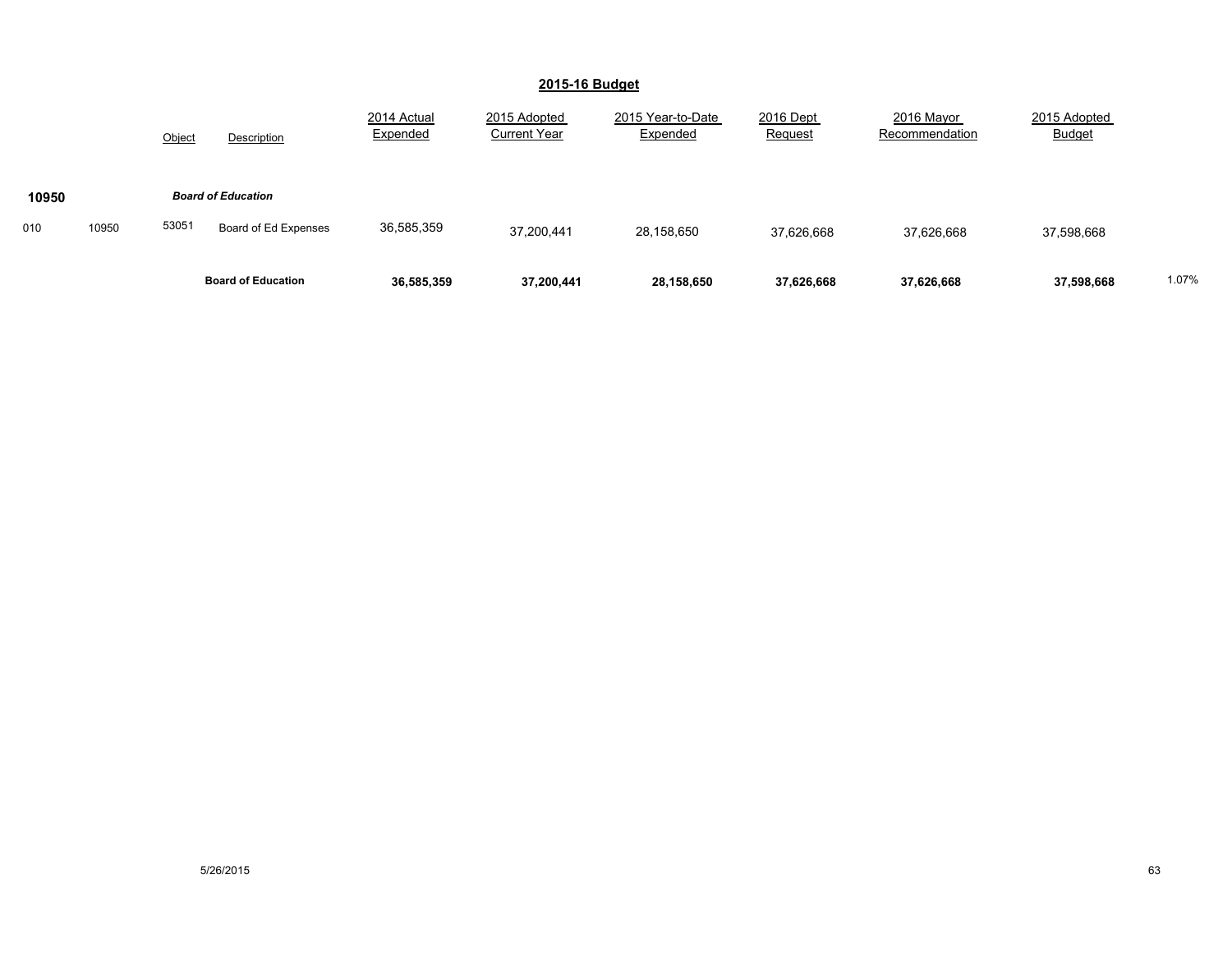## 2015-16 Budget

| | | Object | Description | 2014 Actual Expended | 2015 Adopted Current Year | 2015 Year-to-Date Expended | 2016 Dept Request | 2016 Mayor Recommendation | 2015 Adopted Budget | |
|---|---|---|---|---|---|---|---|---|---|---|
| **10950** | | | ***Board of Education*** | | | | | | | |
| 010 | 10950 | 53051 | Board of Ed Expenses | 36,585,359 | 37,200,441 | 28,158,650 | 37,626,668 | 37,626,668 | 37,598,668 | |
| | | | **Board of Education** | **36,585,359** | **37,200,441** | **28,158,650** | **37,626,668** | **37,626,668** | **37,598,668** | 1.07% |

5/26/2015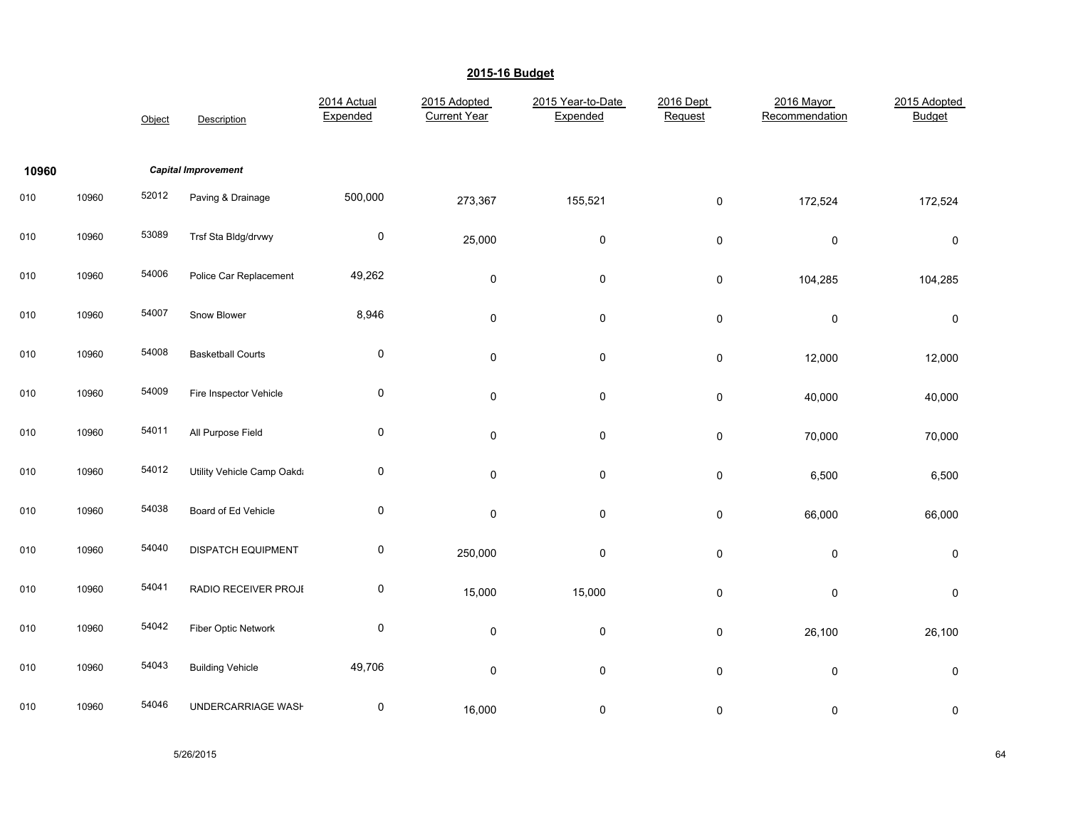## 2015-16 Budget

| | | Object | Description | 2014 Actual Expended | 2015 Adopted Current Year | 2015 Year-to-Date Expended | 2016 Dept Request | 2016 Mayor Recommendation | 2015 Adopted Budget |
|---|---|---|---|---|---|---|---|---|---|
| **10960** | | | ***Capital Improvement*** | | | | | | |
| 010 | 10960 | 52012 | Paving & Drainage | 500,000 | 273,367 | 155,521 | 0 | 172,524 | 172,524 |
| 010 | 10960 | 53089 | Trsf Sta Bldg/drvwy | 0 | 25,000 | 0 | 0 | 0 | 0 |
| 010 | 10960 | 54006 | Police Car Replacement | 49,262 | 0 | 0 | 0 | 104,285 | 104,285 |
| 010 | 10960 | 54007 | Snow Blower | 8,946 | 0 | 0 | 0 | 0 | 0 |
| 010 | 10960 | 54008 | Basketball Courts | 0 | 0 | 0 | 0 | 12,000 | 12,000 |
| 010 | 10960 | 54009 | Fire Inspector Vehicle | 0 | 0 | 0 | 0 | 40,000 | 40,000 |
| 010 | 10960 | 54011 | All Purpose Field | 0 | 0 | 0 | 0 | 70,000 | 70,000 |
| 010 | 10960 | 54012 | Utility Vehicle Camp Oakda | 0 | 0 | 0 | 0 | 6,500 | 6,500 |
| 010 | 10960 | 54038 | Board of Ed Vehicle | 0 | 0 | 0 | 0 | 66,000 | 66,000 |
| 010 | 10960 | 54040 | DISPATCH EQUIPMENT | 0 | 250,000 | 0 | 0 | 0 | 0 |
| 010 | 10960 | 54041 | RADIO RECEIVER PROJE | 0 | 15,000 | 15,000 | 0 | 0 | 0 |
| 010 | 10960 | 54042 | Fiber Optic Network | 0 | 0 | 0 | 0 | 26,100 | 26,100 |
| 010 | 10960 | 54043 | Building Vehicle | 49,706 | 0 | 0 | 0 | 0 | 0 |
| 010 | 10960 | 54046 | UNDERCARRIAGE WASH | 0 | 16,000 | 0 | 0 | 0 | 0 |

5/26/2015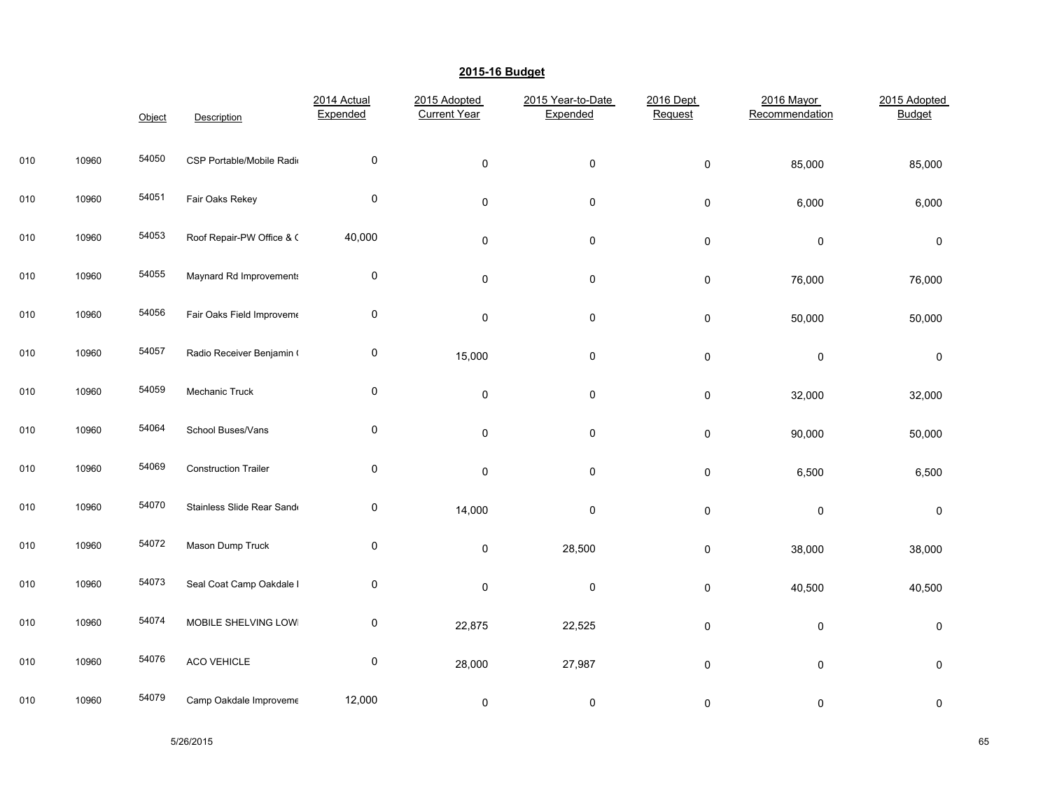## 2015-16 Budget

| | | Object | Description | 2014 Actual Expended | 2015 Adopted Current Year | 2015 Year-to-Date Expended | 2016 Dept Request | 2016 Mayor Recommendation | 2015 Adopted Budget |
|---|---|---|---|---|---|---|---|---|---|
| 010 | 10960 | 54050 | CSP Portable/Mobile Radi | 0 | 0 | 0 | 0 | 85,000 | 85,000 |
| 010 | 10960 | 54051 | Fair Oaks Rekey | 0 | 0 | 0 | 0 | 6,000 | 6,000 |
| 010 | 10960 | 54053 | Roof Repair-PW Office & ( | 40,000 | 0 | 0 | 0 | 0 | 0 |
| 010 | 10960 | 54055 | Maynard Rd Improvements | 0 | 0 | 0 | 0 | 76,000 | 76,000 |
| 010 | 10960 | 54056 | Fair Oaks Field Improveme | 0 | 0 | 0 | 0 | 50,000 | 50,000 |
| 010 | 10960 | 54057 | Radio Receiver Benjamin ( | 0 | 15,000 | 0 | 0 | 0 | 0 |
| 010 | 10960 | 54059 | Mechanic Truck | 0 | 0 | 0 | 0 | 32,000 | 32,000 |
| 010 | 10960 | 54064 | School Buses/Vans | 0 | 0 | 0 | 0 | 90,000 | 50,000 |
| 010 | 10960 | 54069 | Construction Trailer | 0 | 0 | 0 | 0 | 6,500 | 6,500 |
| 010 | 10960 | 54070 | Stainless Slide Rear Sand | 0 | 14,000 | 0 | 0 | 0 | 0 |
| 010 | 10960 | 54072 | Mason Dump Truck | 0 | 0 | 28,500 | 0 | 38,000 | 38,000 |
| 010 | 10960 | 54073 | Seal Coat Camp Oakdale I | 0 | 0 | 0 | 0 | 40,500 | 40,500 |
| 010 | 10960 | 54074 | MOBILE SHELVING LOW | 0 | 22,875 | 22,525 | 0 | 0 | 0 |
| 010 | 10960 | 54076 | ACO VEHICLE | 0 | 28,000 | 27,987 | 0 | 0 | 0 |
| 010 | 10960 | 54079 | Camp Oakdale Improveme | 12,000 | 0 | 0 | 0 | 0 | 0 |

5/26/2015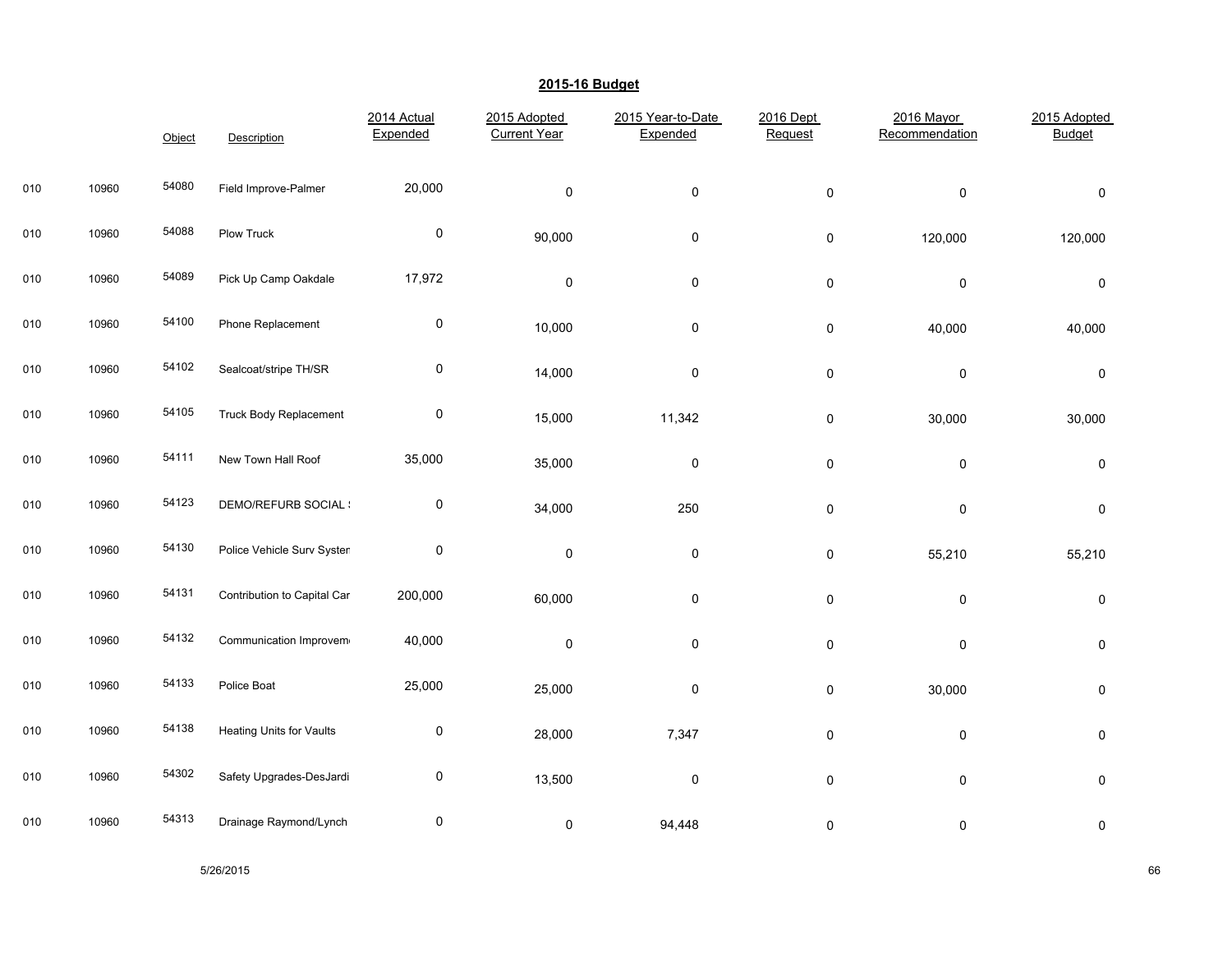## 2015-16 Budget

| | | Object | Description | 2014 Actual Expended | 2015 Adopted Current Year | 2015 Year-to-Date Expended | 2016 Dept Request | 2016 Mayor Recommendation | 2015 Adopted Budget |
|---|---|---|---|---|---|---|---|---|---|
| 010 | 10960 | 54080 | Field Improve-Palmer | 20,000 | 0 | 0 | 0 | 0 | 0 |
| 010 | 10960 | 54088 | Plow Truck | 0 | 90,000 | 0 | 0 | 120,000 | 120,000 |
| 010 | 10960 | 54089 | Pick Up Camp Oakdale | 17,972 | 0 | 0 | 0 | 0 | 0 |
| 010 | 10960 | 54100 | Phone Replacement | 0 | 10,000 | 0 | 0 | 40,000 | 40,000 |
| 010 | 10960 | 54102 | Sealcoat/stripe TH/SR | 0 | 14,000 | 0 | 0 | 0 | 0 |
| 010 | 10960 | 54105 | Truck Body Replacement | 0 | 15,000 | 11,342 | 0 | 30,000 | 30,000 |
| 010 | 10960 | 54111 | New Town Hall Roof | 35,000 | 35,000 | 0 | 0 | 0 | 0 |
| 010 | 10960 | 54123 | DEMO/REFURB SOCIAL ! | 0 | 34,000 | 250 | 0 | 0 | 0 |
| 010 | 10960 | 54130 | Police Vehicle Surv Syster | 0 | 0 | 0 | 0 | 55,210 | 55,210 |
| 010 | 10960 | 54131 | Contribution to Capital Car | 200,000 | 60,000 | 0 | 0 | 0 | 0 |
| 010 | 10960 | 54132 | Communication Improvem | 40,000 | 0 | 0 | 0 | 0 | 0 |
| 010 | 10960 | 54133 | Police Boat | 25,000 | 25,000 | 0 | 0 | 30,000 | 0 |
| 010 | 10960 | 54138 | Heating Units for Vaults | 0 | 28,000 | 7,347 | 0 | 0 | 0 |
| 010 | 10960 | 54302 | Safety Upgrades-DesJardi | 0 | 13,500 | 0 | 0 | 0 | 0 |
| 010 | 10960 | 54313 | Drainage Raymond/Lynch | 0 | 0 | 94,448 | 0 | 0 | 0 |

5/26/2015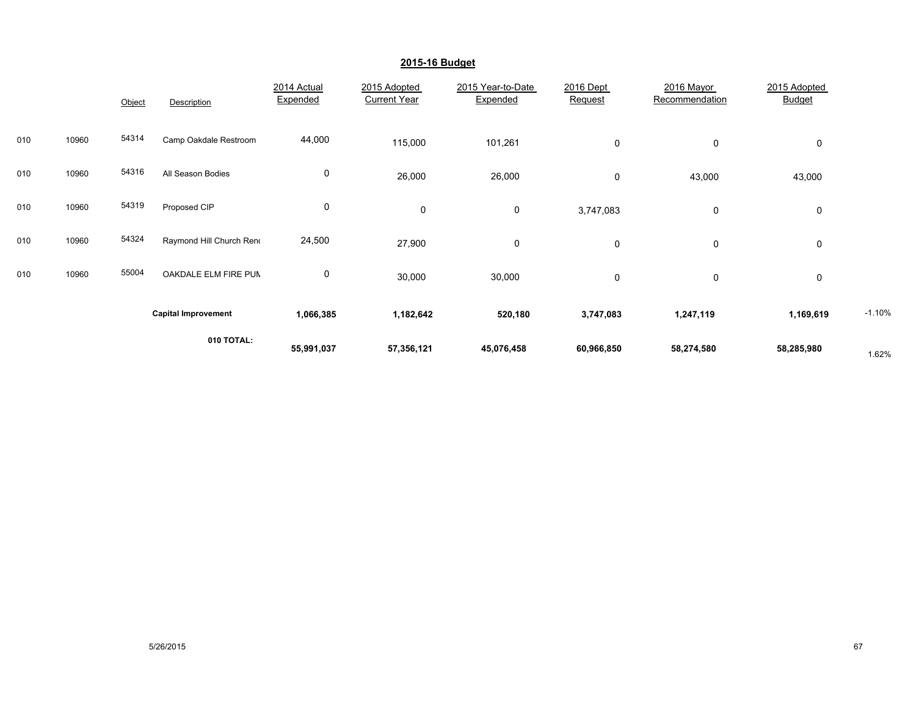## 2015-16 Budget

| | | Object | Description | 2014 Actual Expended | 2015 Adopted Current Year | 2015 Year-to-Date Expended | 2016 Dept Request | 2016 Mayor Recommendation | 2015 Adopted Budget | |
|---|---|---|---|---|---|---|---|---|---|---|
| 010 | 10960 | 54314 | Camp Oakdale Restroom | 44,000 | 115,000 | 101,261 | 0 | 0 | 0 | |
| 010 | 10960 | 54316 | All Season Bodies | 0 | 26,000 | 26,000 | 0 | 43,000 | 43,000 | |
| 010 | 10960 | 54319 | Proposed CIP | 0 | 0 | 0 | 3,747,083 | 0 | 0 | |
| 010 | 10960 | 54324 | Raymond Hill Church Reno | 24,500 | 27,900 | 0 | 0 | 0 | 0 | |
| 010 | 10960 | 55004 | OAKDALE ELM FIRE PUM | 0 | 30,000 | 30,000 | 0 | 0 | 0 | |
| | | | **Capital Improvement** | **1,066,385** | **1,182,642** | **520,180** | **3,747,083** | **1,247,119** | **1,169,619** | -1.10% |
| | | | **010 TOTAL:** | **55,991,037** | **57,356,121** | **45,076,458** | **60,966,850** | **58,274,580** | **58,285,980** | 1.62% |

5/26/2015